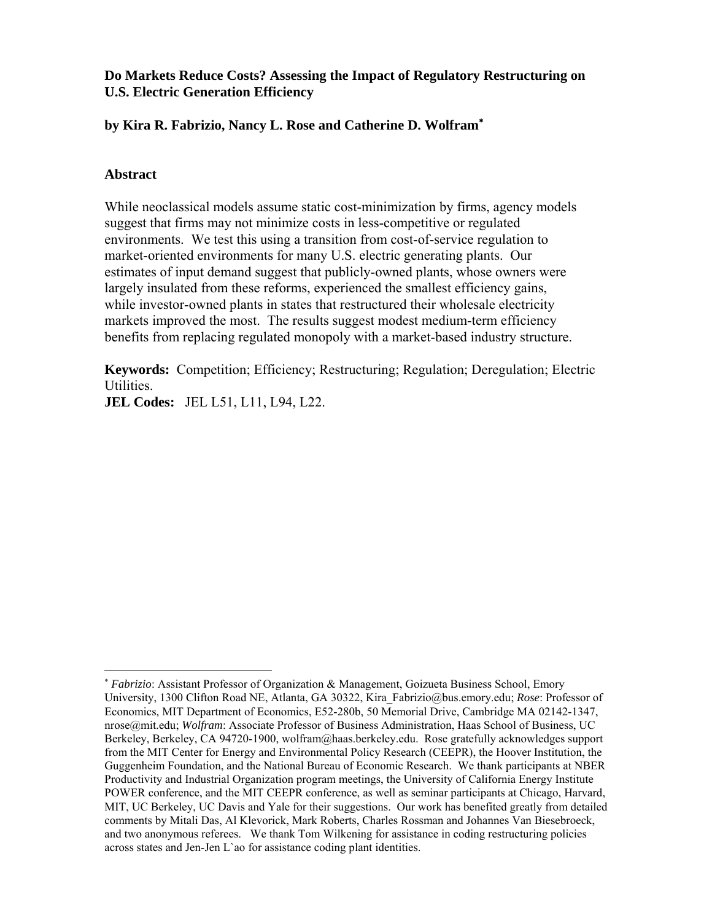**Do Markets Reduce Costs? Assessing the Impact of Regulatory Restructuring on U.S. Electric Generation Efficiency**

**by Kira R. Fabrizio, Nancy L. Rose and Catherine D. Wolfram***

## Abstract

While neoclassical models assume static cost-minimization by firms, agency models suggest that firms may not minimize costs in less-competitive or regulated environments. We test this using a transition from cost-of-service regulation to market-oriented environments for many U.S. electric generating plants. Our estimates of input demand suggest that publicly-owned plants, whose owners were largely insulated from these reforms, experienced the smallest efficiency gains, while investor-owned plants in states that restructured their wholesale electricity markets improved the most. The results suggest modest medium-term efficiency benefits from replacing regulated monopoly with a market-based industry structure.

**Keywords:** Competition; Efficiency; Restructuring; Regulation; Deregulation; Electric Utilities.

**JEL Codes:** JEL L51, L11, L94, L22.

---

* *Fabrizio*: Assistant Professor of Organization & Management, Goizueta Business School, Emory University, 1300 Clifton Road NE, Atlanta, GA 30322, Kira_Fabrizio@bus.emory.edu; *Rose*: Professor of Economics, MIT Department of Economics, E52-280b, 50 Memorial Drive, Cambridge MA 02142-1347, nrose@mit.edu; *Wolfram*: Associate Professor of Business Administration, Haas School of Business, UC Berkeley, Berkeley, CA 94720-1900, wolfram@haas.berkeley.edu. Rose gratefully acknowledges support from the MIT Center for Energy and Environmental Policy Research (CEEPR), the Hoover Institution, the Guggenheim Foundation, and the National Bureau of Economic Research. We thank participants at NBER Productivity and Industrial Organization program meetings, the University of California Energy Institute POWER conference, and the MIT CEEPR conference, as well as seminar participants at Chicago, Harvard, MIT, UC Berkeley, UC Davis and Yale for their suggestions. Our work has benefited greatly from detailed comments by Mitali Das, Al Klevorick, Mark Roberts, Charles Rossman and Johannes Van Biesebroeck, and two anonymous referees. We thank Tom Wilkening for assistance in coding restructuring policies across states and Jen-Jen L`ao for assistance coding plant identities.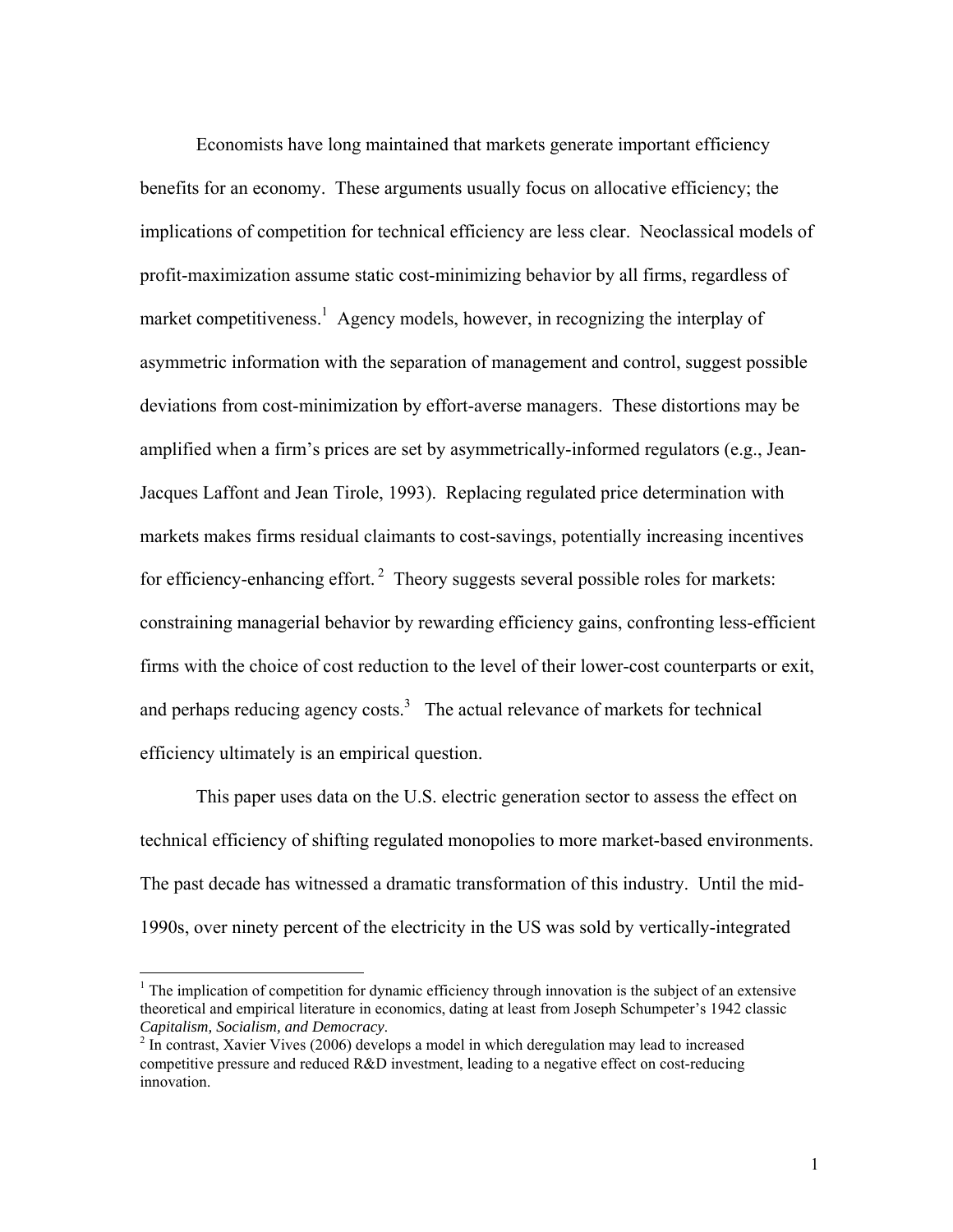Economists have long maintained that markets generate important efficiency benefits for an economy. These arguments usually focus on allocative efficiency; the implications of competition for technical efficiency are less clear. Neoclassical models of profit-maximization assume static cost-minimizing behavior by all firms, regardless of market competitiveness.[1] Agency models, however, in recognizing the interplay of asymmetric information with the separation of management and control, suggest possible deviations from cost-minimization by effort-averse managers. These distortions may be amplified when a firm's prices are set by asymmetrically-informed regulators (e.g., Jean-Jacques Laffont and Jean Tirole, 1993). Replacing regulated price determination with markets makes firms residual claimants to cost-savings, potentially increasing incentives for efficiency-enhancing effort.[2] Theory suggests several possible roles for markets: constraining managerial behavior by rewarding efficiency gains, confronting less-efficient firms with the choice of cost reduction to the level of their lower-cost counterparts or exit, and perhaps reducing agency costs.[3] The actual relevance of markets for technical efficiency ultimately is an empirical question.

This paper uses data on the U.S. electric generation sector to assess the effect on technical efficiency of shifting regulated monopolies to more market-based environments. The past decade has witnessed a dramatic transformation of this industry. Until the mid-1990s, over ninety percent of the electricity in the US was sold by vertically-integrated

[1] The implication of competition for dynamic efficiency through innovation is the subject of an extensive theoretical and empirical literature in economics, dating at least from Joseph Schumpeter's 1942 classic *Capitalism, Socialism, and Democracy*.

[2] In contrast, Xavier Vives (2006) develops a model in which deregulation may lead to increased competitive pressure and reduced R&D investment, leading to a negative effect on cost-reducing innovation.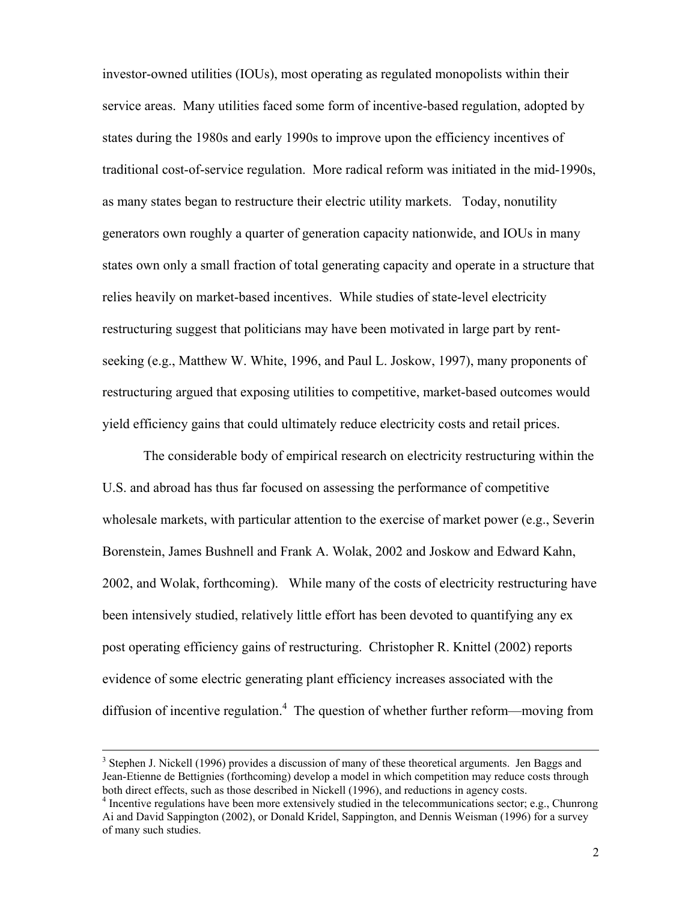investor-owned utilities (IOUs), most operating as regulated monopolists within their service areas. Many utilities faced some form of incentive-based regulation, adopted by states during the 1980s and early 1990s to improve upon the efficiency incentives of traditional cost-of-service regulation. More radical reform was initiated in the mid-1990s, as many states began to restructure their electric utility markets. Today, nonutility generators own roughly a quarter of generation capacity nationwide, and IOUs in many states own only a small fraction of total generating capacity and operate in a structure that relies heavily on market-based incentives. While studies of state-level electricity restructuring suggest that politicians may have been motivated in large part by rent-seeking (e.g., Matthew W. White, 1996, and Paul L. Joskow, 1997), many proponents of restructuring argued that exposing utilities to competitive, market-based outcomes would yield efficiency gains that could ultimately reduce electricity costs and retail prices.

The considerable body of empirical research on electricity restructuring within the U.S. and abroad has thus far focused on assessing the performance of competitive wholesale markets, with particular attention to the exercise of market power (e.g., Severin Borenstein, James Bushnell and Frank A. Wolak, 2002 and Joskow and Edward Kahn, 2002, and Wolak, forthcoming). While many of the costs of electricity restructuring have been intensively studied, relatively little effort has been devoted to quantifying any ex post operating efficiency gains of restructuring. Christopher R. Knittel (2002) reports evidence of some electric generating plant efficiency increases associated with the diffusion of incentive regulation.[4] The question of whether further reform—moving from

---

[3] Stephen J. Nickell (1996) provides a discussion of many of these theoretical arguments. Jen Baggs and Jean-Etienne de Bettignies (forthcoming) develop a model in which competition may reduce costs through both direct effects, such as those described in Nickell (1996), and reductions in agency costs.

[4] Incentive regulations have been more extensively studied in the telecommunications sector; e.g., Chunrong Ai and David Sappington (2002), or Donald Kridel, Sappington, and Dennis Weisman (1996) for a survey of many such studies.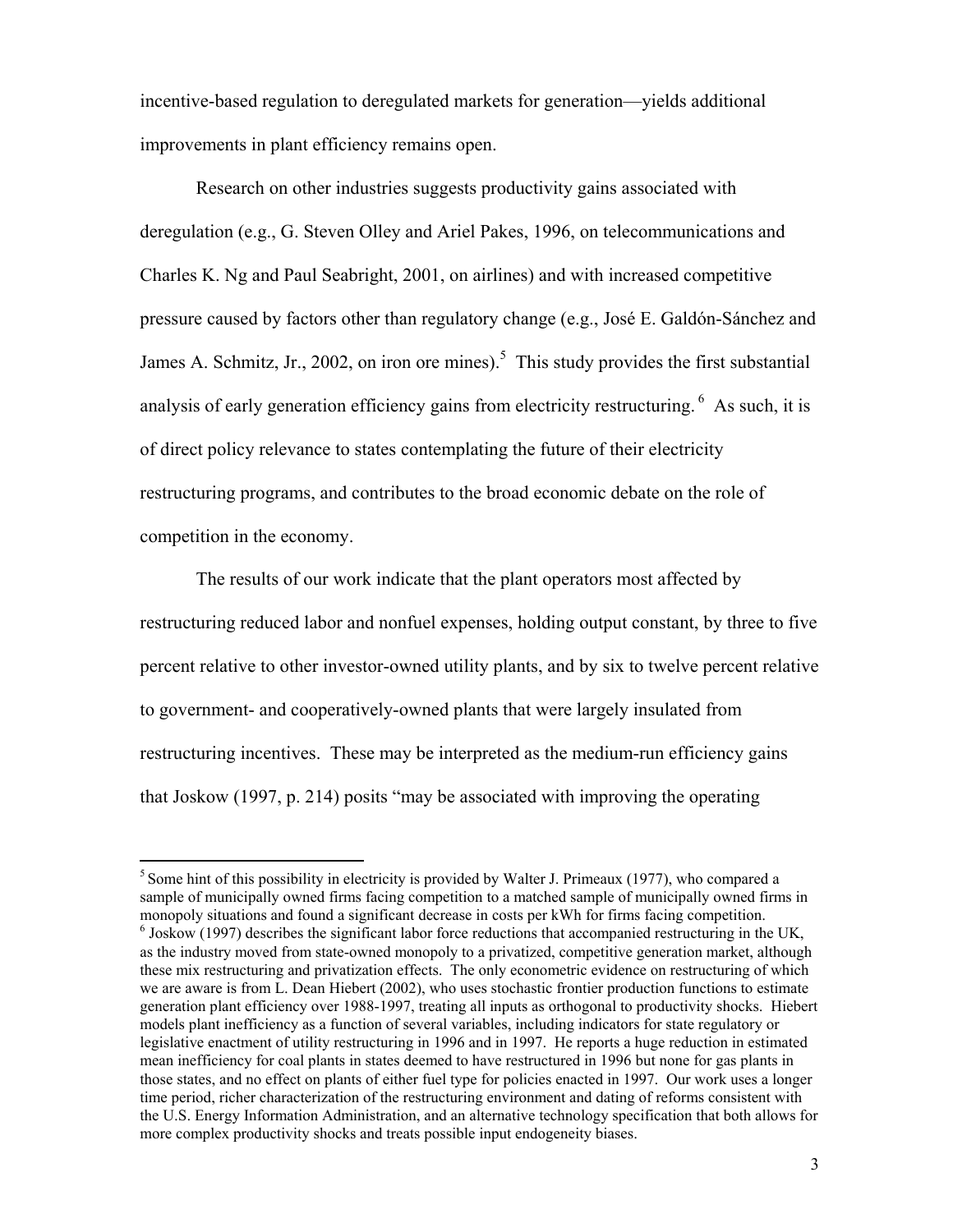incentive-based regulation to deregulated markets for generation—yields additional improvements in plant efficiency remains open.

Research on other industries suggests productivity gains associated with deregulation (e.g., G. Steven Olley and Ariel Pakes, 1996, on telecommunications and Charles K. Ng and Paul Seabright, 2001, on airlines) and with increased competitive pressure caused by factors other than regulatory change (e.g., José E. Galdón-Sánchez and James A. Schmitz, Jr., 2002, on iron ore mines).[5] This study provides the first substantial analysis of early generation efficiency gains from electricity restructuring.[6] As such, it is of direct policy relevance to states contemplating the future of their electricity restructuring programs, and contributes to the broad economic debate on the role of competition in the economy.

The results of our work indicate that the plant operators most affected by restructuring reduced labor and nonfuel expenses, holding output constant, by three to five percent relative to other investor-owned utility plants, and by six to twelve percent relative to government- and cooperatively-owned plants that were largely insulated from restructuring incentives. These may be interpreted as the medium-run efficiency gains that Joskow (1997, p. 214) posits "may be associated with improving the operating

---

[5] Some hint of this possibility in electricity is provided by Walter J. Primeaux (1977), who compared a sample of municipally owned firms facing competition to a matched sample of municipally owned firms in monopoly situations and found a significant decrease in costs per kWh for firms facing competition.

[6] Joskow (1997) describes the significant labor force reductions that accompanied restructuring in the UK, as the industry moved from state-owned monopoly to a privatized, competitive generation market, although these mix restructuring and privatization effects. The only econometric evidence on restructuring of which we are aware is from L. Dean Hiebert (2002), who uses stochastic frontier production functions to estimate generation plant efficiency over 1988-1997, treating all inputs as orthogonal to productivity shocks. Hiebert models plant inefficiency as a function of several variables, including indicators for state regulatory or legislative enactment of utility restructuring in 1996 and in 1997. He reports a huge reduction in estimated mean inefficiency for coal plants in states deemed to have restructured in 1996 but none for gas plants in those states, and no effect on plants of either fuel type for policies enacted in 1997. Our work uses a longer time period, richer characterization of the restructuring environment and dating of reforms consistent with the U.S. Energy Information Administration, and an alternative technology specification that both allows for more complex productivity shocks and treats possible input endogeneity biases.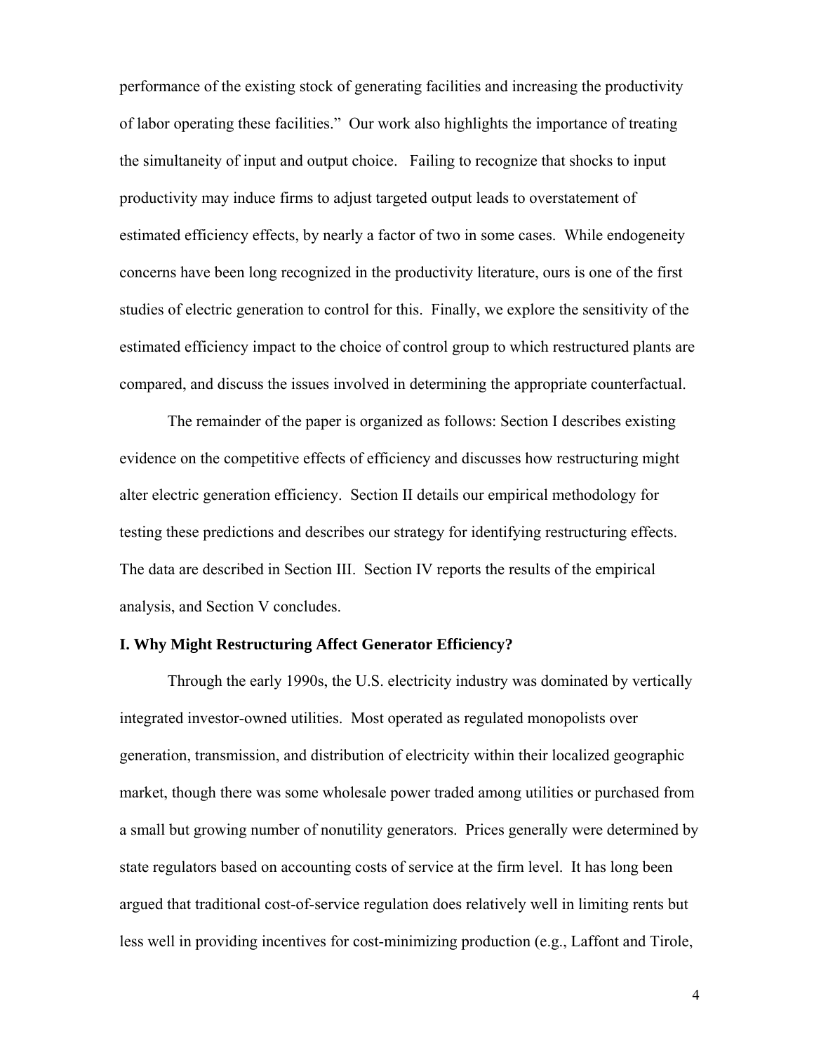performance of the existing stock of generating facilities and increasing the productivity of labor operating these facilities." Our work also highlights the importance of treating the simultaneity of input and output choice. Failing to recognize that shocks to input productivity may induce firms to adjust targeted output leads to overstatement of estimated efficiency effects, by nearly a factor of two in some cases. While endogeneity concerns have been long recognized in the productivity literature, ours is one of the first studies of electric generation to control for this. Finally, we explore the sensitivity of the estimated efficiency impact to the choice of control group to which restructured plants are compared, and discuss the issues involved in determining the appropriate counterfactual.

The remainder of the paper is organized as follows: Section I describes existing evidence on the competitive effects of efficiency and discusses how restructuring might alter electric generation efficiency. Section II details our empirical methodology for testing these predictions and describes our strategy for identifying restructuring effects. The data are described in Section III. Section IV reports the results of the empirical analysis, and Section V concludes.

### I. Why Might Restructuring Affect Generator Efficiency?

Through the early 1990s, the U.S. electricity industry was dominated by vertically integrated investor-owned utilities. Most operated as regulated monopolists over generation, transmission, and distribution of electricity within their localized geographic market, though there was some wholesale power traded among utilities or purchased from a small but growing number of nonutility generators. Prices generally were determined by state regulators based on accounting costs of service at the firm level. It has long been argued that traditional cost-of-service regulation does relatively well in limiting rents but less well in providing incentives for cost-minimizing production (e.g., Laffont and Tirole,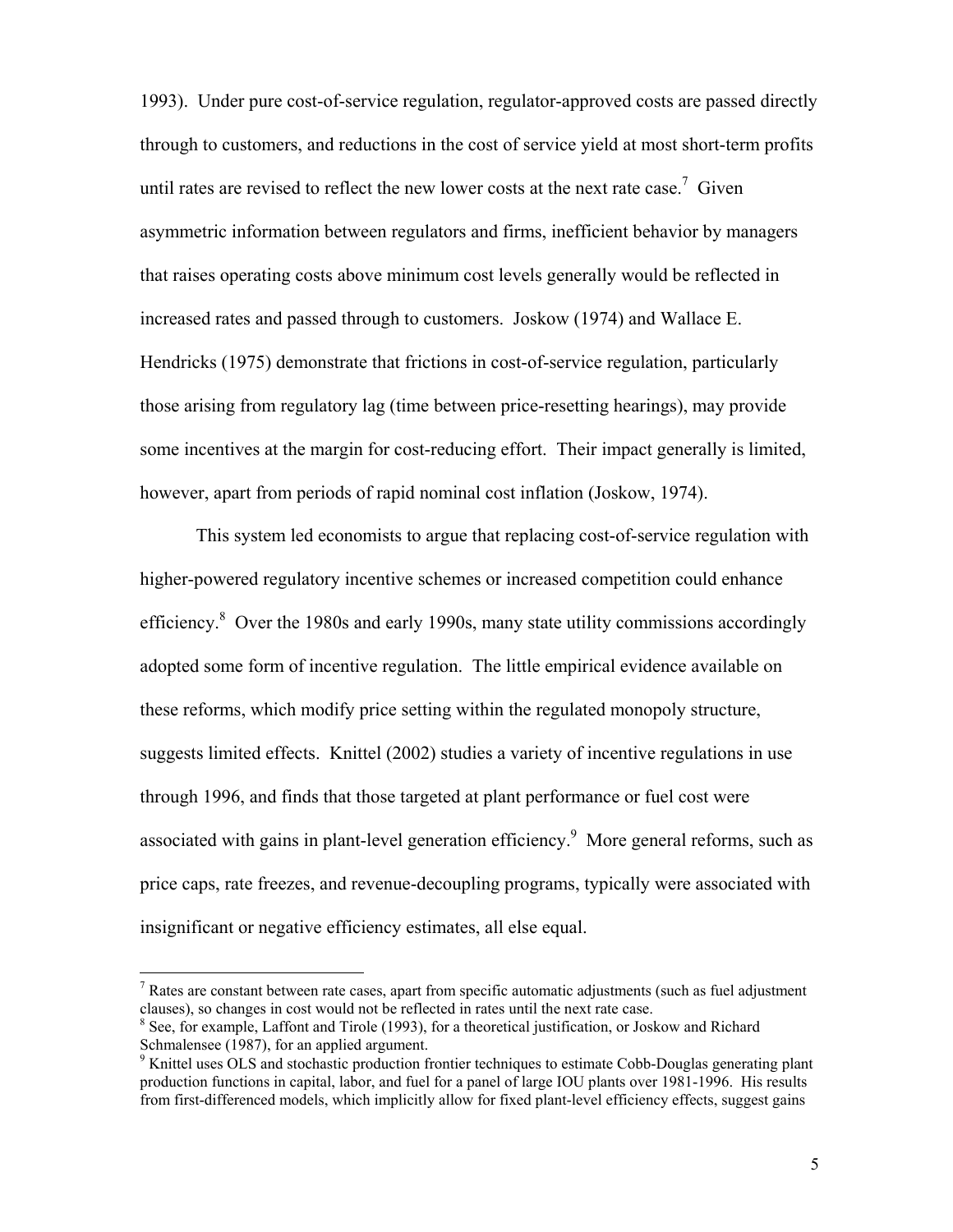1993). Under pure cost-of-service regulation, regulator-approved costs are passed directly through to customers, and reductions in the cost of service yield at most short-term profits until rates are revised to reflect the new lower costs at the next rate case.[7] Given asymmetric information between regulators and firms, inefficient behavior by managers that raises operating costs above minimum cost levels generally would be reflected in increased rates and passed through to customers. Joskow (1974) and Wallace E. Hendricks (1975) demonstrate that frictions in cost-of-service regulation, particularly those arising from regulatory lag (time between price-resetting hearings), may provide some incentives at the margin for cost-reducing effort. Their impact generally is limited, however, apart from periods of rapid nominal cost inflation (Joskow, 1974).

This system led economists to argue that replacing cost-of-service regulation with higher-powered regulatory incentive schemes or increased competition could enhance efficiency.[8] Over the 1980s and early 1990s, many state utility commissions accordingly adopted some form of incentive regulation. The little empirical evidence available on these reforms, which modify price setting within the regulated monopoly structure, suggests limited effects. Knittel (2002) studies a variety of incentive regulations in use through 1996, and finds that those targeted at plant performance or fuel cost were associated with gains in plant-level generation efficiency.[9] More general reforms, such as price caps, rate freezes, and revenue-decoupling programs, typically were associated with insignificant or negative efficiency estimates, all else equal.

---

[7] Rates are constant between rate cases, apart from specific automatic adjustments (such as fuel adjustment clauses), so changes in cost would not be reflected in rates until the next rate case.

[8] See, for example, Laffont and Tirole (1993), for a theoretical justification, or Joskow and Richard Schmalensee (1987), for an applied argument.

[9] Knittel uses OLS and stochastic production frontier techniques to estimate Cobb-Douglas generating plant production functions in capital, labor, and fuel for a panel of large IOU plants over 1981-1996. His results from first-differenced models, which implicitly allow for fixed plant-level efficiency effects, suggest gains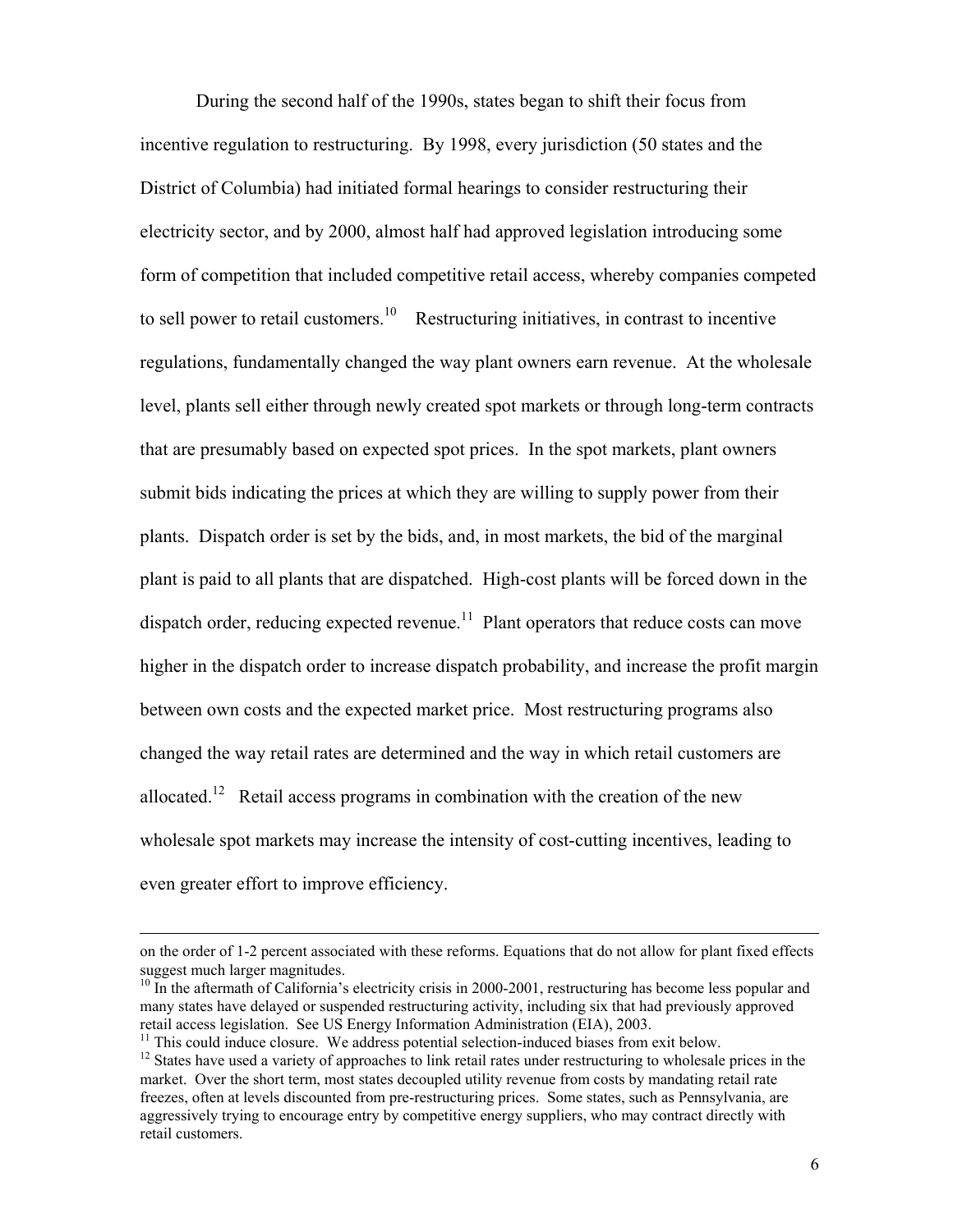During the second half of the 1990s, states began to shift their focus from incentive regulation to restructuring. By 1998, every jurisdiction (50 states and the District of Columbia) had initiated formal hearings to consider restructuring their electricity sector, and by 2000, almost half had approved legislation introducing some form of competition that included competitive retail access, whereby companies competed to sell power to retail customers.[10] Restructuring initiatives, in contrast to incentive regulations, fundamentally changed the way plant owners earn revenue. At the wholesale level, plants sell either through newly created spot markets or through long-term contracts that are presumably based on expected spot prices. In the spot markets, plant owners submit bids indicating the prices at which they are willing to supply power from their plants. Dispatch order is set by the bids, and, in most markets, the bid of the marginal plant is paid to all plants that are dispatched. High-cost plants will be forced down in the dispatch order, reducing expected revenue.[11] Plant operators that reduce costs can move higher in the dispatch order to increase dispatch probability, and increase the profit margin between own costs and the expected market price. Most restructuring programs also changed the way retail rates are determined and the way in which retail customers are allocated.[12] Retail access programs in combination with the creation of the new wholesale spot markets may increase the intensity of cost-cutting incentives, leading to even greater effort to improve efficiency.

---

on the order of 1-2 percent associated with these reforms. Equations that do not allow for plant fixed effects suggest much larger magnitudes.

[10] In the aftermath of California's electricity crisis in 2000-2001, restructuring has become less popular and many states have delayed or suspended restructuring activity, including six that had previously approved retail access legislation. See US Energy Information Administration (EIA), 2003.

[11] This could induce closure. We address potential selection-induced biases from exit below.

[12] States have used a variety of approaches to link retail rates under restructuring to wholesale prices in the market. Over the short term, most states decoupled utility revenue from costs by mandating retail rate freezes, often at levels discounted from pre-restructuring prices. Some states, such as Pennsylvania, are aggressively trying to encourage entry by competitive energy suppliers, who may contract directly with retail customers.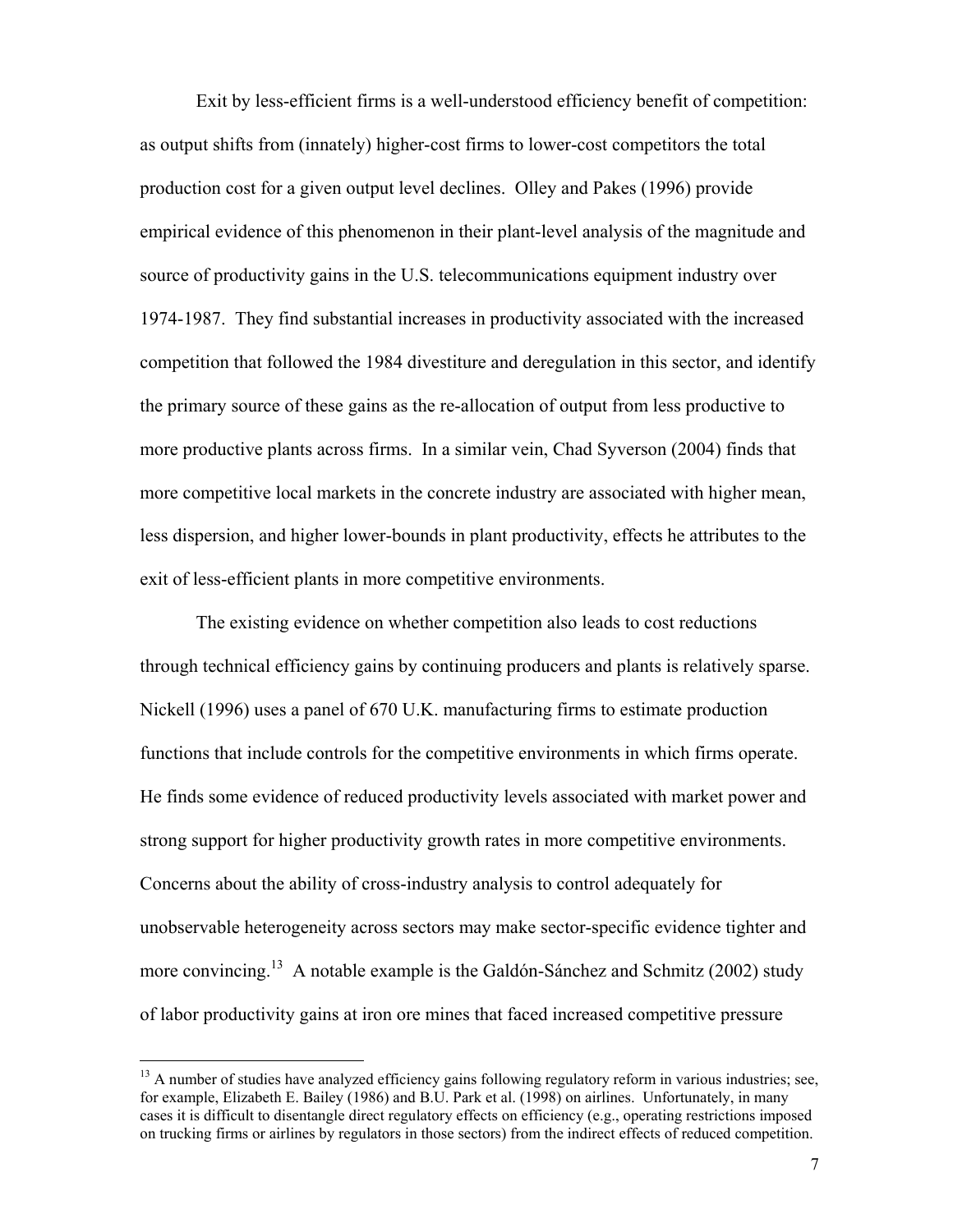Exit by less-efficient firms is a well-understood efficiency benefit of competition: as output shifts from (innately) higher-cost firms to lower-cost competitors the total production cost for a given output level declines. Olley and Pakes (1996) provide empirical evidence of this phenomenon in their plant-level analysis of the magnitude and source of productivity gains in the U.S. telecommunications equipment industry over 1974-1987. They find substantial increases in productivity associated with the increased competition that followed the 1984 divestiture and deregulation in this sector, and identify the primary source of these gains as the re-allocation of output from less productive to more productive plants across firms. In a similar vein, Chad Syverson (2004) finds that more competitive local markets in the concrete industry are associated with higher mean, less dispersion, and higher lower-bounds in plant productivity, effects he attributes to the exit of less-efficient plants in more competitive environments.

The existing evidence on whether competition also leads to cost reductions through technical efficiency gains by continuing producers and plants is relatively sparse. Nickell (1996) uses a panel of 670 U.K. manufacturing firms to estimate production functions that include controls for the competitive environments in which firms operate. He finds some evidence of reduced productivity levels associated with market power and strong support for higher productivity growth rates in more competitive environments. Concerns about the ability of cross-industry analysis to control adequately for unobservable heterogeneity across sectors may make sector-specific evidence tighter and more convincing.[13] A notable example is the Galdón-Sánchez and Schmitz (2002) study of labor productivity gains at iron ore mines that faced increased competitive pressure

[13] A number of studies have analyzed efficiency gains following regulatory reform in various industries; see, for example, Elizabeth E. Bailey (1986) and B.U. Park et al. (1998) on airlines. Unfortunately, in many cases it is difficult to disentangle direct regulatory effects on efficiency (e.g., operating restrictions imposed on trucking firms or airlines by regulators in those sectors) from the indirect effects of reduced competition.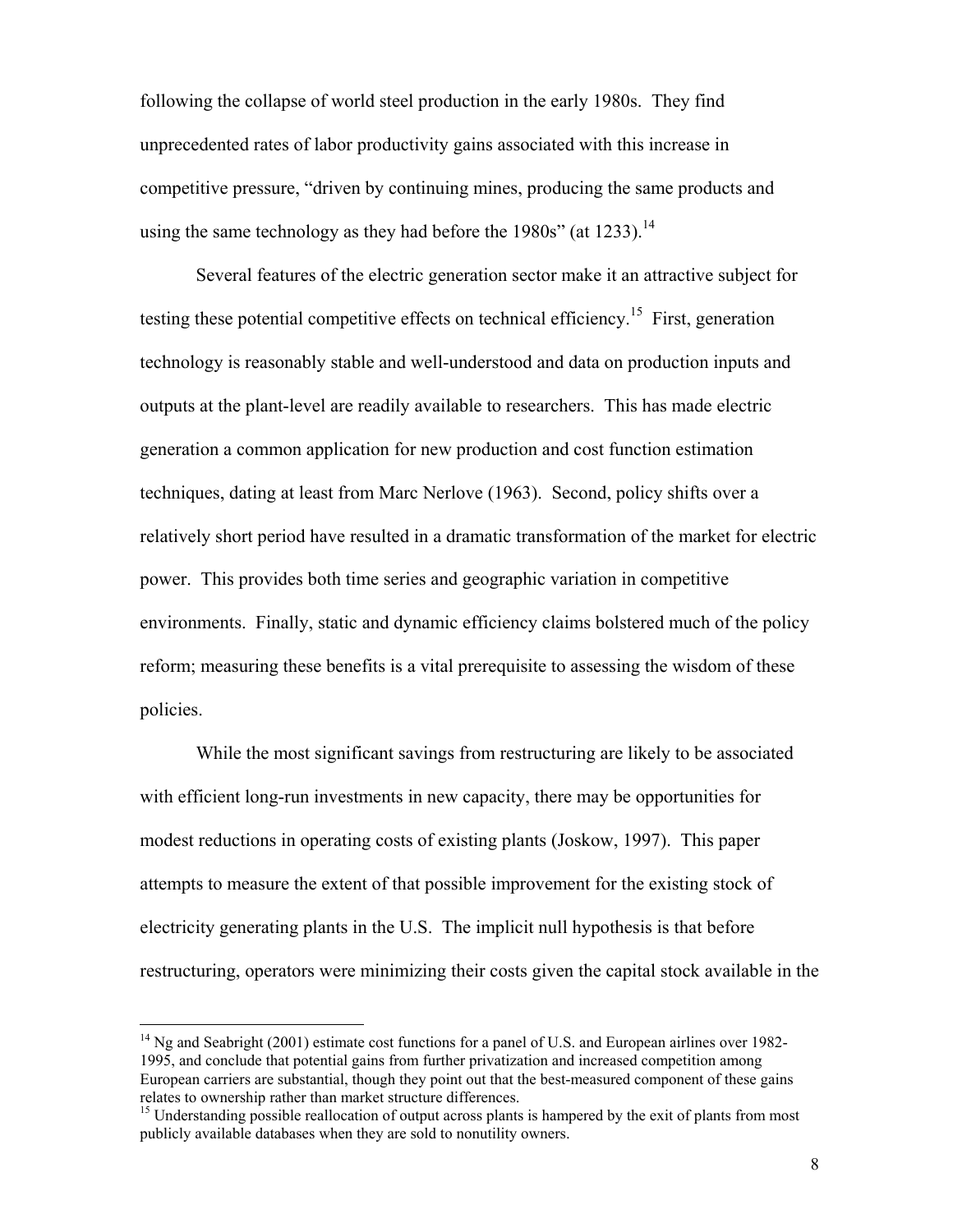following the collapse of world steel production in the early 1980s. They find unprecedented rates of labor productivity gains associated with this increase in competitive pressure, "driven by continuing mines, producing the same products and using the same technology as they had before the 1980s" (at 1233).[14]

Several features of the electric generation sector make it an attractive subject for testing these potential competitive effects on technical efficiency.[15] First, generation technology is reasonably stable and well-understood and data on production inputs and outputs at the plant-level are readily available to researchers. This has made electric generation a common application for new production and cost function estimation techniques, dating at least from Marc Nerlove (1963). Second, policy shifts over a relatively short period have resulted in a dramatic transformation of the market for electric power. This provides both time series and geographic variation in competitive environments. Finally, static and dynamic efficiency claims bolstered much of the policy reform; measuring these benefits is a vital prerequisite to assessing the wisdom of these policies.

While the most significant savings from restructuring are likely to be associated with efficient long-run investments in new capacity, there may be opportunities for modest reductions in operating costs of existing plants (Joskow, 1997). This paper attempts to measure the extent of that possible improvement for the existing stock of electricity generating plants in the U.S. The implicit null hypothesis is that before restructuring, operators were minimizing their costs given the capital stock available in the

---

[14] Ng and Seabright (2001) estimate cost functions for a panel of U.S. and European airlines over 1982-1995, and conclude that potential gains from further privatization and increased competition among European carriers are substantial, though they point out that the best-measured component of these gains relates to ownership rather than market structure differences.

[15] Understanding possible reallocation of output across plants is hampered by the exit of plants from most publicly available databases when they are sold to nonutility owners.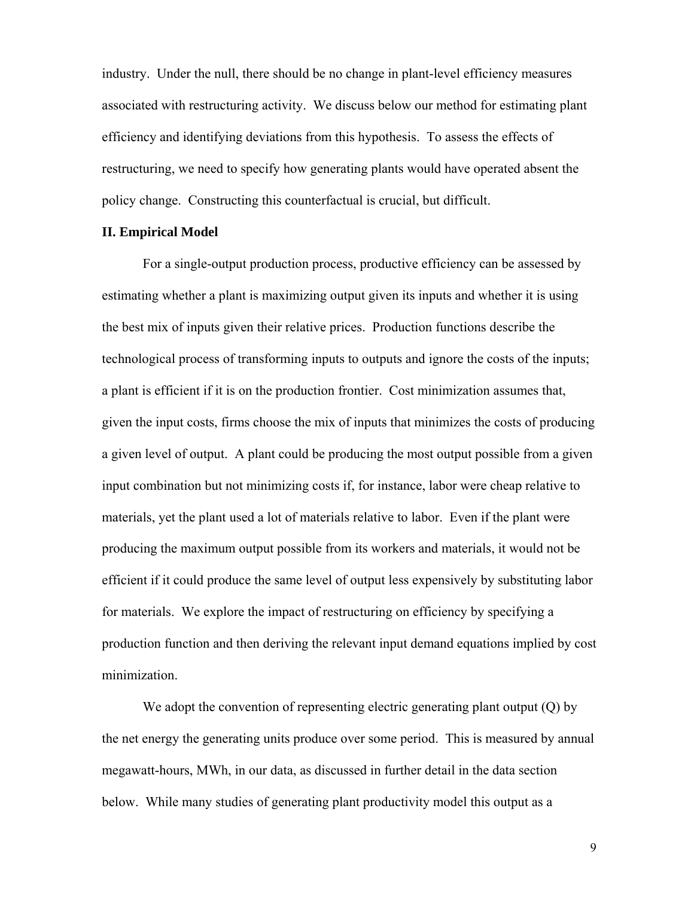industry. Under the null, there should be no change in plant-level efficiency measures associated with restructuring activity. We discuss below our method for estimating plant efficiency and identifying deviations from this hypothesis. To assess the effects of restructuring, we need to specify how generating plants would have operated absent the policy change. Constructing this counterfactual is crucial, but difficult.

## II. Empirical Model

For a single-output production process, productive efficiency can be assessed by estimating whether a plant is maximizing output given its inputs and whether it is using the best mix of inputs given their relative prices. Production functions describe the technological process of transforming inputs to outputs and ignore the costs of the inputs; a plant is efficient if it is on the production frontier. Cost minimization assumes that, given the input costs, firms choose the mix of inputs that minimizes the costs of producing a given level of output. A plant could be producing the most output possible from a given input combination but not minimizing costs if, for instance, labor were cheap relative to materials, yet the plant used a lot of materials relative to labor. Even if the plant were producing the maximum output possible from its workers and materials, it would not be efficient if it could produce the same level of output less expensively by substituting labor for materials. We explore the impact of restructuring on efficiency by specifying a production function and then deriving the relevant input demand equations implied by cost minimization.

We adopt the convention of representing electric generating plant output ($Q$) by the net energy the generating units produce over some period. This is measured by annual megawatt-hours, MWh, in our data, as discussed in further detail in the data section below. While many studies of generating plant productivity model this output as a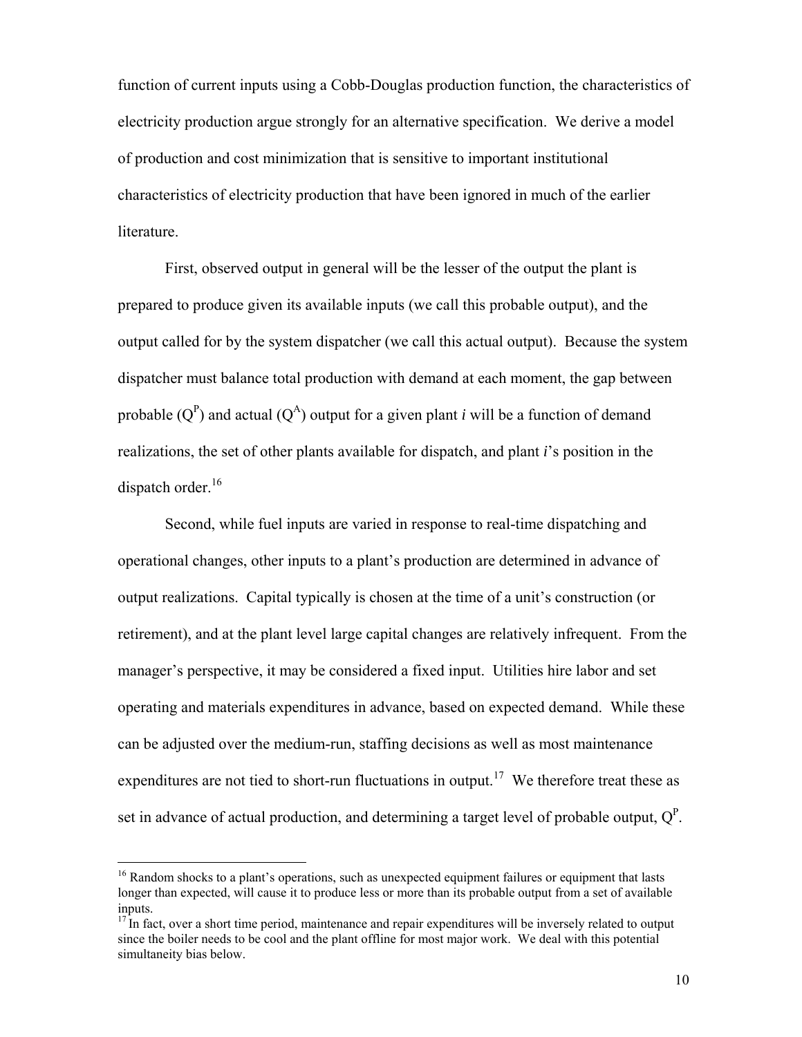function of current inputs using a Cobb-Douglas production function, the characteristics of electricity production argue strongly for an alternative specification. We derive a model of production and cost minimization that is sensitive to important institutional characteristics of electricity production that have been ignored in much of the earlier literature.

First, observed output in general will be the lesser of the output the plant is prepared to produce given its available inputs (we call this probable output), and the output called for by the system dispatcher (we call this actual output). Because the system dispatcher must balance total production with demand at each moment, the gap between probable ($Q^P$) and actual ($Q^A$) output for a given plant *i* will be a function of demand realizations, the set of other plants available for dispatch, and plant *i*'s position in the dispatch order.[16]

Second, while fuel inputs are varied in response to real-time dispatching and operational changes, other inputs to a plant's production are determined in advance of output realizations. Capital typically is chosen at the time of a unit's construction (or retirement), and at the plant level large capital changes are relatively infrequent. From the manager's perspective, it may be considered a fixed input. Utilities hire labor and set operating and materials expenditures in advance, based on expected demand. While these can be adjusted over the medium-run, staffing decisions as well as most maintenance expenditures are not tied to short-run fluctuations in output.[17] We therefore treat these as set in advance of actual production, and determining a target level of probable output, $Q^P$.

---

[16] Random shocks to a plant's operations, such as unexpected equipment failures or equipment that lasts longer than expected, will cause it to produce less or more than its probable output from a set of available inputs.

[17] In fact, over a short time period, maintenance and repair expenditures will be inversely related to output since the boiler needs to be cool and the plant offline for most major work. We deal with this potential simultaneity bias below.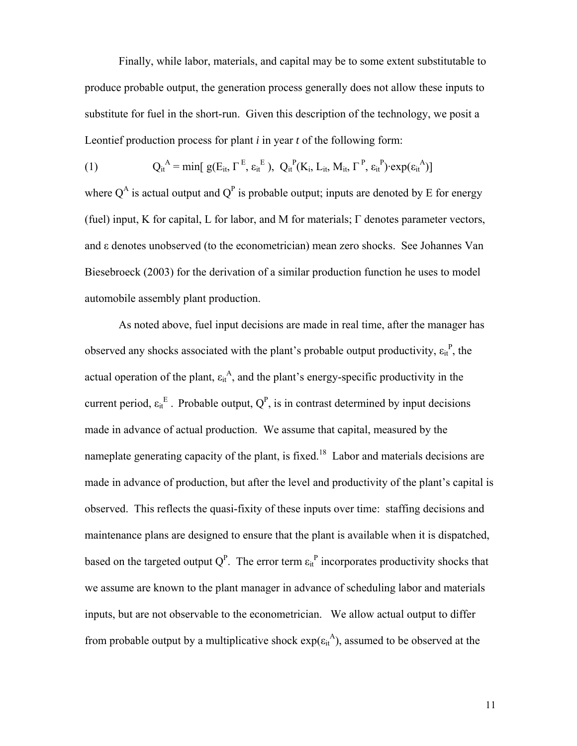Finally, while labor, materials, and capital may be to some extent substitutable to produce probable output, the generation process generally does not allow these inputs to substitute for fuel in the short-run. Given this description of the technology, we posit a Leontief production process for plant *i* in year *t* of the following form:

$$(1) \qquad Q_{it}^{A} = \min[\, g(E_{it}, \Gamma^{E}, \varepsilon_{it}^{E}),\ Q_{it}^{P}(K_{i}, L_{it}, M_{it}, \Gamma^{P}, \varepsilon_{it}^{P})\cdot \exp(\varepsilon_{it}^{A})]$$

where $Q^A$ is actual output and $Q^P$ is probable output; inputs are denoted by E for energy (fuel) input, K for capital, L for labor, and M for materials; $\Gamma$ denotes parameter vectors, and $\varepsilon$ denotes unobserved (to the econometrician) mean zero shocks. See Johannes Van Biesebroeck (2003) for the derivation of a similar production function he uses to model automobile assembly plant production.

As noted above, fuel input decisions are made in real time, after the manager has observed any shocks associated with the plant's probable output productivity, $\varepsilon_{it}^{P}$, the actual operation of the plant, $\varepsilon_{it}^{A}$, and the plant's energy-specific productivity in the current period, $\varepsilon_{it}^{E}$. Probable output, $Q^P$, is in contrast determined by input decisions made in advance of actual production. We assume that capital, measured by the nameplate generating capacity of the plant, is fixed.[18] Labor and materials decisions are made in advance of production, but after the level and productivity of the plant's capital is observed. This reflects the quasi-fixity of these inputs over time: staffing decisions and maintenance plans are designed to ensure that the plant is available when it is dispatched, based on the targeted output $Q^P$. The error term $\varepsilon_{it}^{P}$ incorporates productivity shocks that we assume are known to the plant manager in advance of scheduling labor and materials inputs, but are not observable to the econometrician. We allow actual output to differ from probable output by a multiplicative shock $\exp(\varepsilon_{it}^{A})$, assumed to be observed at the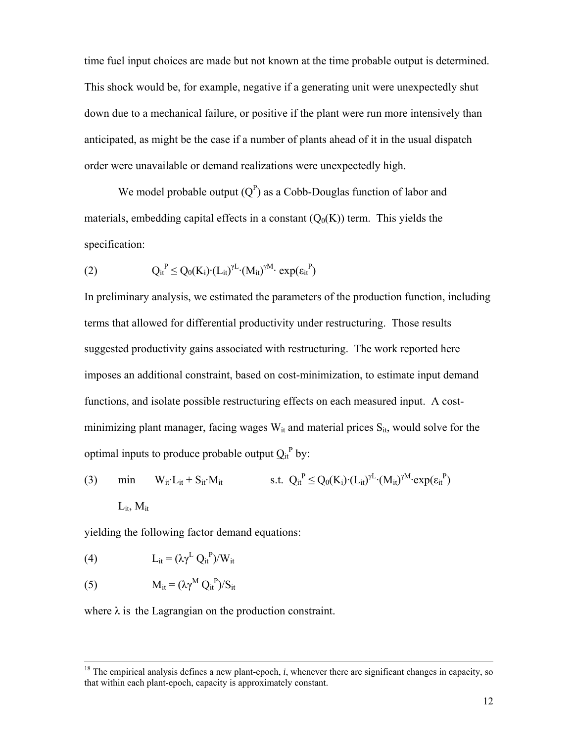time fuel input choices are made but not known at the time probable output is determined. This shock would be, for example, negative if a generating unit were unexpectedly shut down due to a mechanical failure, or positive if the plant were run more intensively than anticipated, as might be the case if a number of plants ahead of it in the usual dispatch order were unavailable or demand realizations were unexpectedly high.

We model probable output ($Q^P$) as a Cobb-Douglas function of labor and materials, embedding capital effects in a constant ($Q_0(K)$) term. This yields the specification:

$$(2) \qquad Q_{it}^P \leq Q_0(K_i)\cdot(L_{it})^{\gamma L}\cdot(M_{it})^{\gamma M}\cdot \exp(\varepsilon_{it}^P)$$

In preliminary analysis, we estimated the parameters of the production function, including terms that allowed for differential productivity under restructuring. Those results suggested productivity gains associated with restructuring. The work reported here imposes an additional constraint, based on cost-minimization, to estimate input demand functions, and isolate possible restructuring effects on each measured input. A cost-minimizing plant manager, facing wages $W_{it}$ and material prices $S_{it}$, would solve for the optimal inputs to produce probable output $Q_{it}^P$ by:

$$(3) \qquad \min_{L_{it},\, M_{it}} \quad W_{it}\cdot L_{it} + S_{it}\cdot M_{it} \qquad \text{s.t. } Q_{it}^P \leq Q_0(K_i)\cdot(L_{it})^{\gamma L}\cdot(M_{it})^{\gamma M}\cdot\exp(\varepsilon_{it}^P)$$

yielding the following factor demand equations:

$$(4) \qquad L_{it} = (\lambda\gamma^L Q_{it}^P)/W_{it}$$

$$(5) \qquad M_{it} = (\lambda\gamma^M Q_{it}^P)/S_{it}$$

where $\lambda$ is the Lagrangian on the production constraint.

---

[18] The empirical analysis defines a new plant-epoch, *i*, whenever there are significant changes in capacity, so that within each plant-epoch, capacity is approximately constant.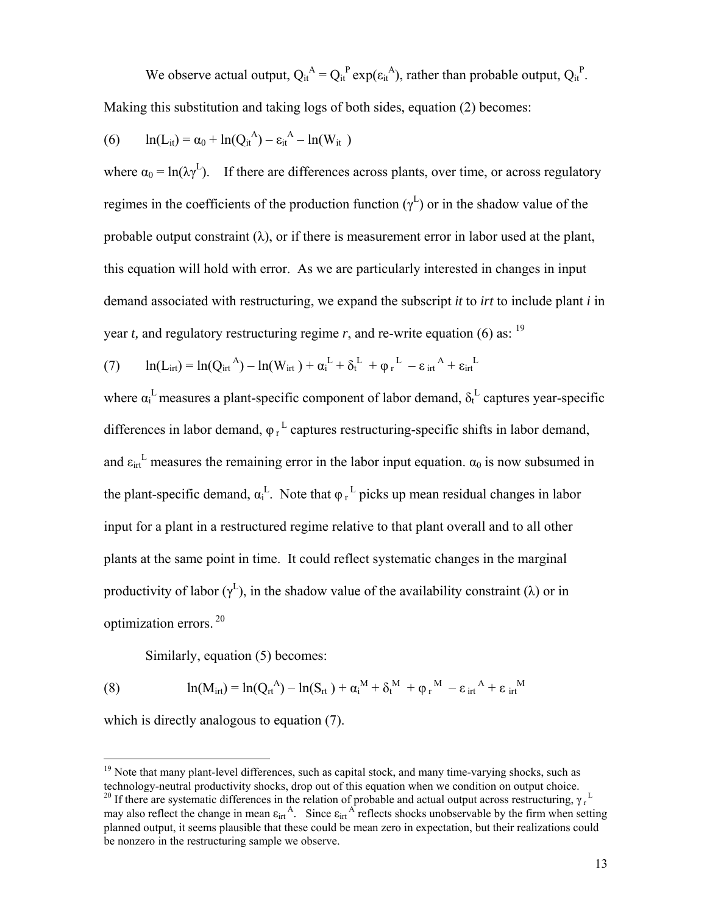We observe actual output, $Q_{it}^A = Q_{it}^P \exp(\varepsilon_{it}^A)$, rather than probable output, $Q_{it}^P$. Making this substitution and taking logs of both sides, equation (2) becomes:

$$(6) \qquad \ln(L_{it}) = \alpha_0 + \ln(Q_{it}^A) - \varepsilon_{it}^A - \ln(W_{it})$$

where $\alpha_0 = \ln(\lambda\gamma^L)$. If there are differences across plants, over time, or across regulatory regimes in the coefficients of the production function ($\gamma^L$) or in the shadow value of the probable output constraint ($\lambda$), or if there is measurement error in labor used at the plant, this equation will hold with error. As we are particularly interested in changes in input demand associated with restructuring, we expand the subscript *it* to *irt* to include plant *i* in year *t,* and regulatory restructuring regime *r*, and re-write equation (6) as: [19]

$$(7) \qquad \ln(L_{irt}) = \ln(Q_{irt}^A) - \ln(W_{irt}) + \alpha_i^L + \delta_t^L + \varphi_r^L - \varepsilon_{irt}^A + \varepsilon_{irt}^L$$

where $\alpha_i^L$ measures a plant-specific component of labor demand, $\delta_t^L$ captures year-specific differences in labor demand, $\varphi_r^L$ captures restructuring-specific shifts in labor demand, and $\varepsilon_{irt}^L$ measures the remaining error in the labor input equation. $\alpha_0$ is now subsumed in the plant-specific demand, $\alpha_i^L$. Note that $\varphi_r^L$ picks up mean residual changes in labor input for a plant in a restructured regime relative to that plant overall and to all other plants at the same point in time. It could reflect systematic changes in the marginal productivity of labor ($\gamma^L$), in the shadow value of the availability constraint ($\lambda$) or in optimization errors. [20]

Similarly, equation (5) becomes:

$$(8) \qquad \ln(M_{irt}) = \ln(Q_{rt}^A) - \ln(S_{rt}) + \alpha_i^M + \delta_t^M + \varphi_r^M - \varepsilon_{irt}^A + \varepsilon_{irt}^M$$

which is directly analogous to equation (7).

---

[19] Note that many plant-level differences, such as capital stock, and many time-varying shocks, such as technology-neutral productivity shocks, drop out of this equation when we condition on output choice.

[20] If there are systematic differences in the relation of probable and actual output across restructuring, $\gamma_r^L$ may also reflect the change in mean $\varepsilon_{irt}^A$. Since $\varepsilon_{irt}^A$ reflects shocks unobservable by the firm when setting planned output, it seems plausible that these could be mean zero in expectation, but their realizations could be nonzero in the restructuring sample we observe.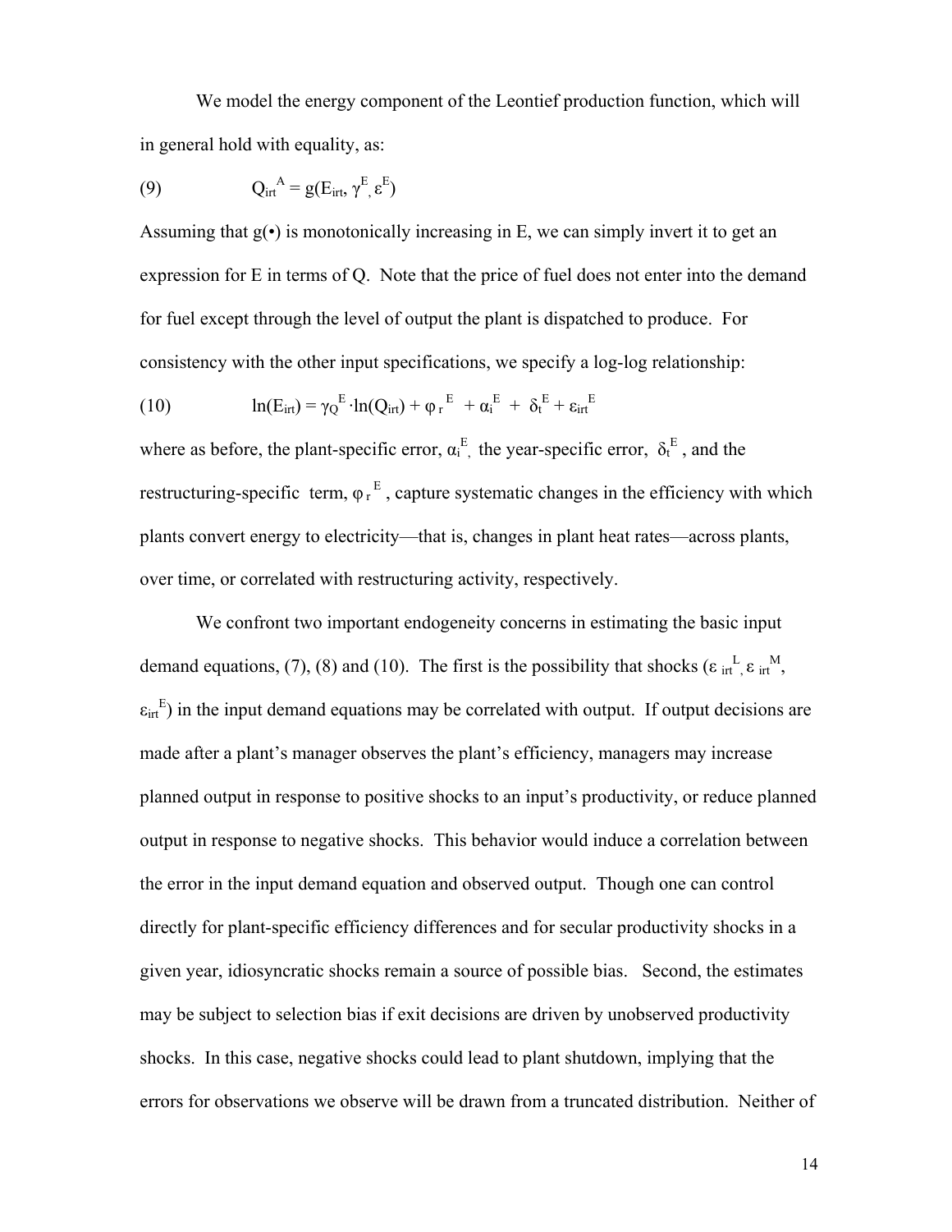We model the energy component of the Leontief production function, which will in general hold with equality, as:

$$(9) \qquad Q_{irt}^{A} = g(E_{irt}, \gamma^{E}, \varepsilon^{E})$$

Assuming that g(•) is monotonically increasing in E, we can simply invert it to get an expression for E in terms of Q. Note that the price of fuel does not enter into the demand for fuel except through the level of output the plant is dispatched to produce. For consistency with the other input specifications, we specify a log-log relationship:

$$(10) \qquad \ln(E_{irt}) = \gamma_{Q}^{E} \cdot \ln(Q_{irt}) + \varphi_{r}^{E} + \alpha_{i}^{E} + \delta_{t}^{E} + \varepsilon_{irt}^{E}$$

where as before, the plant-specific error, $\alpha_i^E$, the year-specific error, $\delta_t^E$, and the restructuring-specific term, $\varphi_r^E$, capture systematic changes in the efficiency with which plants convert energy to electricity—that is, changes in plant heat rates—across plants, over time, or correlated with restructuring activity, respectively.

We confront two important endogeneity concerns in estimating the basic input demand equations, (7), (8) and (10). The first is the possibility that shocks ($\varepsilon_{irt}^{L}$, $\varepsilon_{irt}^{M}$, $\varepsilon_{irt}^{E}$) in the input demand equations may be correlated with output. If output decisions are made after a plant's manager observes the plant's efficiency, managers may increase planned output in response to positive shocks to an input's productivity, or reduce planned output in response to negative shocks. This behavior would induce a correlation between the error in the input demand equation and observed output. Though one can control directly for plant-specific efficiency differences and for secular productivity shocks in a given year, idiosyncratic shocks remain a source of possible bias. Second, the estimates may be subject to selection bias if exit decisions are driven by unobserved productivity shocks. In this case, negative shocks could lead to plant shutdown, implying that the errors for observations we observe will be drawn from a truncated distribution. Neither of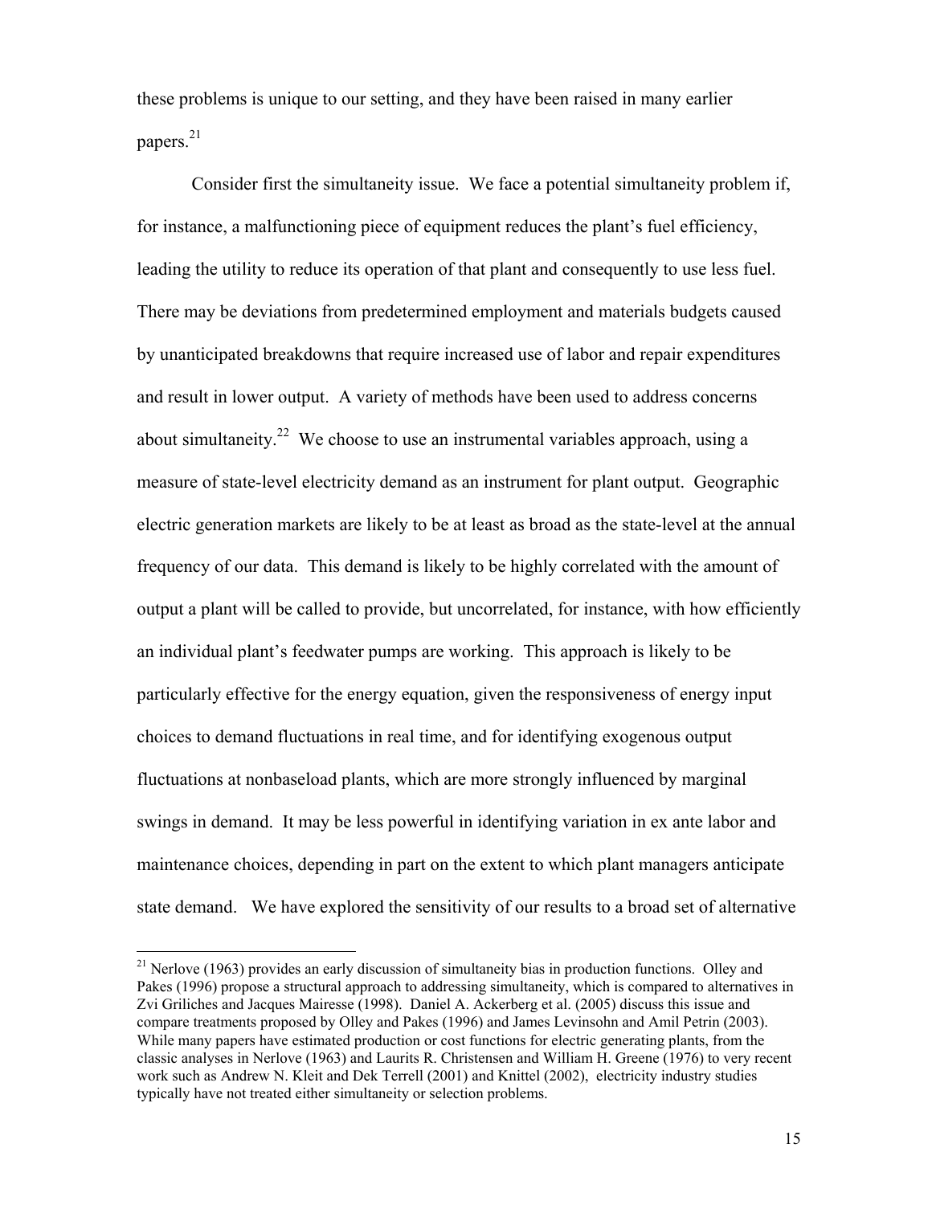these problems is unique to our setting, and they have been raised in many earlier papers.[21]

Consider first the simultaneity issue. We face a potential simultaneity problem if, for instance, a malfunctioning piece of equipment reduces the plant's fuel efficiency, leading the utility to reduce its operation of that plant and consequently to use less fuel. There may be deviations from predetermined employment and materials budgets caused by unanticipated breakdowns that require increased use of labor and repair expenditures and result in lower output. A variety of methods have been used to address concerns about simultaneity.[22] We choose to use an instrumental variables approach, using a measure of state-level electricity demand as an instrument for plant output. Geographic electric generation markets are likely to be at least as broad as the state-level at the annual frequency of our data. This demand is likely to be highly correlated with the amount of output a plant will be called to provide, but uncorrelated, for instance, with how efficiently an individual plant's feedwater pumps are working. This approach is likely to be particularly effective for the energy equation, given the responsiveness of energy input choices to demand fluctuations in real time, and for identifying exogenous output fluctuations at nonbaseload plants, which are more strongly influenced by marginal swings in demand. It may be less powerful in identifying variation in ex ante labor and maintenance choices, depending in part on the extent to which plant managers anticipate state demand. We have explored the sensitivity of our results to a broad set of alternative

[21] Nerlove (1963) provides an early discussion of simultaneity bias in production functions. Olley and Pakes (1996) propose a structural approach to addressing simultaneity, which is compared to alternatives in Zvi Griliches and Jacques Mairesse (1998). Daniel A. Ackerberg et al. (2005) discuss this issue and compare treatments proposed by Olley and Pakes (1996) and James Levinsohn and Amil Petrin (2003). While many papers have estimated production or cost functions for electric generating plants, from the classic analyses in Nerlove (1963) and Laurits R. Christensen and William H. Greene (1976) to very recent work such as Andrew N. Kleit and Dek Terrell (2001) and Knittel (2002), electricity industry studies typically have not treated either simultaneity or selection problems.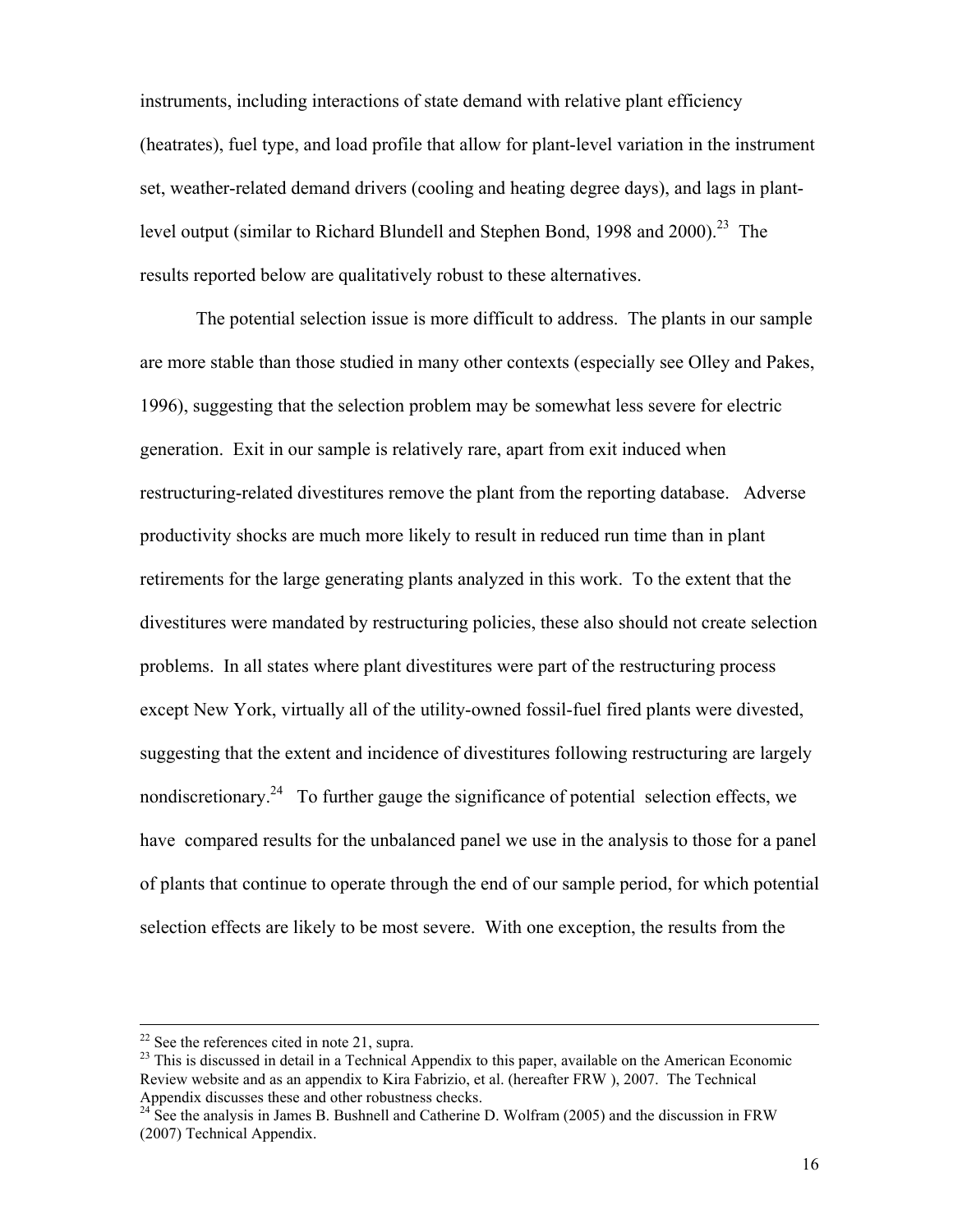instruments, including interactions of state demand with relative plant efficiency (heatrates), fuel type, and load profile that allow for plant-level variation in the instrument set, weather-related demand drivers (cooling and heating degree days), and lags in plant-level output (similar to Richard Blundell and Stephen Bond, 1998 and 2000).[23] The results reported below are qualitatively robust to these alternatives.

The potential selection issue is more difficult to address. The plants in our sample are more stable than those studied in many other contexts (especially see Olley and Pakes, 1996), suggesting that the selection problem may be somewhat less severe for electric generation. Exit in our sample is relatively rare, apart from exit induced when restructuring-related divestitures remove the plant from the reporting database. Adverse productivity shocks are much more likely to result in reduced run time than in plant retirements for the large generating plants analyzed in this work. To the extent that the divestitures were mandated by restructuring policies, these also should not create selection problems. In all states where plant divestitures were part of the restructuring process except New York, virtually all of the utility-owned fossil-fuel fired plants were divested, suggesting that the extent and incidence of divestitures following restructuring are largely nondiscretionary.[24] To further gauge the significance of potential selection effects, we have compared results for the unbalanced panel we use in the analysis to those for a panel of plants that continue to operate through the end of our sample period, for which potential selection effects are likely to be most severe. With one exception, the results from the

---

[22] See the references cited in note 21, supra.

[23] This is discussed in detail in a Technical Appendix to this paper, available on the American Economic Review website and as an appendix to Kira Fabrizio, et al. (hereafter FRW ), 2007. The Technical Appendix discusses these and other robustness checks.

[24] See the analysis in James B. Bushnell and Catherine D. Wolfram (2005) and the discussion in FRW (2007) Technical Appendix.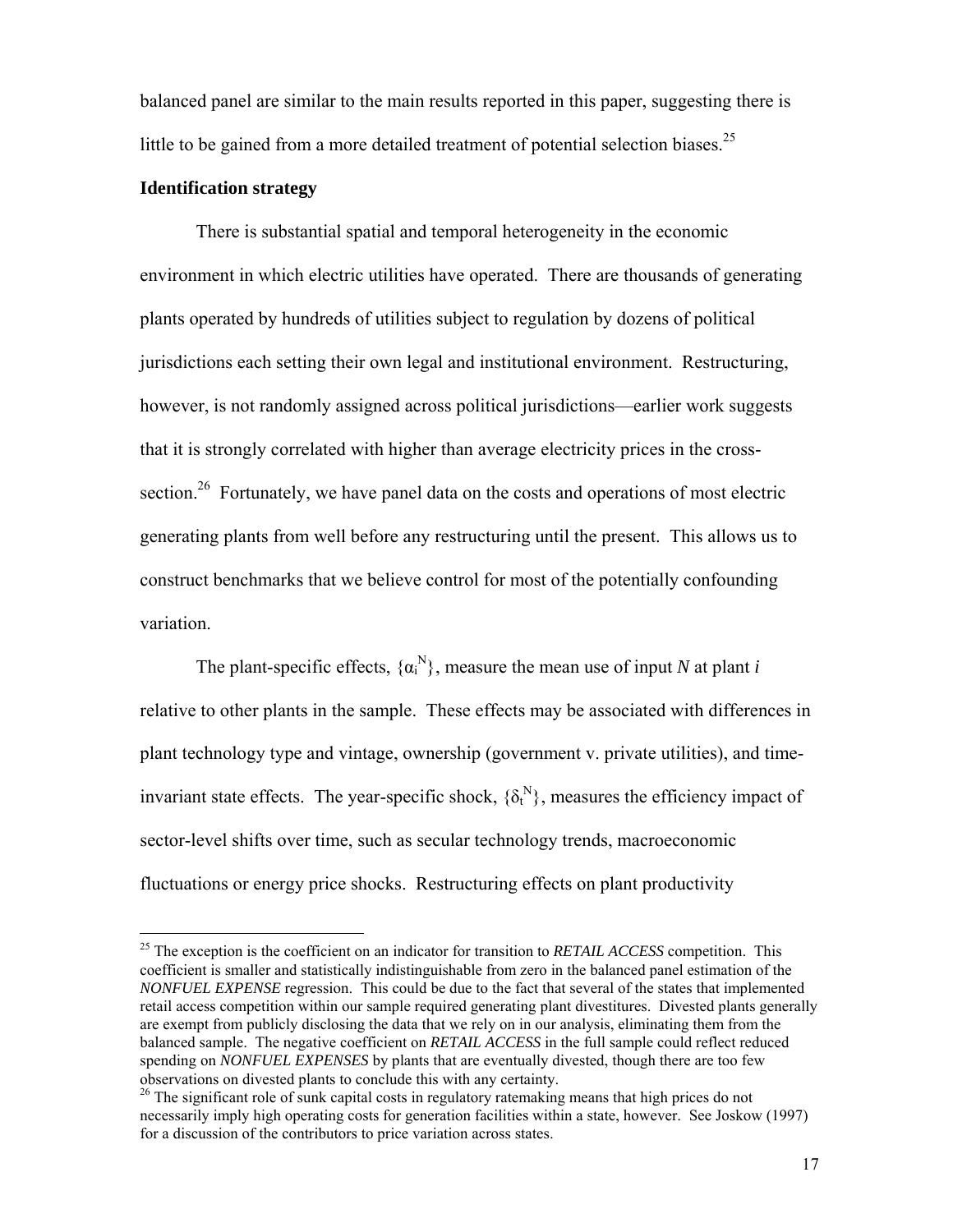balanced panel are similar to the main results reported in this paper, suggesting there is little to be gained from a more detailed treatment of potential selection biases.[25]

**Identification strategy**

There is substantial spatial and temporal heterogeneity in the economic environment in which electric utilities have operated. There are thousands of generating plants operated by hundreds of utilities subject to regulation by dozens of political jurisdictions each setting their own legal and institutional environment. Restructuring, however, is not randomly assigned across political jurisdictions—earlier work suggests that it is strongly correlated with higher than average electricity prices in the cross-section.[26] Fortunately, we have panel data on the costs and operations of most electric generating plants from well before any restructuring until the present. This allows us to construct benchmarks that we believe control for most of the potentially confounding variation.

The plant-specific effects, $\{\alpha_i^N\}$, measure the mean use of input $N$ at plant $i$ relative to other plants in the sample. These effects may be associated with differences in plant technology type and vintage, ownership (government v. private utilities), and time-invariant state effects. The year-specific shock, $\{\delta_t^N\}$, measures the efficiency impact of sector-level shifts over time, such as secular technology trends, macroeconomic fluctuations or energy price shocks. Restructuring effects on plant productivity

---

[25] The exception is the coefficient on an indicator for transition to *RETAIL ACCESS* competition. This coefficient is smaller and statistically indistinguishable from zero in the balanced panel estimation of the *NONFUEL EXPENSE* regression. This could be due to the fact that several of the states that implemented retail access competition within our sample required generating plant divestitures. Divested plants generally are exempt from publicly disclosing the data that we rely on in our analysis, eliminating them from the balanced sample. The negative coefficient on *RETAIL ACCESS* in the full sample could reflect reduced spending on *NONFUEL EXPENSES* by plants that are eventually divested, though there are too few observations on divested plants to conclude this with any certainty.

[26] The significant role of sunk capital costs in regulatory ratemaking means that high prices do not necessarily imply high operating costs for generation facilities within a state, however. See Joskow (1997) for a discussion of the contributors to price variation across states.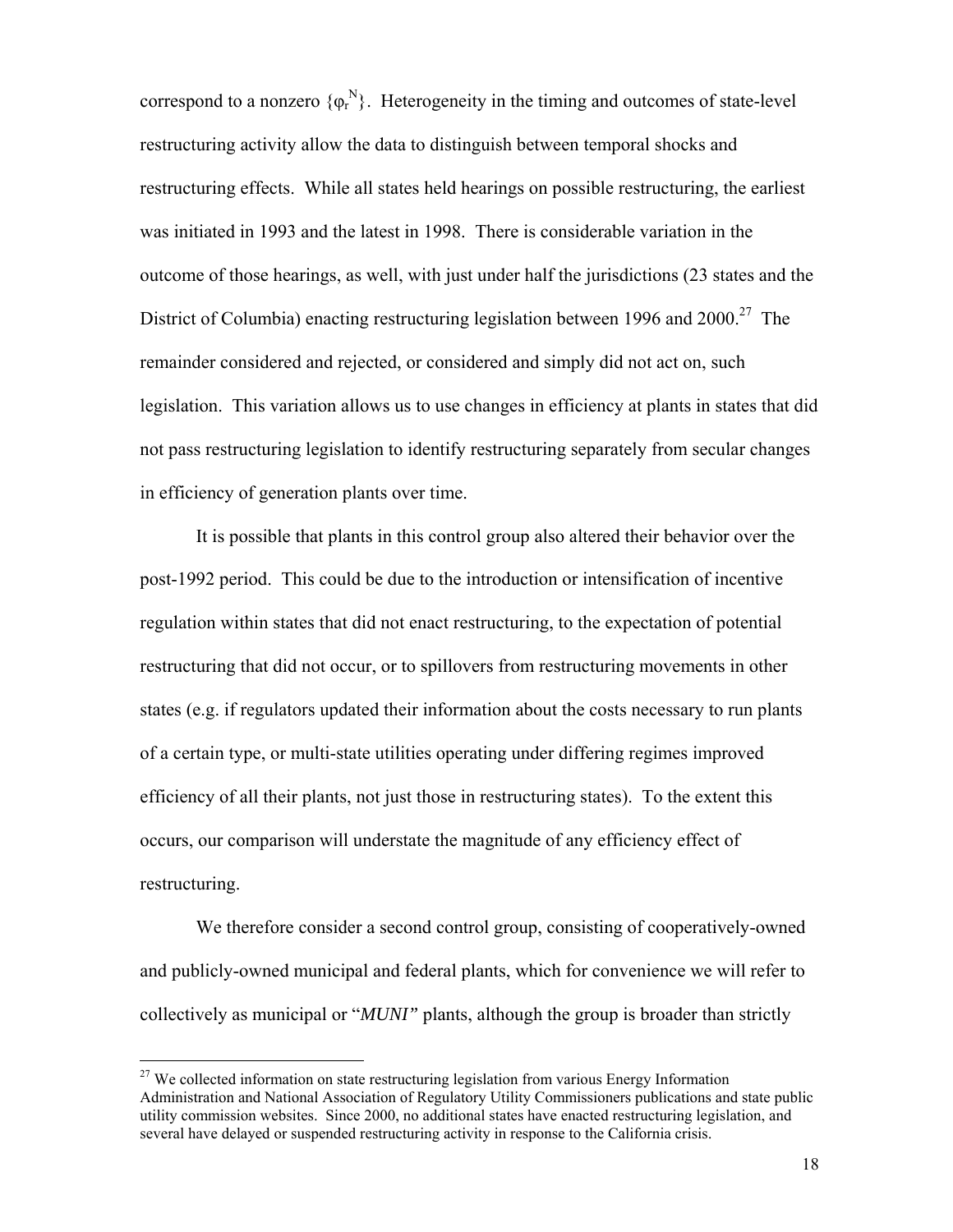correspond to a nonzero $\{\varphi_r^N\}$. Heterogeneity in the timing and outcomes of state-level restructuring activity allow the data to distinguish between temporal shocks and restructuring effects. While all states held hearings on possible restructuring, the earliest was initiated in 1993 and the latest in 1998. There is considerable variation in the outcome of those hearings, as well, with just under half the jurisdictions (23 states and the District of Columbia) enacting restructuring legislation between 1996 and 2000.[27] The remainder considered and rejected, or considered and simply did not act on, such legislation. This variation allows us to use changes in efficiency at plants in states that did not pass restructuring legislation to identify restructuring separately from secular changes in efficiency of generation plants over time.

It is possible that plants in this control group also altered their behavior over the post-1992 period. This could be due to the introduction or intensification of incentive regulation within states that did not enact restructuring, to the expectation of potential restructuring that did not occur, or to spillovers from restructuring movements in other states (e.g. if regulators updated their information about the costs necessary to run plants of a certain type, or multi-state utilities operating under differing regimes improved efficiency of all their plants, not just those in restructuring states). To the extent this occurs, our comparison will understate the magnitude of any efficiency effect of restructuring.

We therefore consider a second control group, consisting of cooperatively-owned and publicly-owned municipal and federal plants, which for convenience we will refer to collectively as municipal or "*MUNI*" plants, although the group is broader than strictly

[27] We collected information on state restructuring legislation from various Energy Information Administration and National Association of Regulatory Utility Commissioners publications and state public utility commission websites. Since 2000, no additional states have enacted restructuring legislation, and several have delayed or suspended restructuring activity in response to the California crisis.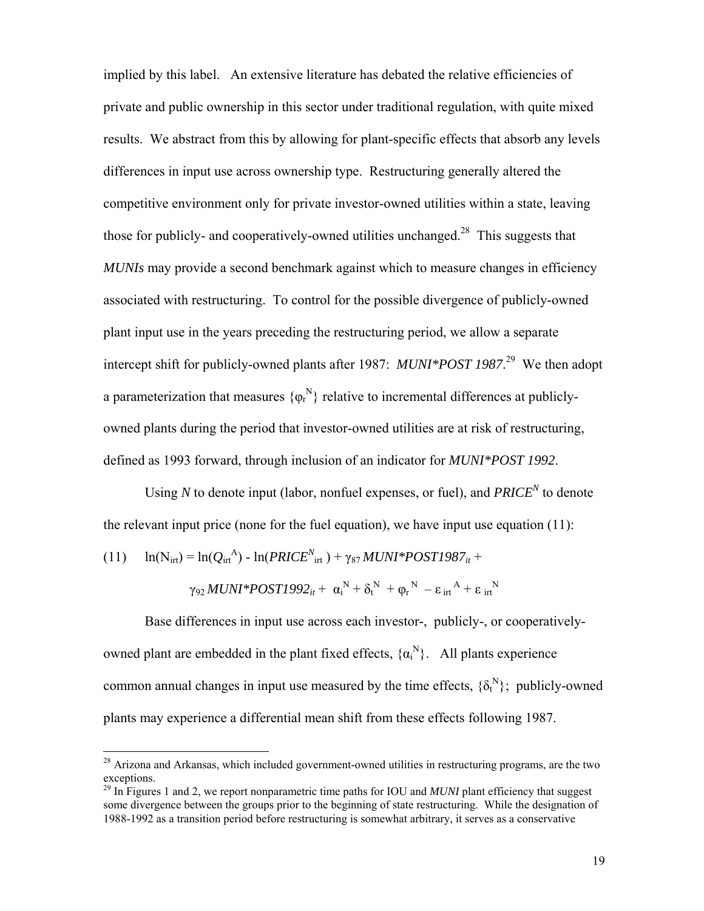implied by this label. An extensive literature has debated the relative efficiencies of private and public ownership in this sector under traditional regulation, with quite mixed results. We abstract from this by allowing for plant-specific effects that absorb any levels differences in input use across ownership type. Restructuring generally altered the competitive environment only for private investor-owned utilities within a state, leaving those for publicly- and cooperatively-owned utilities unchanged.[28] This suggests that *MUNIs* may provide a second benchmark against which to measure changes in efficiency associated with restructuring. To control for the possible divergence of publicly-owned plant input use in the years preceding the restructuring period, we allow a separate intercept shift for publicly-owned plants after 1987: ***MUNI*POST 1987***.[29] We then adopt a parameterization that measures $\{\varphi_r^N\}$ relative to incremental differences at publicly-owned plants during the period that investor-owned utilities are at risk of restructuring, defined as 1993 forward, through inclusion of an indicator for ***MUNI*POST 1992***.

Using $N$ to denote input (labor, nonfuel expenses, or fuel), and $PRICE^N$ to denote the relevant input price (none for the fuel equation), we have input use equation (11):

$$\text{(11)} \quad \ln(N_{irt}) = \ln(Q_{irt}^{A}) - \ln(PRICE^{N}_{irt}) + \gamma_{87}\, MUNI{*}POST1987_{it} + \gamma_{92}\, MUNI{*}POST1992_{it} + \alpha_i^N + \delta_t^N + \varphi_r^N - \varepsilon_{irt}^{A} + \varepsilon_{irt}^{N}$$

Base differences in input use across each investor-, publicly-, or cooperatively-owned plant are embedded in the plant fixed effects, $\{\alpha_i^N\}$. All plants experience common annual changes in input use measured by the time effects, $\{\delta_t^N\}$; publicly-owned plants may experience a differential mean shift from these effects following 1987.

---

[28] Arizona and Arkansas, which included government-owned utilities in restructuring programs, are the two exceptions.

[29] In Figures 1 and 2, we report nonparametric time paths for IOU and *MUNI* plant efficiency that suggest some divergence between the groups prior to the beginning of state restructuring. While the designation of 1988-1992 as a transition period before restructuring is somewhat arbitrary, it serves as a conservative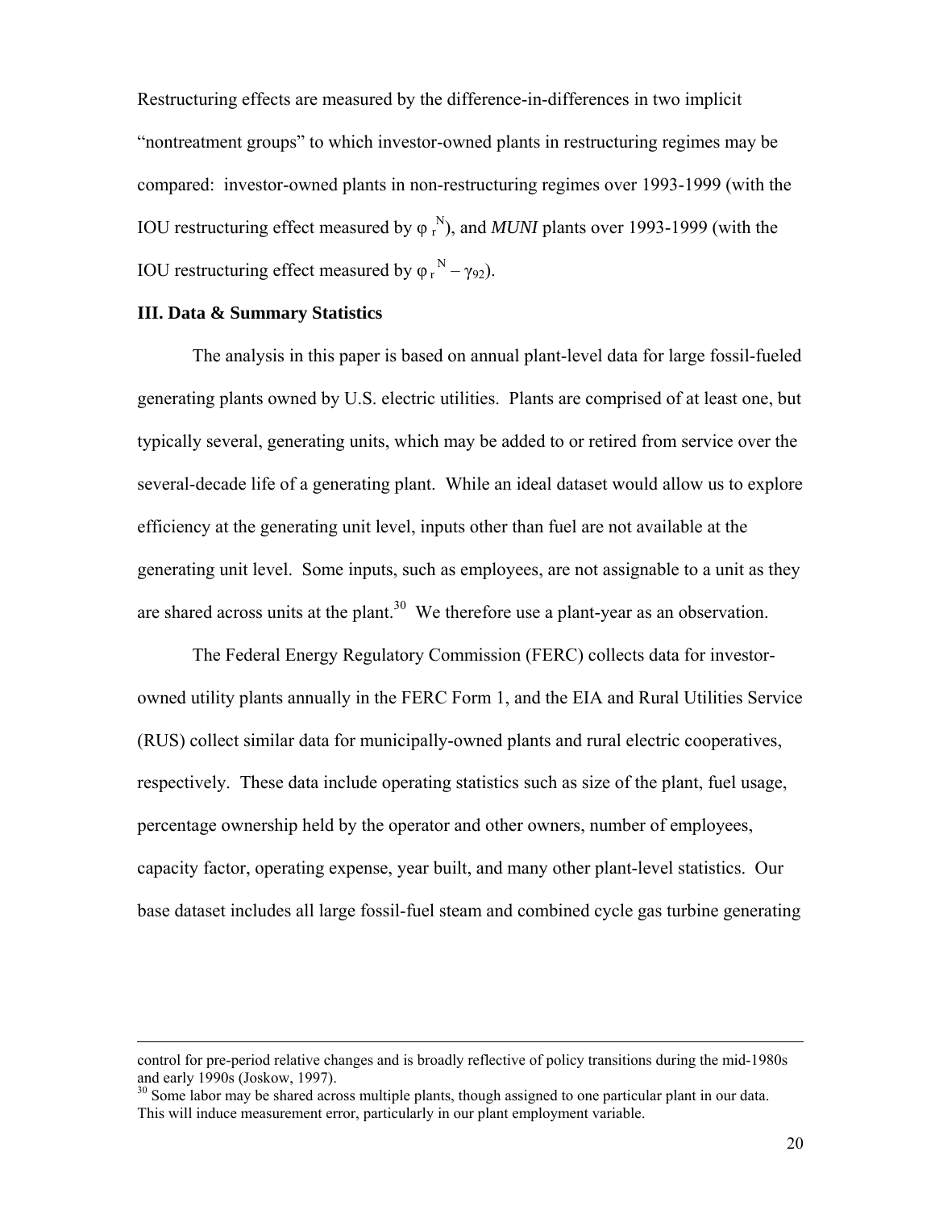Restructuring effects are measured by the difference-in-differences in two implicit "nontreatment groups" to which investor-owned plants in restructuring regimes may be compared: investor-owned plants in non-restructuring regimes over 1993-1999 (with the IOU restructuring effect measured by $\varphi_r^N$), and *MUNI* plants over 1993-1999 (with the IOU restructuring effect measured by $\varphi_r^N - \gamma_{92}$).

**III. Data & Summary Statistics**

The analysis in this paper is based on annual plant-level data for large fossil-fueled generating plants owned by U.S. electric utilities. Plants are comprised of at least one, but typically several, generating units, which may be added to or retired from service over the several-decade life of a generating plant. While an ideal dataset would allow us to explore efficiency at the generating unit level, inputs other than fuel are not available at the generating unit level. Some inputs, such as employees, are not assignable to a unit as they are shared across units at the plant.[30] We therefore use a plant-year as an observation.

The Federal Energy Regulatory Commission (FERC) collects data for investor-owned utility plants annually in the FERC Form 1, and the EIA and Rural Utilities Service (RUS) collect similar data for municipally-owned plants and rural electric cooperatives, respectively. These data include operating statistics such as size of the plant, fuel usage, percentage ownership held by the operator and other owners, number of employees, capacity factor, operating expense, year built, and many other plant-level statistics. Our base dataset includes all large fossil-fuel steam and combined cycle gas turbine generating

---

control for pre-period relative changes and is broadly reflective of policy transitions during the mid-1980s and early 1990s (Joskow, 1997).

[30] Some labor may be shared across multiple plants, though assigned to one particular plant in our data. This will induce measurement error, particularly in our plant employment variable.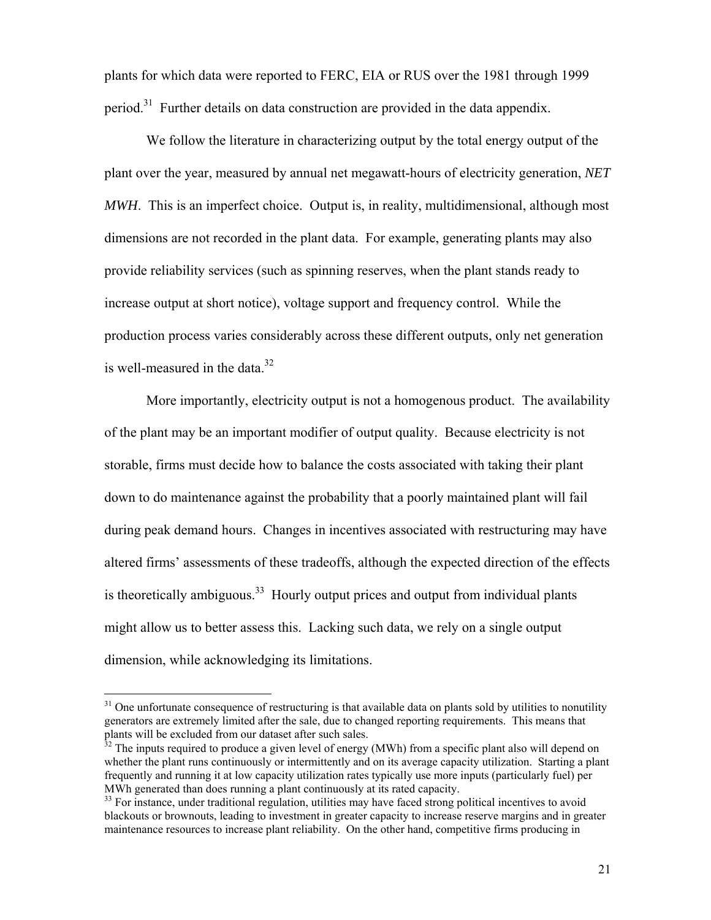plants for which data were reported to FERC, EIA or RUS over the 1981 through 1999 period.[31] Further details on data construction are provided in the data appendix.

We follow the literature in characterizing output by the total energy output of the plant over the year, measured by annual net megawatt-hours of electricity generation, *NET MWH*. This is an imperfect choice. Output is, in reality, multidimensional, although most dimensions are not recorded in the plant data. For example, generating plants may also provide reliability services (such as spinning reserves, when the plant stands ready to increase output at short notice), voltage support and frequency control. While the production process varies considerably across these different outputs, only net generation is well-measured in the data.[32]

More importantly, electricity output is not a homogenous product. The availability of the plant may be an important modifier of output quality. Because electricity is not storable, firms must decide how to balance the costs associated with taking their plant down to do maintenance against the probability that a poorly maintained plant will fail during peak demand hours. Changes in incentives associated with restructuring may have altered firms' assessments of these tradeoffs, although the expected direction of the effects is theoretically ambiguous.[33] Hourly output prices and output from individual plants might allow us to better assess this. Lacking such data, we rely on a single output dimension, while acknowledging its limitations.

---

[31] One unfortunate consequence of restructuring is that available data on plants sold by utilities to nonutility generators are extremely limited after the sale, due to changed reporting requirements. This means that plants will be excluded from our dataset after such sales.

[32] The inputs required to produce a given level of energy (MWh) from a specific plant also will depend on whether the plant runs continuously or intermittently and on its average capacity utilization. Starting a plant frequently and running it at low capacity utilization rates typically use more inputs (particularly fuel) per MWh generated than does running a plant continuously at its rated capacity.

[33] For instance, under traditional regulation, utilities may have faced strong political incentives to avoid blackouts or brownouts, leading to investment in greater capacity to increase reserve margins and in greater maintenance resources to increase plant reliability. On the other hand, competitive firms producing in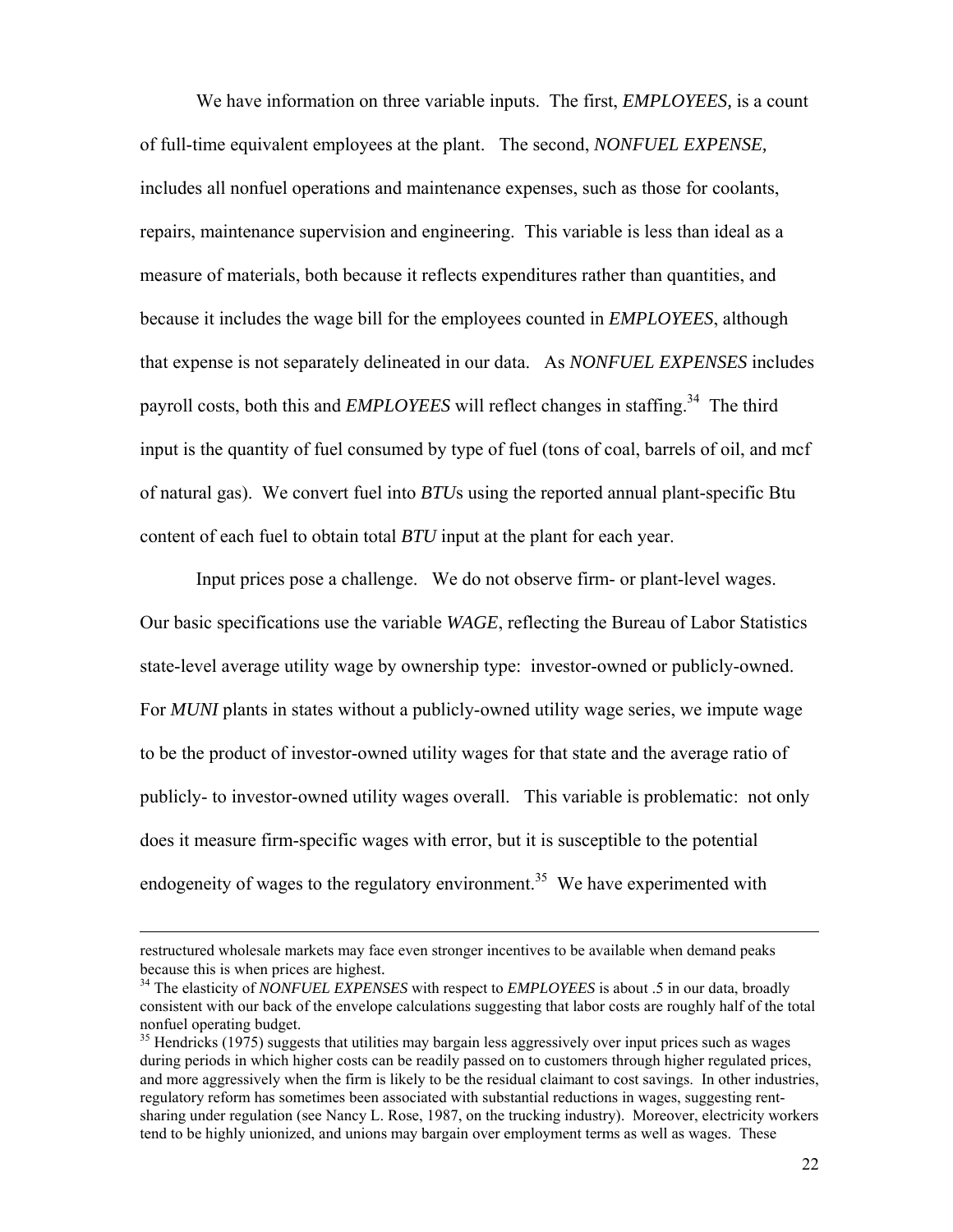We have information on three variable inputs. The first, *EMPLOYEES,* is a count of full-time equivalent employees at the plant. The second, *NONFUEL EXPENSE,* includes all nonfuel operations and maintenance expenses, such as those for coolants, repairs, maintenance supervision and engineering. This variable is less than ideal as a measure of materials, both because it reflects expenditures rather than quantities, and because it includes the wage bill for the employees counted in *EMPLOYEES*, although that expense is not separately delineated in our data. As *NONFUEL EXPENSES* includes payroll costs, both this and *EMPLOYEES* will reflect changes in staffing.[34] The third input is the quantity of fuel consumed by type of fuel (tons of coal, barrels of oil, and mcf of natural gas). We convert fuel into *BTU*s using the reported annual plant-specific Btu content of each fuel to obtain total *BTU* input at the plant for each year.

Input prices pose a challenge. We do not observe firm- or plant-level wages. Our basic specifications use the variable *WAGE*, reflecting the Bureau of Labor Statistics state-level average utility wage by ownership type: investor-owned or publicly-owned. For *MUNI* plants in states without a publicly-owned utility wage series, we impute wage to be the product of investor-owned utility wages for that state and the average ratio of publicly- to investor-owned utility wages overall. This variable is problematic: not only does it measure firm-specific wages with error, but it is susceptible to the potential endogeneity of wages to the regulatory environment.[35] We have experimented with

---

restructured wholesale markets may face even stronger incentives to be available when demand peaks because this is when prices are highest.

[34] The elasticity of *NONFUEL EXPENSES* with respect to *EMPLOYEES* is about .5 in our data, broadly consistent with our back of the envelope calculations suggesting that labor costs are roughly half of the total nonfuel operating budget.

[35] Hendricks (1975) suggests that utilities may bargain less aggressively over input prices such as wages during periods in which higher costs can be readily passed on to customers through higher regulated prices, and more aggressively when the firm is likely to be the residual claimant to cost savings. In other industries, regulatory reform has sometimes been associated with substantial reductions in wages, suggesting rent-sharing under regulation (see Nancy L. Rose, 1987, on the trucking industry). Moreover, electricity workers tend to be highly unionized, and unions may bargain over employment terms as well as wages. These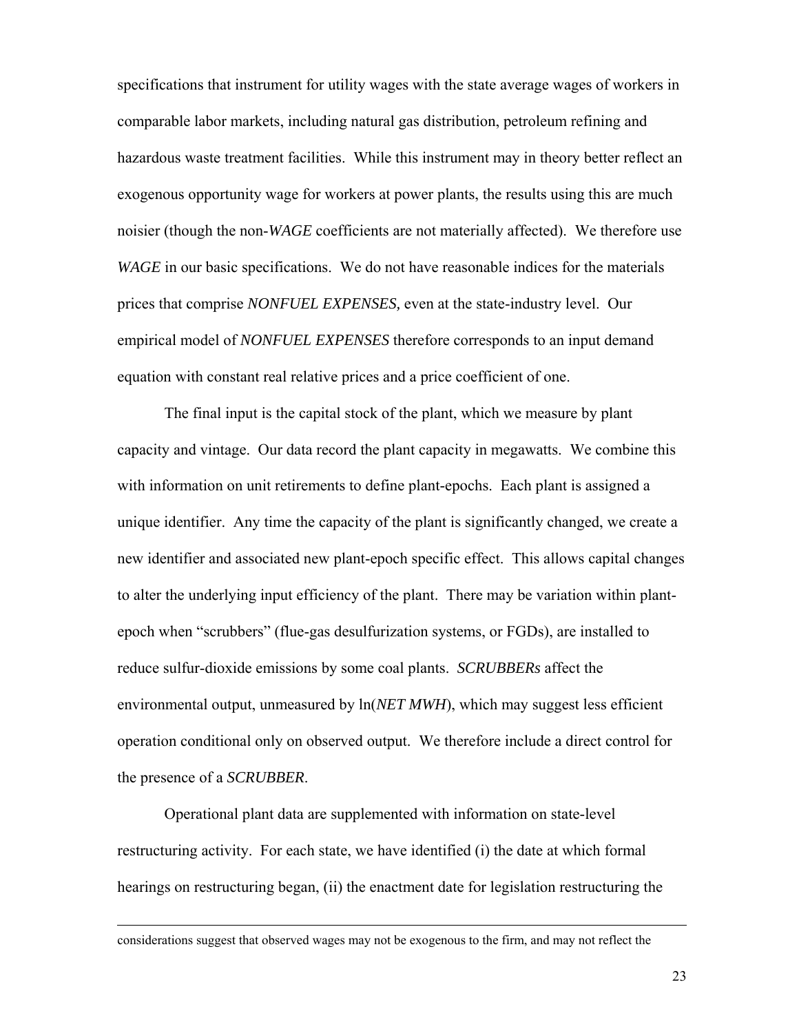specifications that instrument for utility wages with the state average wages of workers in comparable labor markets, including natural gas distribution, petroleum refining and hazardous waste treatment facilities. While this instrument may in theory better reflect an exogenous opportunity wage for workers at power plants, the results using this are much noisier (though the non-*WAGE* coefficients are not materially affected). We therefore use *WAGE* in our basic specifications. We do not have reasonable indices for the materials prices that comprise *NONFUEL EXPENSES,* even at the state-industry level. Our empirical model of *NONFUEL EXPENSES* therefore corresponds to an input demand equation with constant real relative prices and a price coefficient of one.

The final input is the capital stock of the plant, which we measure by plant capacity and vintage. Our data record the plant capacity in megawatts. We combine this with information on unit retirements to define plant-epochs. Each plant is assigned a unique identifier. Any time the capacity of the plant is significantly changed, we create a new identifier and associated new plant-epoch specific effect. This allows capital changes to alter the underlying input efficiency of the plant. There may be variation within plant-epoch when "scrubbers" (flue-gas desulfurization systems, or FGDs), are installed to reduce sulfur-dioxide emissions by some coal plants. *SCRUBBERs* affect the environmental output, unmeasured by ln(*NET MWH*), which may suggest less efficient operation conditional only on observed output. We therefore include a direct control for the presence of a *SCRUBBER*.

Operational plant data are supplemented with information on state-level restructuring activity. For each state, we have identified (i) the date at which formal hearings on restructuring began, (ii) the enactment date for legislation restructuring the

---

considerations suggest that observed wages may not be exogenous to the firm, and may not reflect the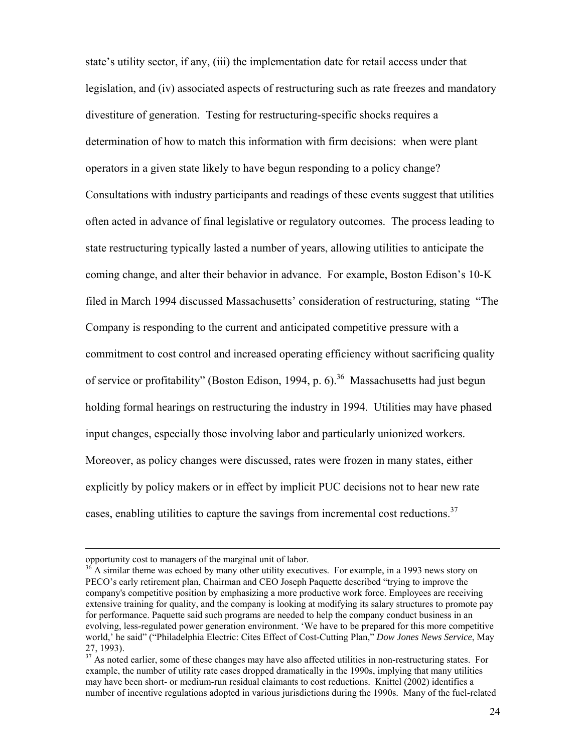state's utility sector, if any, (iii) the implementation date for retail access under that legislation, and (iv) associated aspects of restructuring such as rate freezes and mandatory divestiture of generation. Testing for restructuring-specific shocks requires a determination of how to match this information with firm decisions: when were plant operators in a given state likely to have begun responding to a policy change? Consultations with industry participants and readings of these events suggest that utilities often acted in advance of final legislative or regulatory outcomes. The process leading to state restructuring typically lasted a number of years, allowing utilities to anticipate the coming change, and alter their behavior in advance. For example, Boston Edison's 10-K filed in March 1994 discussed Massachusetts' consideration of restructuring, stating "The Company is responding to the current and anticipated competitive pressure with a commitment to cost control and increased operating efficiency without sacrificing quality of service or profitability" (Boston Edison, 1994, p. 6).[36] Massachusetts had just begun holding formal hearings on restructuring the industry in 1994. Utilities may have phased input changes, especially those involving labor and particularly unionized workers. Moreover, as policy changes were discussed, rates were frozen in many states, either explicitly by policy makers or in effect by implicit PUC decisions not to hear new rate cases, enabling utilities to capture the savings from incremental cost reductions.[37]

---

opportunity cost to managers of the marginal unit of labor.

[36] A similar theme was echoed by many other utility executives. For example, in a 1993 news story on PECO's early retirement plan, Chairman and CEO Joseph Paquette described "trying to improve the company's competitive position by emphasizing a more productive work force. Employees are receiving extensive training for quality, and the company is looking at modifying its salary structures to promote pay for performance. Paquette said such programs are needed to help the company conduct business in an evolving, less-regulated power generation environment. 'We have to be prepared for this more competitive world,' he said" ("Philadelphia Electric: Cites Effect of Cost-Cutting Plan," *Dow Jones News Service*, May 27, 1993).

[37] As noted earlier, some of these changes may have also affected utilities in non-restructuring states. For example, the number of utility rate cases dropped dramatically in the 1990s, implying that many utilities may have been short- or medium-run residual claimants to cost reductions. Knittel (2002) identifies a number of incentive regulations adopted in various jurisdictions during the 1990s. Many of the fuel-related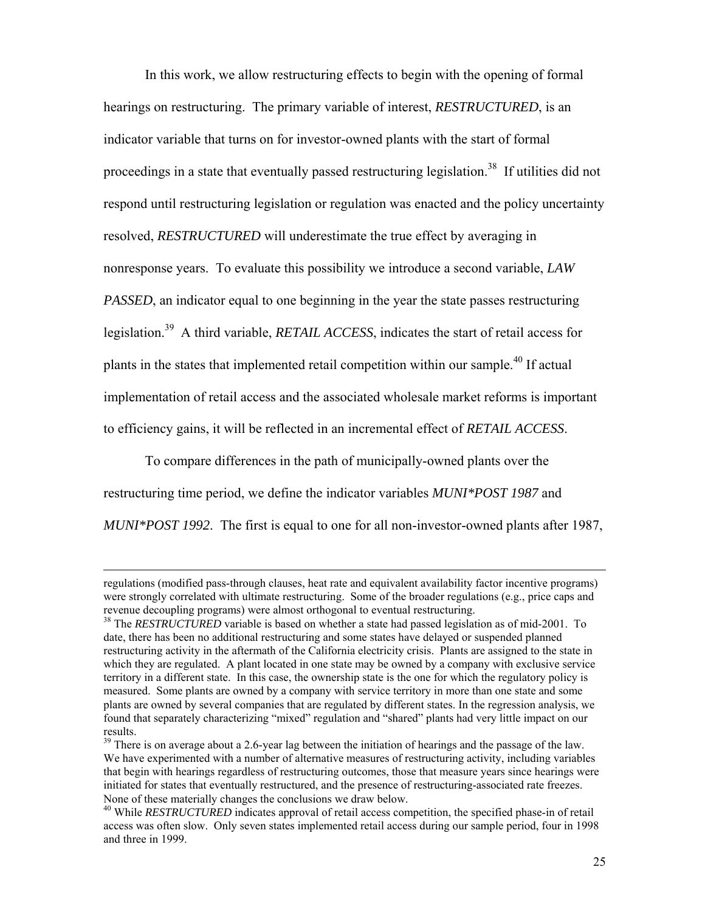In this work, we allow restructuring effects to begin with the opening of formal hearings on restructuring. The primary variable of interest, ***RESTRUCTURED***, is an indicator variable that turns on for investor-owned plants with the start of formal proceedings in a state that eventually passed restructuring legislation.[38] If utilities did not respond until restructuring legislation or regulation was enacted and the policy uncertainty resolved, ***RESTRUCTURED*** will underestimate the true effect by averaging in nonresponse years. To evaluate this possibility we introduce a second variable, ***LAW PASSED***, an indicator equal to one beginning in the year the state passes restructuring legislation.[39] A third variable, ***RETAIL ACCESS***, indicates the start of retail access for plants in the states that implemented retail competition within our sample.[40] If actual implementation of retail access and the associated wholesale market reforms is important to efficiency gains, it will be reflected in an incremental effect of ***RETAIL ACCESS***.

To compare differences in the path of municipally-owned plants over the restructuring time period, we define the indicator variables *MUNI*POST 1987* and *MUNI*POST 1992*. The first is equal to one for all non-investor-owned plants after 1987,

---

regulations (modified pass-through clauses, heat rate and equivalent availability factor incentive programs) were strongly correlated with ultimate restructuring. Some of the broader regulations (e.g., price caps and revenue decoupling programs) were almost orthogonal to eventual restructuring.

[38] The *RESTRUCTURED* variable is based on whether a state had passed legislation as of mid-2001. To date, there has been no additional restructuring and some states have delayed or suspended planned restructuring activity in the aftermath of the California electricity crisis. Plants are assigned to the state in which they are regulated. A plant located in one state may be owned by a company with exclusive service territory in a different state. In this case, the ownership state is the one for which the regulatory policy is measured. Some plants are owned by a company with service territory in more than one state and some plants are owned by several companies that are regulated by different states. In the regression analysis, we found that separately characterizing "mixed" regulation and "shared" plants had very little impact on our results.

[39] There is on average about a 2.6-year lag between the initiation of hearings and the passage of the law. We have experimented with a number of alternative measures of restructuring activity, including variables that begin with hearings regardless of restructuring outcomes, those that measure years since hearings were initiated for states that eventually restructured, and the presence of restructuring-associated rate freezes. None of these materially changes the conclusions we draw below.

[40] While *RESTRUCTURED* indicates approval of retail access competition, the specified phase-in of retail access was often slow. Only seven states implemented retail access during our sample period, four in 1998 and three in 1999.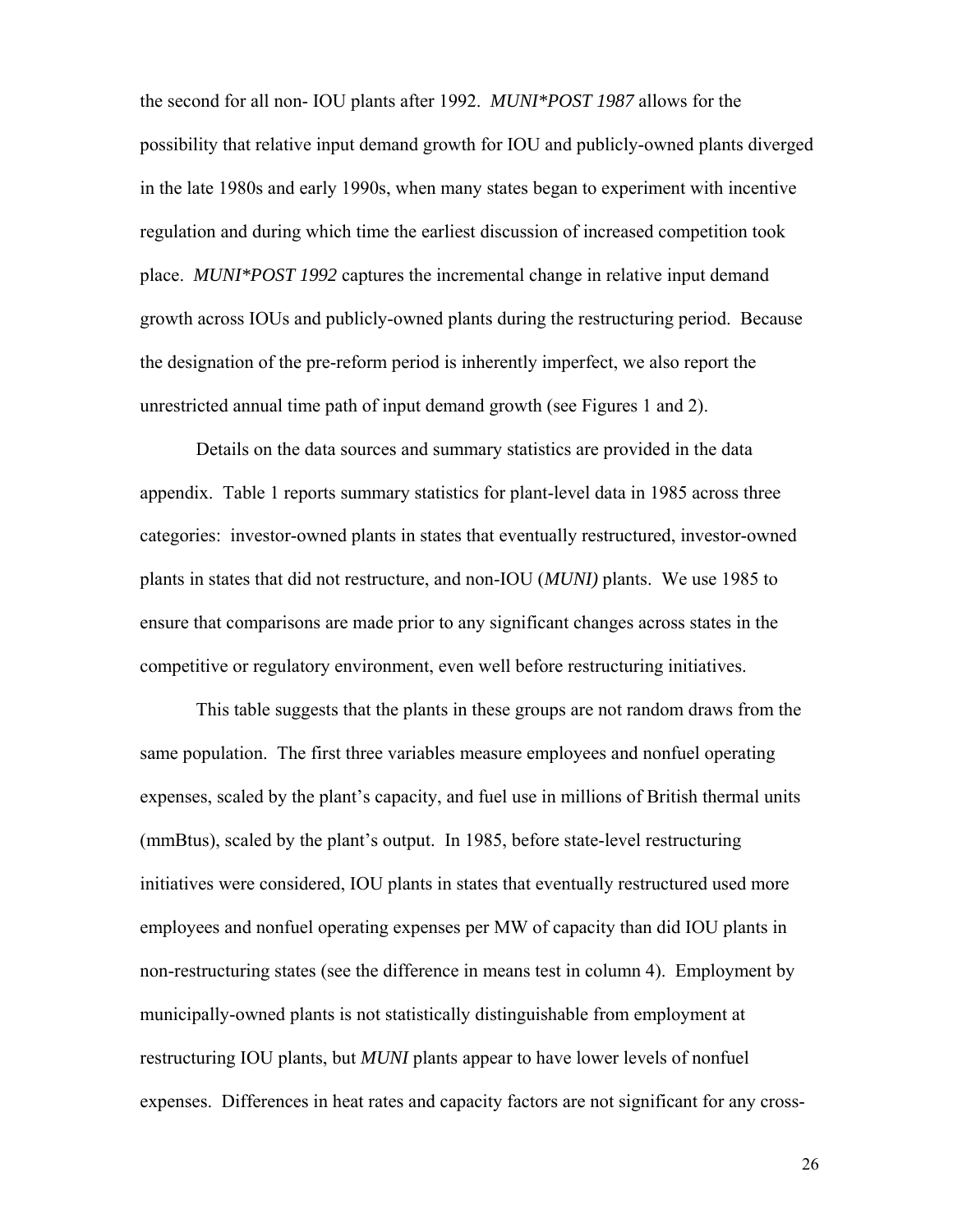the second for all non- IOU plants after 1992. *MUNI*POST 1987* allows for the possibility that relative input demand growth for IOU and publicly-owned plants diverged in the late 1980s and early 1990s, when many states began to experiment with incentive regulation and during which time the earliest discussion of increased competition took place. *MUNI*POST 1992* captures the incremental change in relative input demand growth across IOUs and publicly-owned plants during the restructuring period. Because the designation of the pre-reform period is inherently imperfect, we also report the unrestricted annual time path of input demand growth (see Figures 1 and 2).

Details on the data sources and summary statistics are provided in the data appendix. Table 1 reports summary statistics for plant-level data in 1985 across three categories: investor-owned plants in states that eventually restructured, investor-owned plants in states that did not restructure, and non-IOU (*MUNI)* plants. We use 1985 to ensure that comparisons are made prior to any significant changes across states in the competitive or regulatory environment, even well before restructuring initiatives.

This table suggests that the plants in these groups are not random draws from the same population. The first three variables measure employees and nonfuel operating expenses, scaled by the plant's capacity, and fuel use in millions of British thermal units (mmBtus), scaled by the plant's output. In 1985, before state-level restructuring initiatives were considered, IOU plants in states that eventually restructured used more employees and nonfuel operating expenses per MW of capacity than did IOU plants in non-restructuring states (see the difference in means test in column 4). Employment by municipally-owned plants is not statistically distinguishable from employment at restructuring IOU plants, but *MUNI* plants appear to have lower levels of nonfuel expenses. Differences in heat rates and capacity factors are not significant for any cross-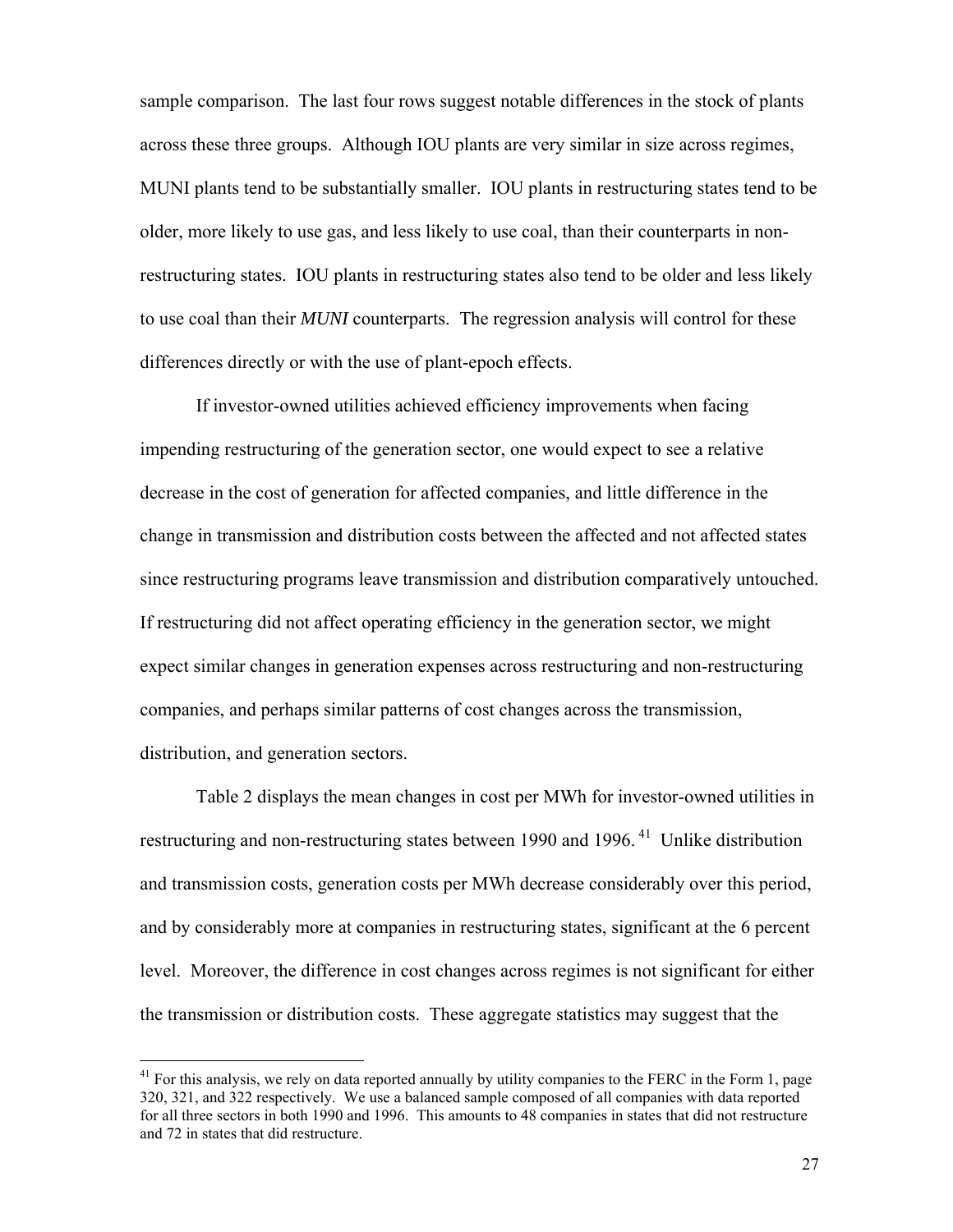sample comparison. The last four rows suggest notable differences in the stock of plants across these three groups. Although IOU plants are very similar in size across regimes, MUNI plants tend to be substantially smaller. IOU plants in restructuring states tend to be older, more likely to use gas, and less likely to use coal, than their counterparts in non-restructuring states. IOU plants in restructuring states also tend to be older and less likely to use coal than their *MUNI* counterparts. The regression analysis will control for these differences directly or with the use of plant-epoch effects.

If investor-owned utilities achieved efficiency improvements when facing impending restructuring of the generation sector, one would expect to see a relative decrease in the cost of generation for affected companies, and little difference in the change in transmission and distribution costs between the affected and not affected states since restructuring programs leave transmission and distribution comparatively untouched. If restructuring did not affect operating efficiency in the generation sector, we might expect similar changes in generation expenses across restructuring and non-restructuring companies, and perhaps similar patterns of cost changes across the transmission, distribution, and generation sectors.

Table 2 displays the mean changes in cost per MWh for investor-owned utilities in restructuring and non-restructuring states between 1990 and 1996.[41] Unlike distribution and transmission costs, generation costs per MWh decrease considerably over this period, and by considerably more at companies in restructuring states, significant at the 6 percent level. Moreover, the difference in cost changes across regimes is not significant for either the transmission or distribution costs. These aggregate statistics may suggest that the

[41] For this analysis, we rely on data reported annually by utility companies to the FERC in the Form 1, page 320, 321, and 322 respectively. We use a balanced sample composed of all companies with data reported for all three sectors in both 1990 and 1996. This amounts to 48 companies in states that did not restructure and 72 in states that did restructure.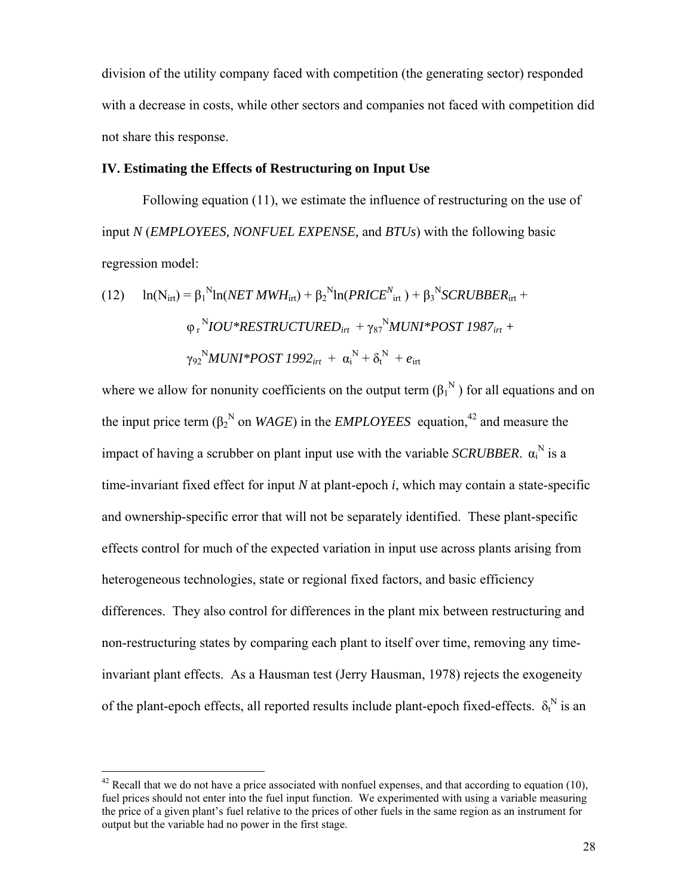division of the utility company faced with competition (the generating sector) responded with a decrease in costs, while other sectors and companies not faced with competition did not share this response.

## IV. Estimating the Effects of Restructuring on Input Use

Following equation (11), we estimate the influence of restructuring on the use of input *N* (*EMPLOYEES, NONFUEL EXPENSE,* and *BTUs*) with the following basic regression model:

$$\text{(12)} \quad \ln(N_{irt}) = \beta_1^N \ln(\textit{NET MWH}_{irt}) + \beta_2^N \ln(\textit{PRICE}^N_{irt}) + \beta_3^N \textit{SCRUBBER}_{irt} + \varphi_r^N \textit{IOU*RESTRUCTURED}_{irt} + \gamma_{87}^N \textit{MUNI*POST 1987}_{irt} + \gamma_{92}^N \textit{MUNI*POST 1992}_{irt} + \alpha_i^N + \delta_t^N + e_{irt}$$

where we allow for nonunity coefficients on the output term ($\beta_1^N$) for all equations and on the input price term ($\beta_2^N$ on *WAGE*) in the *EMPLOYEES* equation,[42] and measure the impact of having a scrubber on plant input use with the variable *SCRUBBER*. $\alpha_i^N$ is a time-invariant fixed effect for input *N* at plant-epoch *i*, which may contain a state-specific and ownership-specific error that will not be separately identified. These plant-specific effects control for much of the expected variation in input use across plants arising from heterogeneous technologies, state or regional fixed factors, and basic efficiency differences. They also control for differences in the plant mix between restructuring and non-restructuring states by comparing each plant to itself over time, removing any time-invariant plant effects. As a Hausman test (Jerry Hausman, 1978) rejects the exogeneity of the plant-epoch effects, all reported results include plant-epoch fixed-effects. $\delta_t^N$ is an

[42] Recall that we do not have a price associated with nonfuel expenses, and that according to equation (10), fuel prices should not enter into the fuel input function. We experimented with using a variable measuring the price of a given plant's fuel relative to the prices of other fuels in the same region as an instrument for output but the variable had no power in the first stage.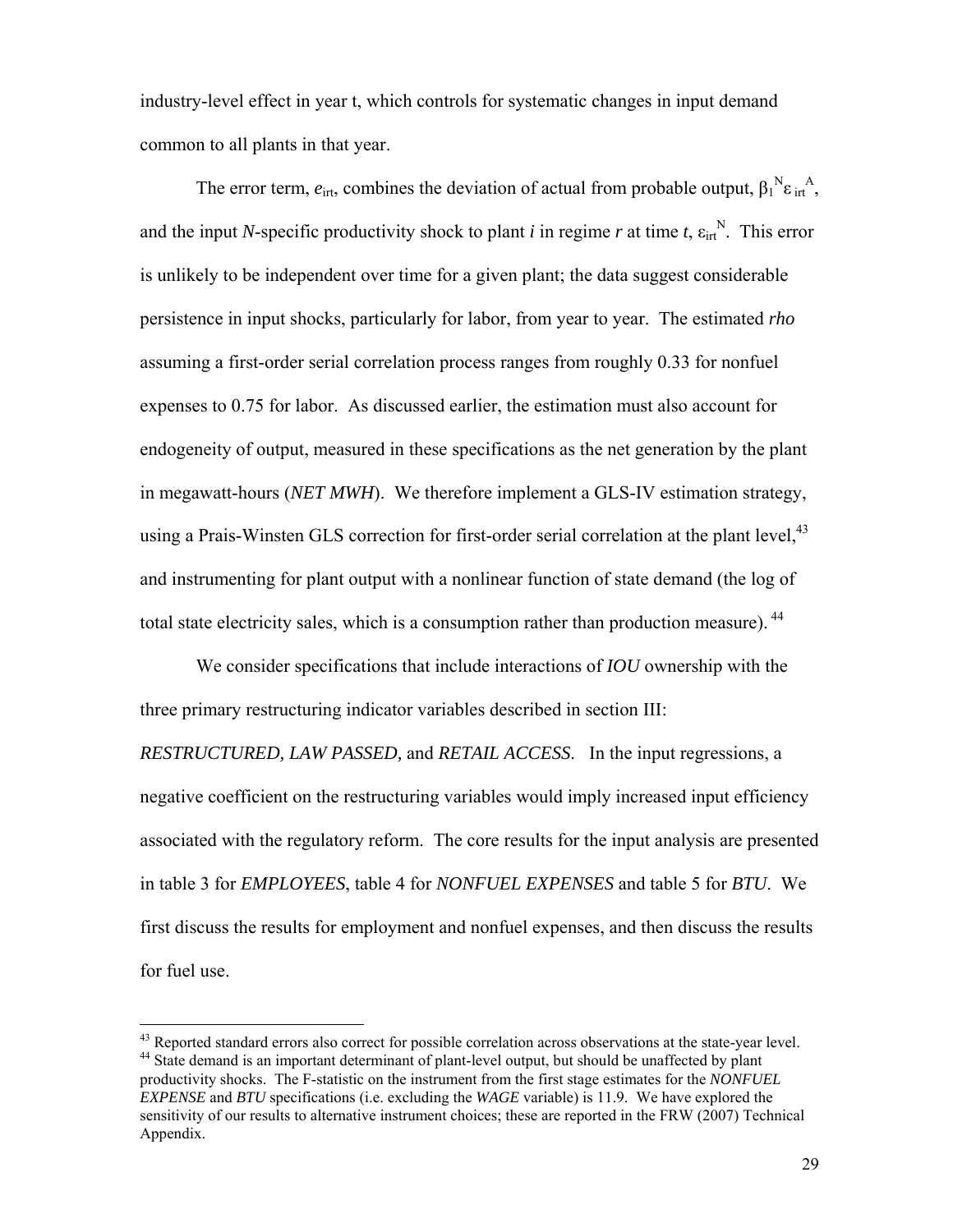industry-level effect in year t, which controls for systematic changes in input demand common to all plants in that year.

The error term, $e_{irt}$, combines the deviation of actual from probable output, $\beta_1^N \varepsilon_{irt}^A$, and the input *N*-specific productivity shock to plant *i* in regime *r* at time *t*, $\varepsilon_{irt}^N$. This error is unlikely to be independent over time for a given plant; the data suggest considerable persistence in input shocks, particularly for labor, from year to year. The estimated *rho* assuming a first-order serial correlation process ranges from roughly 0.33 for nonfuel expenses to 0.75 for labor. As discussed earlier, the estimation must also account for endogeneity of output, measured in these specifications as the net generation by the plant in megawatt-hours (*NET MWH*). We therefore implement a GLS-IV estimation strategy, using a Prais-Winsten GLS correction for first-order serial correlation at the plant level,[43] and instrumenting for plant output with a nonlinear function of state demand (the log of total state electricity sales, which is a consumption rather than production measure).[44]

We consider specifications that include interactions of *IOU* ownership with the three primary restructuring indicator variables described in section III: *RESTRUCTURED, LAW PASSED,* and *RETAIL ACCESS*. In the input regressions, a negative coefficient on the restructuring variables would imply increased input efficiency associated with the regulatory reform. The core results for the input analysis are presented in table 3 for *EMPLOYEES*, table 4 for *NONFUEL EXPENSES* and table 5 for *BTU*. We first discuss the results for employment and nonfuel expenses, and then discuss the results for fuel use.

---

[43] Reported standard errors also correct for possible correlation across observations at the state-year level.

[44] State demand is an important determinant of plant-level output, but should be unaffected by plant productivity shocks. The F-statistic on the instrument from the first stage estimates for the *NONFUEL EXPENSE* and *BTU* specifications (i.e. excluding the *WAGE* variable) is 11.9. We have explored the sensitivity of our results to alternative instrument choices; these are reported in the FRW (2007) Technical Appendix.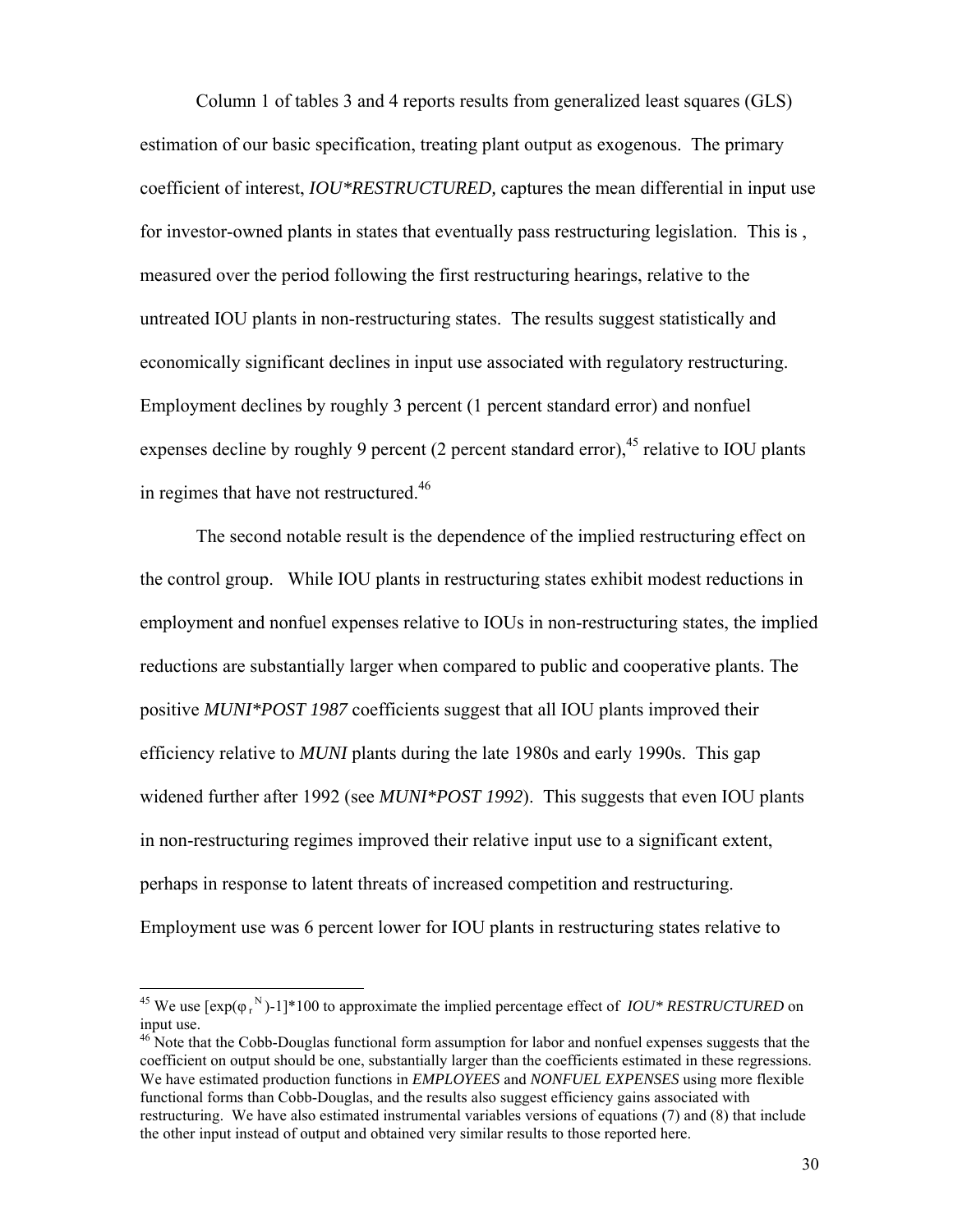Column 1 of tables 3 and 4 reports results from generalized least squares (GLS) estimation of our basic specification, treating plant output as exogenous. The primary coefficient of interest, *IOU*RESTRUCTURED,* captures the mean differential in input use for investor-owned plants in states that eventually pass restructuring legislation. This is , measured over the period following the first restructuring hearings, relative to the untreated IOU plants in non-restructuring states. The results suggest statistically and economically significant declines in input use associated with regulatory restructuring. Employment declines by roughly 3 percent (1 percent standard error) and nonfuel expenses decline by roughly 9 percent (2 percent standard error),[45] relative to IOU plants in regimes that have not restructured.[46]

The second notable result is the dependence of the implied restructuring effect on the control group. While IOU plants in restructuring states exhibit modest reductions in employment and nonfuel expenses relative to IOUs in non-restructuring states, the implied reductions are substantially larger when compared to public and cooperative plants. The positive *MUNI*POST 1987* coefficients suggest that all IOU plants improved their efficiency relative to *MUNI* plants during the late 1980s and early 1990s. This gap widened further after 1992 (see *MUNI*POST 1992*). This suggests that even IOU plants in non-restructuring regimes improved their relative input use to a significant extent, perhaps in response to latent threats of increased competition and restructuring. Employment use was 6 percent lower for IOU plants in restructuring states relative to

---

[45] We use $[\exp(\varphi_r^N)-1]*100$ to approximate the implied percentage effect of *IOU* RESTRUCTURED* on input use.

[46] Note that the Cobb-Douglas functional form assumption for labor and nonfuel expenses suggests that the coefficient on output should be one, substantially larger than the coefficients estimated in these regressions. We have estimated production functions in *EMPLOYEES* and *NONFUEL EXPENSES* using more flexible functional forms than Cobb-Douglas, and the results also suggest efficiency gains associated with restructuring. We have also estimated instrumental variables versions of equations (7) and (8) that include the other input instead of output and obtained very similar results to those reported here.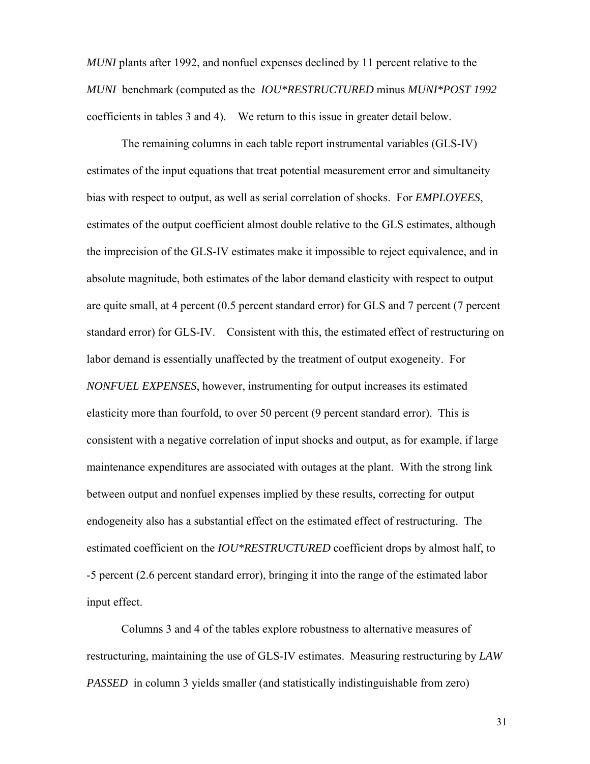*MUNI* plants after 1992, and nonfuel expenses declined by 11 percent relative to the *MUNI* benchmark (computed as the *IOU*RESTRUCTURED* minus *MUNI*POST 1992* coefficients in tables 3 and 4). We return to this issue in greater detail below.

The remaining columns in each table report instrumental variables (GLS-IV) estimates of the input equations that treat potential measurement error and simultaneity bias with respect to output, as well as serial correlation of shocks. For *EMPLOYEES*, estimates of the output coefficient almost double relative to the GLS estimates, although the imprecision of the GLS-IV estimates make it impossible to reject equivalence, and in absolute magnitude, both estimates of the labor demand elasticity with respect to output are quite small, at 4 percent (0.5 percent standard error) for GLS and 7 percent (7 percent standard error) for GLS-IV. Consistent with this, the estimated effect of restructuring on labor demand is essentially unaffected by the treatment of output exogeneity. For *NONFUEL EXPENSES*, however, instrumenting for output increases its estimated elasticity more than fourfold, to over 50 percent (9 percent standard error). This is consistent with a negative correlation of input shocks and output, as for example, if large maintenance expenditures are associated with outages at the plant. With the strong link between output and nonfuel expenses implied by these results, correcting for output endogeneity also has a substantial effect on the estimated effect of restructuring. The estimated coefficient on the *IOU*RESTRUCTURED* coefficient drops by almost half, to -5 percent (2.6 percent standard error), bringing it into the range of the estimated labor input effect.

Columns 3 and 4 of the tables explore robustness to alternative measures of restructuring, maintaining the use of GLS-IV estimates. Measuring restructuring by *LAW PASSED* in column 3 yields smaller (and statistically indistinguishable from zero)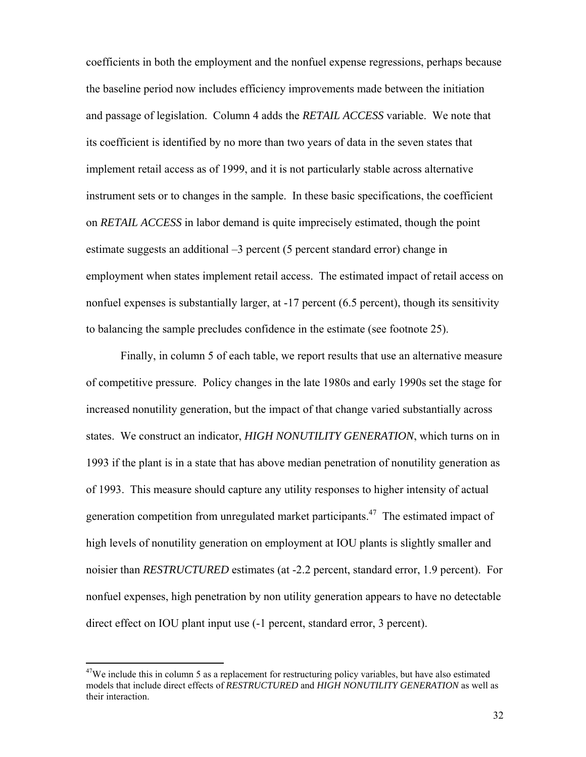coefficients in both the employment and the nonfuel expense regressions, perhaps because the baseline period now includes efficiency improvements made between the initiation and passage of legislation. Column 4 adds the *RETAIL ACCESS* variable. We note that its coefficient is identified by no more than two years of data in the seven states that implement retail access as of 1999, and it is not particularly stable across alternative instrument sets or to changes in the sample. In these basic specifications, the coefficient on *RETAIL ACCESS* in labor demand is quite imprecisely estimated, though the point estimate suggests an additional –3 percent (5 percent standard error) change in employment when states implement retail access. The estimated impact of retail access on nonfuel expenses is substantially larger, at -17 percent (6.5 percent), though its sensitivity to balancing the sample precludes confidence in the estimate (see footnote 25).

Finally, in column 5 of each table, we report results that use an alternative measure of competitive pressure. Policy changes in the late 1980s and early 1990s set the stage for increased nonutility generation, but the impact of that change varied substantially across states. We construct an indicator, *HIGH NONUTILITY GENERATION*, which turns on in 1993 if the plant is in a state that has above median penetration of nonutility generation as of 1993. This measure should capture any utility responses to higher intensity of actual generation competition from unregulated market participants.[47] The estimated impact of high levels of nonutility generation on employment at IOU plants is slightly smaller and noisier than *RESTRUCTURED* estimates (at -2.2 percent, standard error, 1.9 percent). For nonfuel expenses, high penetration by non utility generation appears to have no detectable direct effect on IOU plant input use (-1 percent, standard error, 3 percent).

[47]We include this in column 5 as a replacement for restructuring policy variables, but have also estimated models that include direct effects of *RESTRUCTURED* and *HIGH NONUTILITY GENERATION* as well as their interaction.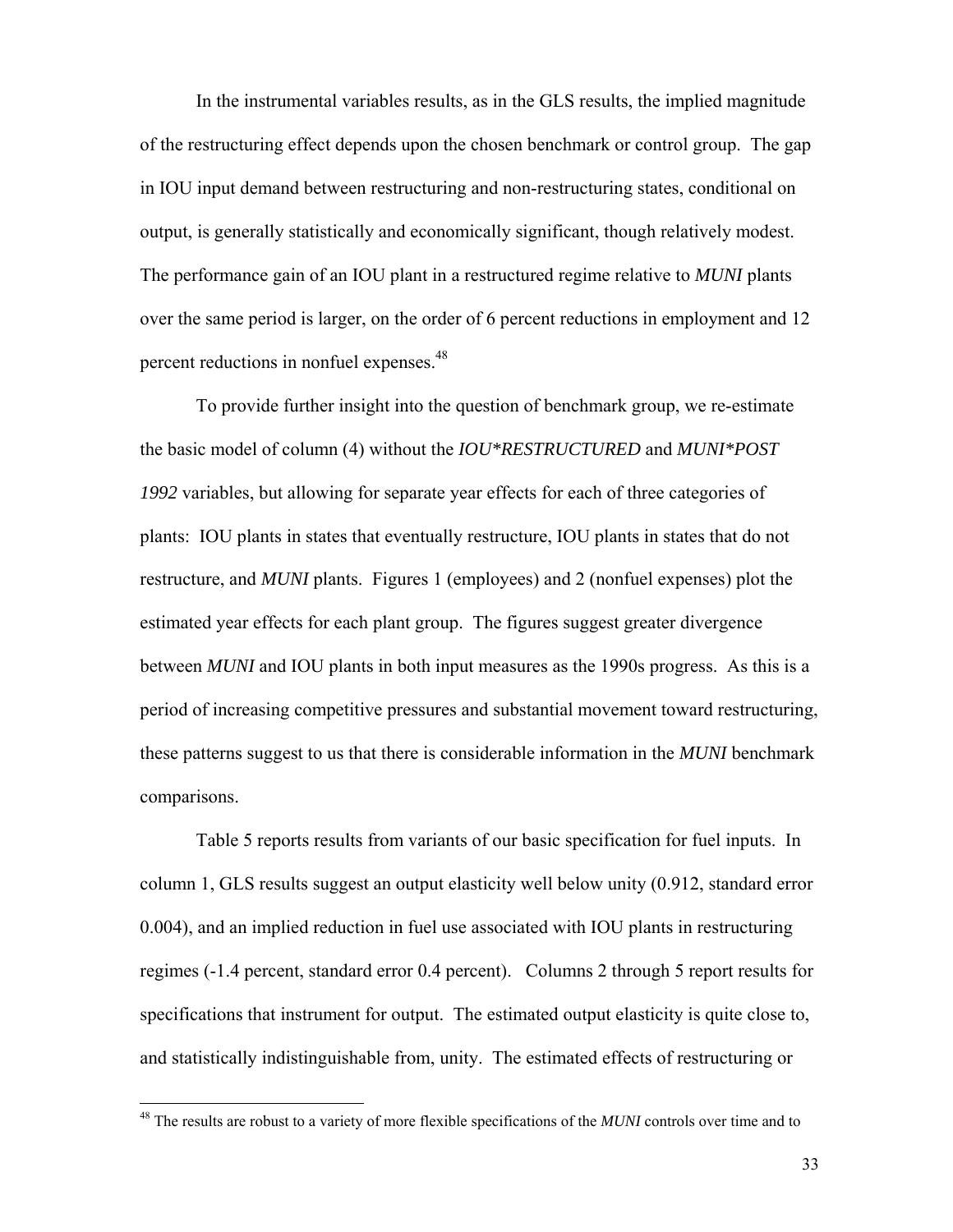In the instrumental variables results, as in the GLS results, the implied magnitude of the restructuring effect depends upon the chosen benchmark or control group. The gap in IOU input demand between restructuring and non-restructuring states, conditional on output, is generally statistically and economically significant, though relatively modest. The performance gain of an IOU plant in a restructured regime relative to *MUNI* plants over the same period is larger, on the order of 6 percent reductions in employment and 12 percent reductions in nonfuel expenses.[48]

To provide further insight into the question of benchmark group, we re-estimate the basic model of column (4) without the *IOU*RESTRUCTURED* and *MUNI*POST 1992* variables, but allowing for separate year effects for each of three categories of plants: IOU plants in states that eventually restructure, IOU plants in states that do not restructure, and *MUNI* plants. Figures 1 (employees) and 2 (nonfuel expenses) plot the estimated year effects for each plant group. The figures suggest greater divergence between *MUNI* and IOU plants in both input measures as the 1990s progress. As this is a period of increasing competitive pressures and substantial movement toward restructuring, these patterns suggest to us that there is considerable information in the *MUNI* benchmark comparisons.

Table 5 reports results from variants of our basic specification for fuel inputs. In column 1, GLS results suggest an output elasticity well below unity (0.912, standard error 0.004), and an implied reduction in fuel use associated with IOU plants in restructuring regimes (-1.4 percent, standard error 0.4 percent). Columns 2 through 5 report results for specifications that instrument for output. The estimated output elasticity is quite close to, and statistically indistinguishable from, unity. The estimated effects of restructuring or

[48] The results are robust to a variety of more flexible specifications of the *MUNI* controls over time and to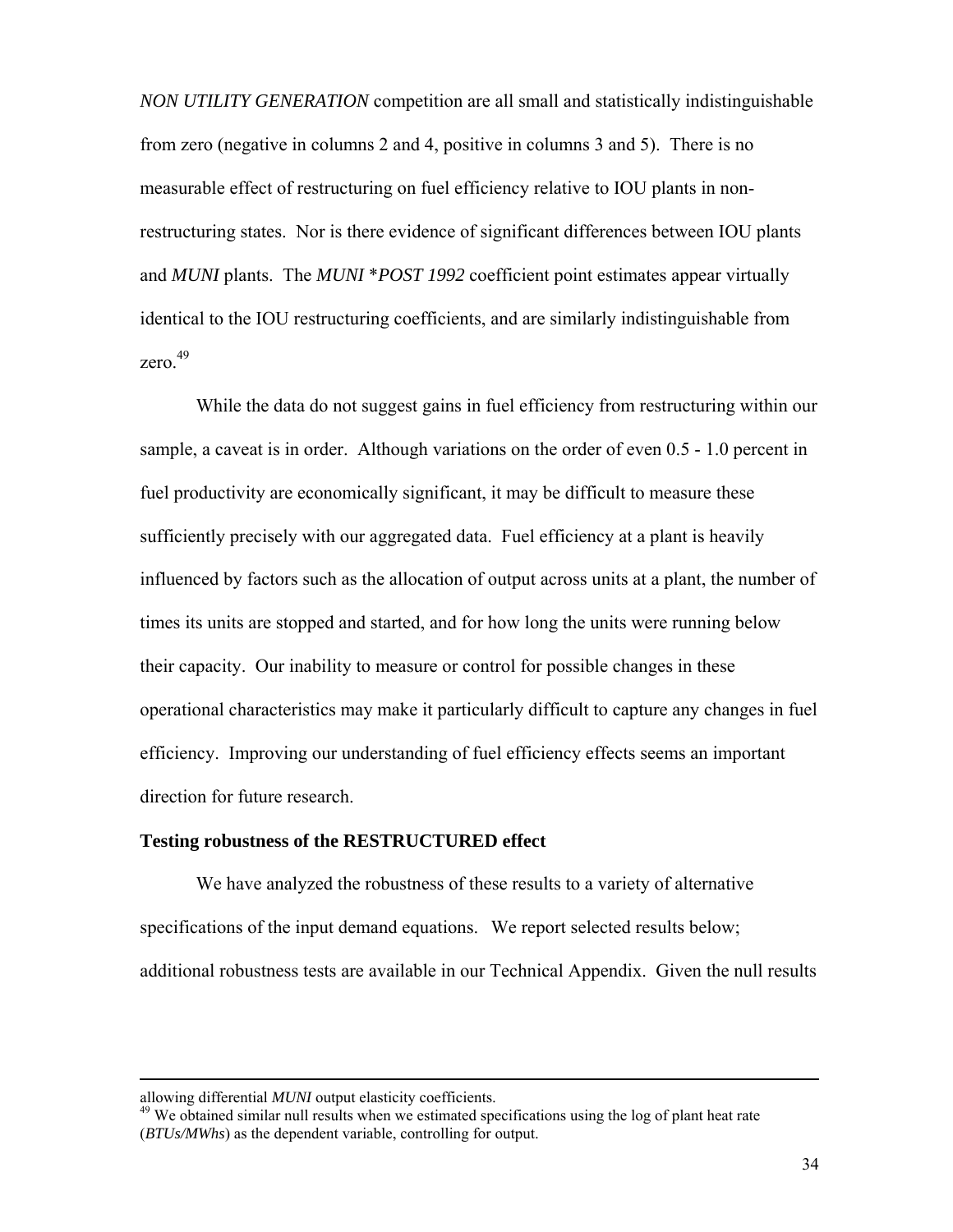*NON UTILITY GENERATION* competition are all small and statistically indistinguishable from zero (negative in columns 2 and 4, positive in columns 3 and 5). There is no measurable effect of restructuring on fuel efficiency relative to IOU plants in non-restructuring states. Nor is there evidence of significant differences between IOU plants and *MUNI* plants. The *MUNI \*POST 1992* coefficient point estimates appear virtually identical to the IOU restructuring coefficients, and are similarly indistinguishable from zero.[49]

While the data do not suggest gains in fuel efficiency from restructuring within our sample, a caveat is in order. Although variations on the order of even 0.5 - 1.0 percent in fuel productivity are economically significant, it may be difficult to measure these sufficiently precisely with our aggregated data. Fuel efficiency at a plant is heavily influenced by factors such as the allocation of output across units at a plant, the number of times its units are stopped and started, and for how long the units were running below their capacity. Our inability to measure or control for possible changes in these operational characteristics may make it particularly difficult to capture any changes in fuel efficiency. Improving our understanding of fuel efficiency effects seems an important direction for future research.

**Testing robustness of the RESTRUCTURED effect**

We have analyzed the robustness of these results to a variety of alternative specifications of the input demand equations. We report selected results below; additional robustness tests are available in our Technical Appendix. Given the null results

---

allowing differential *MUNI* output elasticity coefficients.

[49] We obtained similar null results when we estimated specifications using the log of plant heat rate (*BTUs/MWhs*) as the dependent variable, controlling for output.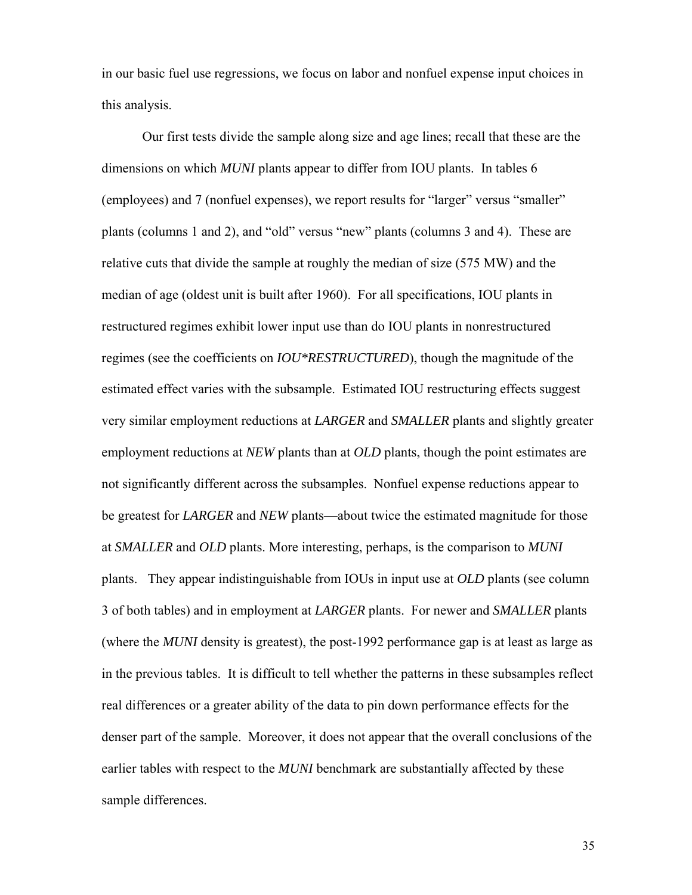in our basic fuel use regressions, we focus on labor and nonfuel expense input choices in this analysis.

Our first tests divide the sample along size and age lines; recall that these are the dimensions on which *MUNI* plants appear to differ from IOU plants. In tables 6 (employees) and 7 (nonfuel expenses), we report results for "larger" versus "smaller" plants (columns 1 and 2), and "old" versus "new" plants (columns 3 and 4). These are relative cuts that divide the sample at roughly the median of size (575 MW) and the median of age (oldest unit is built after 1960). For all specifications, IOU plants in restructured regimes exhibit lower input use than do IOU plants in nonrestructured regimes (see the coefficients on *IOU*RESTRUCTURED*), though the magnitude of the estimated effect varies with the subsample. Estimated IOU restructuring effects suggest very similar employment reductions at *LARGER* and *SMALLER* plants and slightly greater employment reductions at *NEW* plants than at *OLD* plants, though the point estimates are not significantly different across the subsamples. Nonfuel expense reductions appear to be greatest for *LARGER* and *NEW* plants—about twice the estimated magnitude for those at *SMALLER* and *OLD* plants. More interesting, perhaps, is the comparison to *MUNI* plants. They appear indistinguishable from IOUs in input use at *OLD* plants (see column 3 of both tables) and in employment at *LARGER* plants. For newer and *SMALLER* plants (where the *MUNI* density is greatest), the post-1992 performance gap is at least as large as in the previous tables. It is difficult to tell whether the patterns in these subsamples reflect real differences or a greater ability of the data to pin down performance effects for the denser part of the sample. Moreover, it does not appear that the overall conclusions of the earlier tables with respect to the *MUNI* benchmark are substantially affected by these sample differences.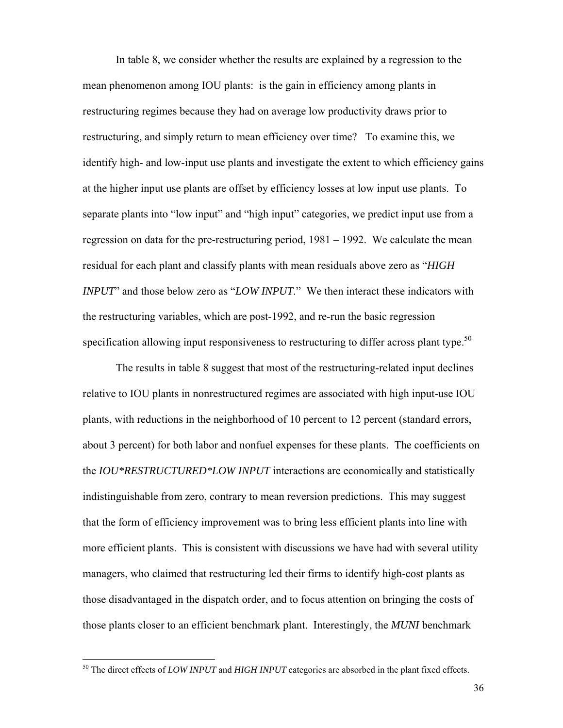In table 8, we consider whether the results are explained by a regression to the mean phenomenon among IOU plants: is the gain in efficiency among plants in restructuring regimes because they had on average low productivity draws prior to restructuring, and simply return to mean efficiency over time? To examine this, we identify high- and low-input use plants and investigate the extent to which efficiency gains at the higher input use plants are offset by efficiency losses at low input use plants. To separate plants into "low input" and "high input" categories, we predict input use from a regression on data for the pre-restructuring period, 1981 – 1992. We calculate the mean residual for each plant and classify plants with mean residuals above zero as "*HIGH INPUT*" and those below zero as "*LOW INPUT*." We then interact these indicators with the restructuring variables, which are post-1992, and re-run the basic regression specification allowing input responsiveness to restructuring to differ across plant type.[50]

The results in table 8 suggest that most of the restructuring-related input declines relative to IOU plants in nonrestructured regimes are associated with high input-use IOU plants, with reductions in the neighborhood of 10 percent to 12 percent (standard errors, about 3 percent) for both labor and nonfuel expenses for these plants. The coefficients on the *IOU*RESTRUCTURED*LOW INPUT* interactions are economically and statistically indistinguishable from zero, contrary to mean reversion predictions. This may suggest that the form of efficiency improvement was to bring less efficient plants into line with more efficient plants. This is consistent with discussions we have had with several utility managers, who claimed that restructuring led their firms to identify high-cost plants as those disadvantaged in the dispatch order, and to focus attention on bringing the costs of those plants closer to an efficient benchmark plant. Interestingly, the *MUNI* benchmark

---

[50] The direct effects of *LOW INPUT* and *HIGH INPUT* categories are absorbed in the plant fixed effects.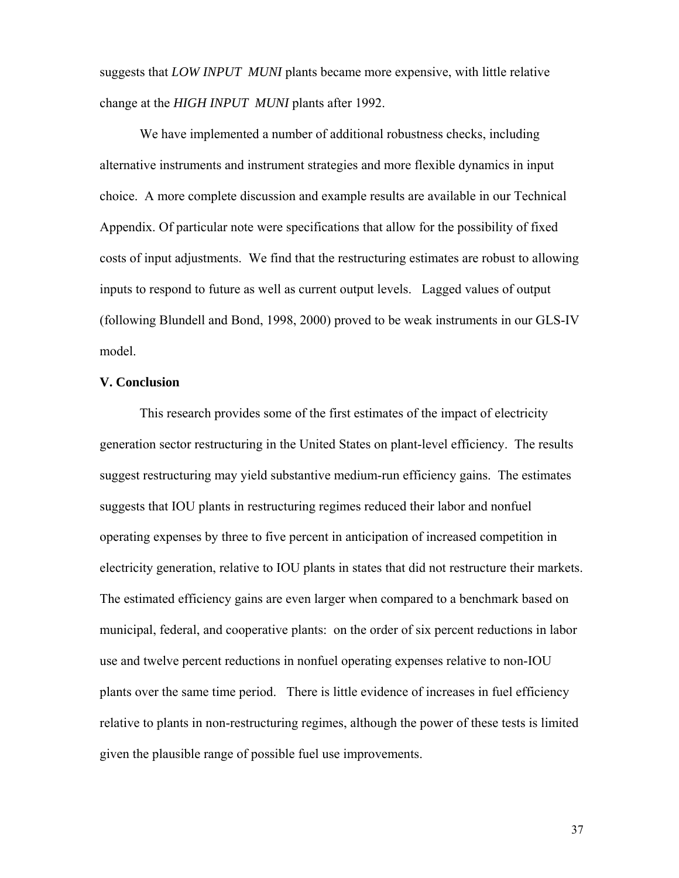suggests that *LOW INPUT MUNI* plants became more expensive, with little relative change at the *HIGH INPUT MUNI* plants after 1992.

We have implemented a number of additional robustness checks, including alternative instruments and instrument strategies and more flexible dynamics in input choice. A more complete discussion and example results are available in our Technical Appendix. Of particular note were specifications that allow for the possibility of fixed costs of input adjustments. We find that the restructuring estimates are robust to allowing inputs to respond to future as well as current output levels. Lagged values of output (following Blundell and Bond, 1998, 2000) proved to be weak instruments in our GLS-IV model.

## V. Conclusion

This research provides some of the first estimates of the impact of electricity generation sector restructuring in the United States on plant-level efficiency. The results suggest restructuring may yield substantive medium-run efficiency gains. The estimates suggests that IOU plants in restructuring regimes reduced their labor and nonfuel operating expenses by three to five percent in anticipation of increased competition in electricity generation, relative to IOU plants in states that did not restructure their markets. The estimated efficiency gains are even larger when compared to a benchmark based on municipal, federal, and cooperative plants: on the order of six percent reductions in labor use and twelve percent reductions in nonfuel operating expenses relative to non-IOU plants over the same time period. There is little evidence of increases in fuel efficiency relative to plants in non-restructuring regimes, although the power of these tests is limited given the plausible range of possible fuel use improvements.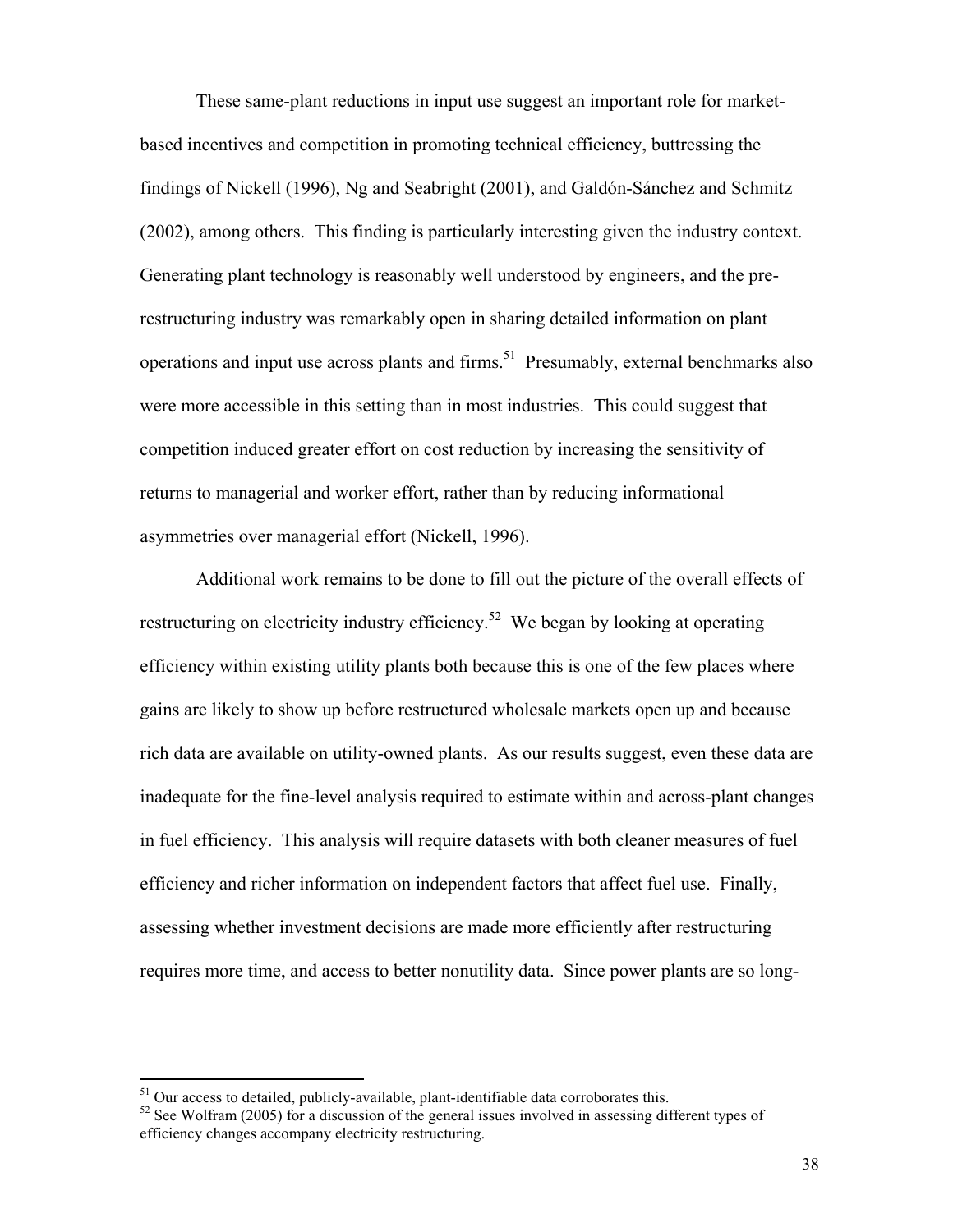These same-plant reductions in input use suggest an important role for market-based incentives and competition in promoting technical efficiency, buttressing the findings of Nickell (1996), Ng and Seabright (2001), and Galdón-Sánchez and Schmitz (2002), among others. This finding is particularly interesting given the industry context. Generating plant technology is reasonably well understood by engineers, and the pre-restructuring industry was remarkably open in sharing detailed information on plant operations and input use across plants and firms.[51] Presumably, external benchmarks also were more accessible in this setting than in most industries. This could suggest that competition induced greater effort on cost reduction by increasing the sensitivity of returns to managerial and worker effort, rather than by reducing informational asymmetries over managerial effort (Nickell, 1996).

Additional work remains to be done to fill out the picture of the overall effects of restructuring on electricity industry efficiency.[52] We began by looking at operating efficiency within existing utility plants both because this is one of the few places where gains are likely to show up before restructured wholesale markets open up and because rich data are available on utility-owned plants. As our results suggest, even these data are inadequate for the fine-level analysis required to estimate within and across-plant changes in fuel efficiency. This analysis will require datasets with both cleaner measures of fuel efficiency and richer information on independent factors that affect fuel use. Finally, assessing whether investment decisions are made more efficiently after restructuring requires more time, and access to better nonutility data. Since power plants are so long-

[51] Our access to detailed, publicly-available, plant-identifiable data corroborates this.

[52] See Wolfram (2005) for a discussion of the general issues involved in assessing different types of efficiency changes accompany electricity restructuring.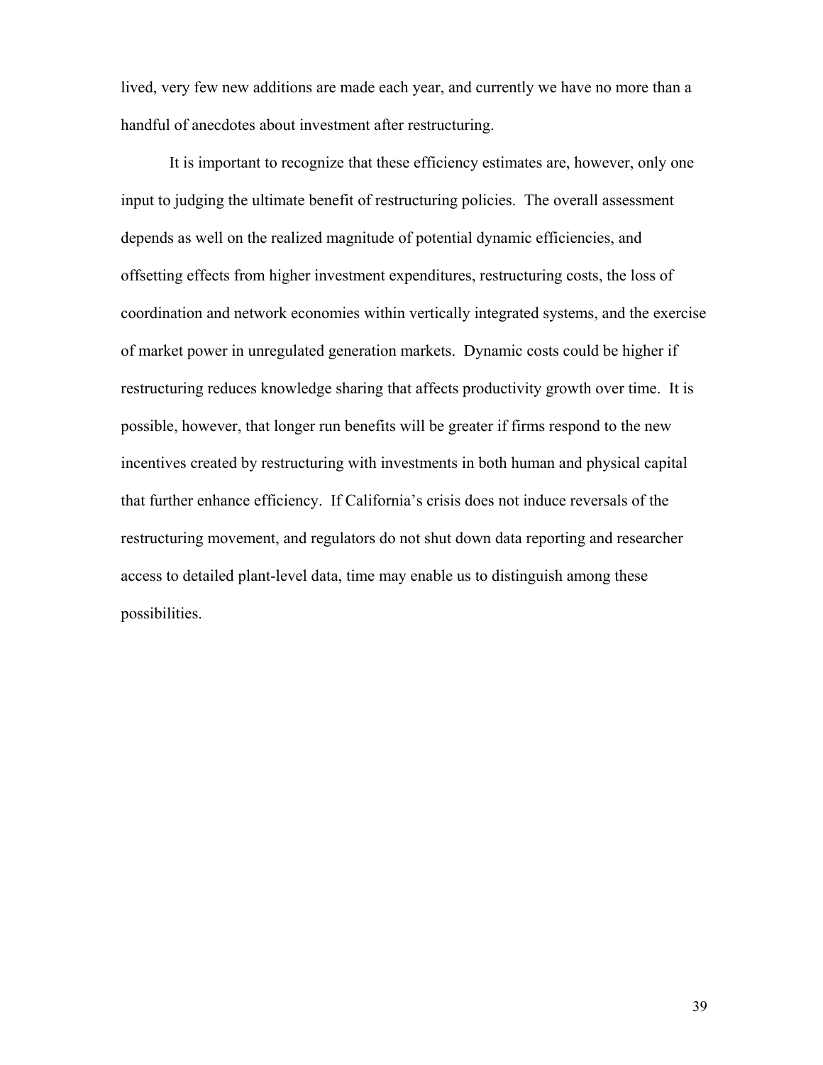lived, very few new additions are made each year, and currently we have no more than a handful of anecdotes about investment after restructuring.

It is important to recognize that these efficiency estimates are, however, only one input to judging the ultimate benefit of restructuring policies. The overall assessment depends as well on the realized magnitude of potential dynamic efficiencies, and offsetting effects from higher investment expenditures, restructuring costs, the loss of coordination and network economies within vertically integrated systems, and the exercise of market power in unregulated generation markets. Dynamic costs could be higher if restructuring reduces knowledge sharing that affects productivity growth over time. It is possible, however, that longer run benefits will be greater if firms respond to the new incentives created by restructuring with investments in both human and physical capital that further enhance efficiency. If California's crisis does not induce reversals of the restructuring movement, and regulators do not shut down data reporting and researcher access to detailed plant-level data, time may enable us to distinguish among these possibilities.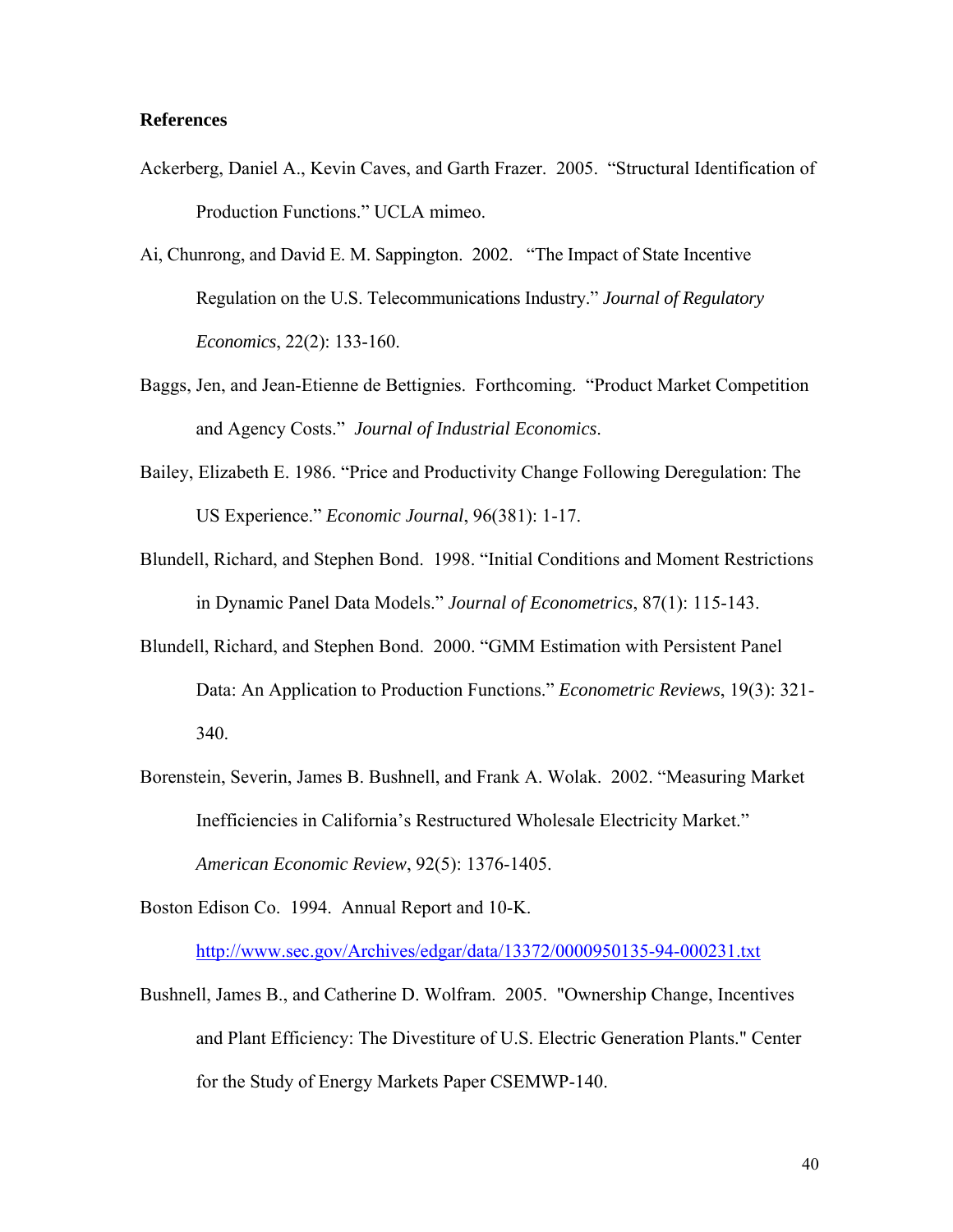## References

Ackerberg, Daniel A., Kevin Caves, and Garth Frazer. 2005. "Structural Identification of Production Functions." UCLA mimeo.

Ai, Chunrong, and David E. M. Sappington. 2002. "The Impact of State Incentive Regulation on the U.S. Telecommunications Industry." *Journal of Regulatory Economics*, 22(2): 133-160.

Baggs, Jen, and Jean-Etienne de Bettignies. Forthcoming. "Product Market Competition and Agency Costs." *Journal of Industrial Economics*.

Bailey, Elizabeth E. 1986. "Price and Productivity Change Following Deregulation: The US Experience." *Economic Journal*, 96(381): 1-17.

Blundell, Richard, and Stephen Bond. 1998. "Initial Conditions and Moment Restrictions in Dynamic Panel Data Models." *Journal of Econometrics*, 87(1): 115-143.

Blundell, Richard, and Stephen Bond. 2000. "GMM Estimation with Persistent Panel Data: An Application to Production Functions." *Econometric Reviews*, 19(3): 321-340.

Borenstein, Severin, James B. Bushnell, and Frank A. Wolak. 2002. "Measuring Market Inefficiencies in California's Restructured Wholesale Electricity Market." *American Economic Review*, 92(5): 1376-1405.

Boston Edison Co. 1994. Annual Report and 10-K. http://www.sec.gov/Archives/edgar/data/13372/0000950135-94-000231.txt

Bushnell, James B., and Catherine D. Wolfram. 2005. "Ownership Change, Incentives and Plant Efficiency: The Divestiture of U.S. Electric Generation Plants." Center for the Study of Energy Markets Paper CSEMWP-140.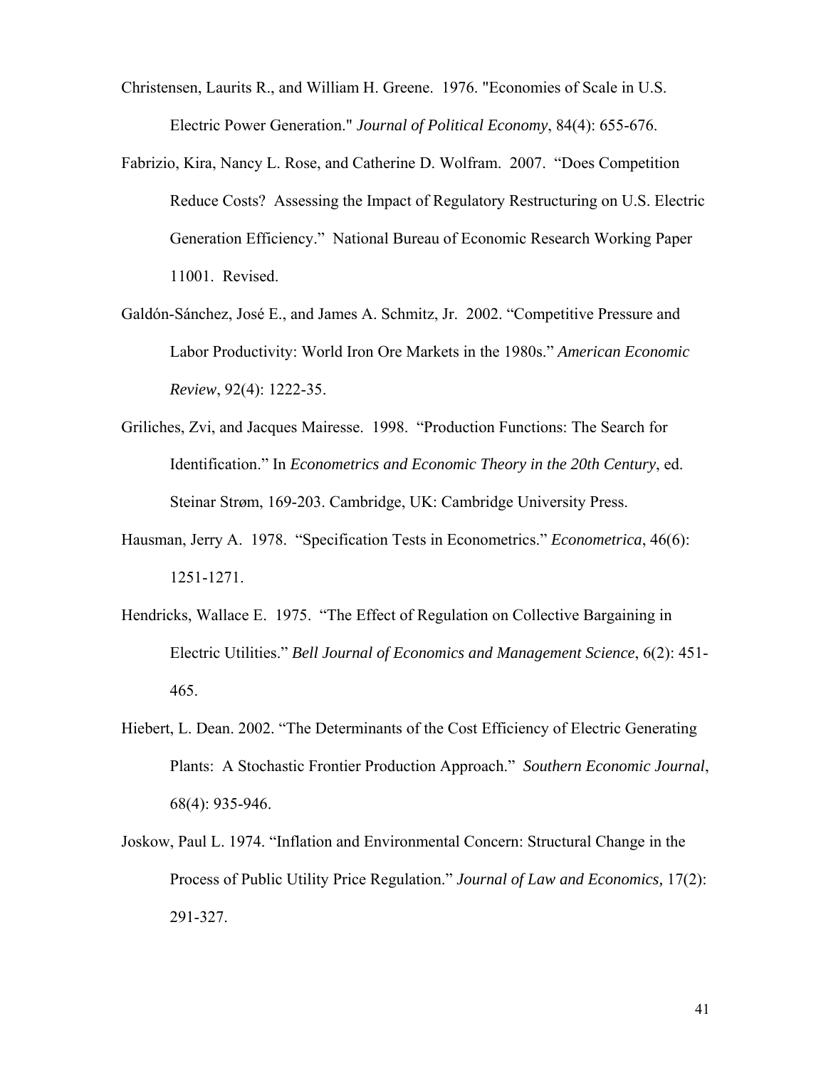Christensen, Laurits R., and William H. Greene. 1976. "Economies of Scale in U.S. Electric Power Generation." *Journal of Political Economy*, 84(4): 655-676.

Fabrizio, Kira, Nancy L. Rose, and Catherine D. Wolfram. 2007. "Does Competition Reduce Costs? Assessing the Impact of Regulatory Restructuring on U.S. Electric Generation Efficiency." National Bureau of Economic Research Working Paper 11001. Revised.

Galdón-Sánchez, José E., and James A. Schmitz, Jr. 2002. "Competitive Pressure and Labor Productivity: World Iron Ore Markets in the 1980s." *American Economic Review*, 92(4): 1222-35.

Griliches, Zvi, and Jacques Mairesse. 1998. "Production Functions: The Search for Identification." In *Econometrics and Economic Theory in the 20th Century*, ed. Steinar Strøm, 169-203. Cambridge, UK: Cambridge University Press.

Hausman, Jerry A. 1978. "Specification Tests in Econometrics." *Econometrica*, 46(6): 1251-1271.

Hendricks, Wallace E. 1975. "The Effect of Regulation on Collective Bargaining in Electric Utilities." *Bell Journal of Economics and Management Science*, 6(2): 451-465.

Hiebert, L. Dean. 2002. "The Determinants of the Cost Efficiency of Electric Generating Plants: A Stochastic Frontier Production Approach." *Southern Economic Journal*, 68(4): 935-946.

Joskow, Paul L. 1974. "Inflation and Environmental Concern: Structural Change in the Process of Public Utility Price Regulation." *Journal of Law and Economics,* 17(2): 291-327.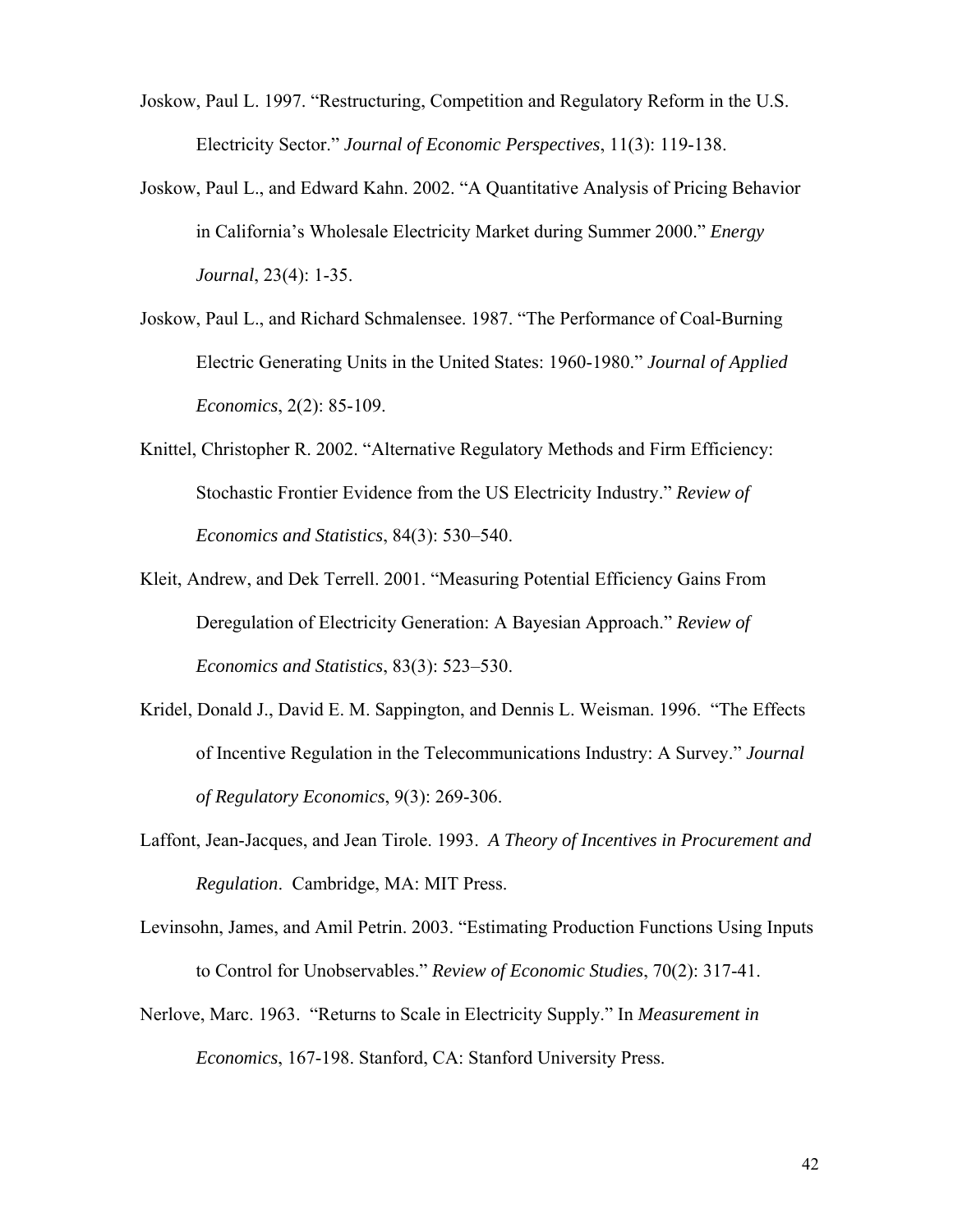Joskow, Paul L. 1997. "Restructuring, Competition and Regulatory Reform in the U.S. Electricity Sector." *Journal of Economic Perspectives*, 11(3): 119-138.

Joskow, Paul L., and Edward Kahn. 2002. "A Quantitative Analysis of Pricing Behavior in California's Wholesale Electricity Market during Summer 2000." *Energy Journal*, 23(4): 1-35.

Joskow, Paul L., and Richard Schmalensee. 1987. "The Performance of Coal-Burning Electric Generating Units in the United States: 1960-1980." *Journal of Applied Economics*, 2(2): 85-109.

Knittel, Christopher R. 2002. "Alternative Regulatory Methods and Firm Efficiency: Stochastic Frontier Evidence from the US Electricity Industry." *Review of Economics and Statistics*, 84(3): 530–540.

Kleit, Andrew, and Dek Terrell. 2001. "Measuring Potential Efficiency Gains From Deregulation of Electricity Generation: A Bayesian Approach." *Review of Economics and Statistics*, 83(3): 523–530.

Kridel, Donald J., David E. M. Sappington, and Dennis L. Weisman. 1996. "The Effects of Incentive Regulation in the Telecommunications Industry: A Survey." *Journal of Regulatory Economics*, 9(3): 269-306.

Laffont, Jean-Jacques, and Jean Tirole. 1993. *A Theory of Incentives in Procurement and Regulation*. Cambridge, MA: MIT Press.

Levinsohn, James, and Amil Petrin. 2003. "Estimating Production Functions Using Inputs to Control for Unobservables." *Review of Economic Studies*, 70(2): 317-41.

Nerlove, Marc. 1963. "Returns to Scale in Electricity Supply." In *Measurement in Economics*, 167-198. Stanford, CA: Stanford University Press.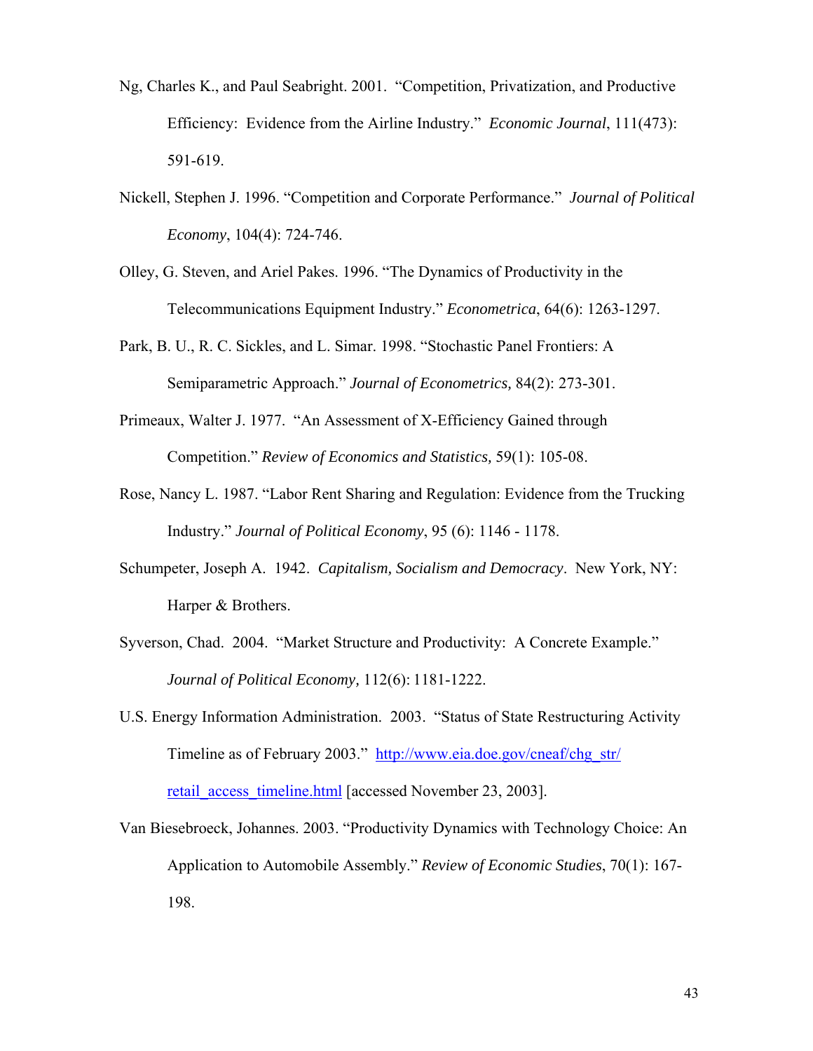Ng, Charles K., and Paul Seabright. 2001. "Competition, Privatization, and Productive Efficiency: Evidence from the Airline Industry." *Economic Journal*, 111(473): 591-619.

Nickell, Stephen J. 1996. "Competition and Corporate Performance." *Journal of Political Economy*, 104(4): 724-746.

Olley, G. Steven, and Ariel Pakes. 1996. "The Dynamics of Productivity in the Telecommunications Equipment Industry." *Econometrica*, 64(6): 1263-1297.

Park, B. U., R. C. Sickles, and L. Simar. 1998. "Stochastic Panel Frontiers: A Semiparametric Approach." *Journal of Econometrics,* 84(2): 273-301.

Primeaux, Walter J. 1977. "An Assessment of X-Efficiency Gained through Competition." *Review of Economics and Statistics,* 59(1): 105-08.

Rose, Nancy L. 1987. "Labor Rent Sharing and Regulation: Evidence from the Trucking Industry." *Journal of Political Economy*, 95 (6): 1146 - 1178.

Schumpeter, Joseph A. 1942. *Capitalism, Socialism and Democracy*. New York, NY: Harper & Brothers.

Syverson, Chad. 2004. "Market Structure and Productivity: A Concrete Example." *Journal of Political Economy,* 112(6): 1181-1222.

U.S. Energy Information Administration. 2003. "Status of State Restructuring Activity Timeline as of February 2003." http://www.eia.doe.gov/cneaf/chg_str/retail_access_timeline.html [accessed November 23, 2003].

Van Biesebroeck, Johannes. 2003. "Productivity Dynamics with Technology Choice: An Application to Automobile Assembly." *Review of Economic Studies*, 70(1): 167-198.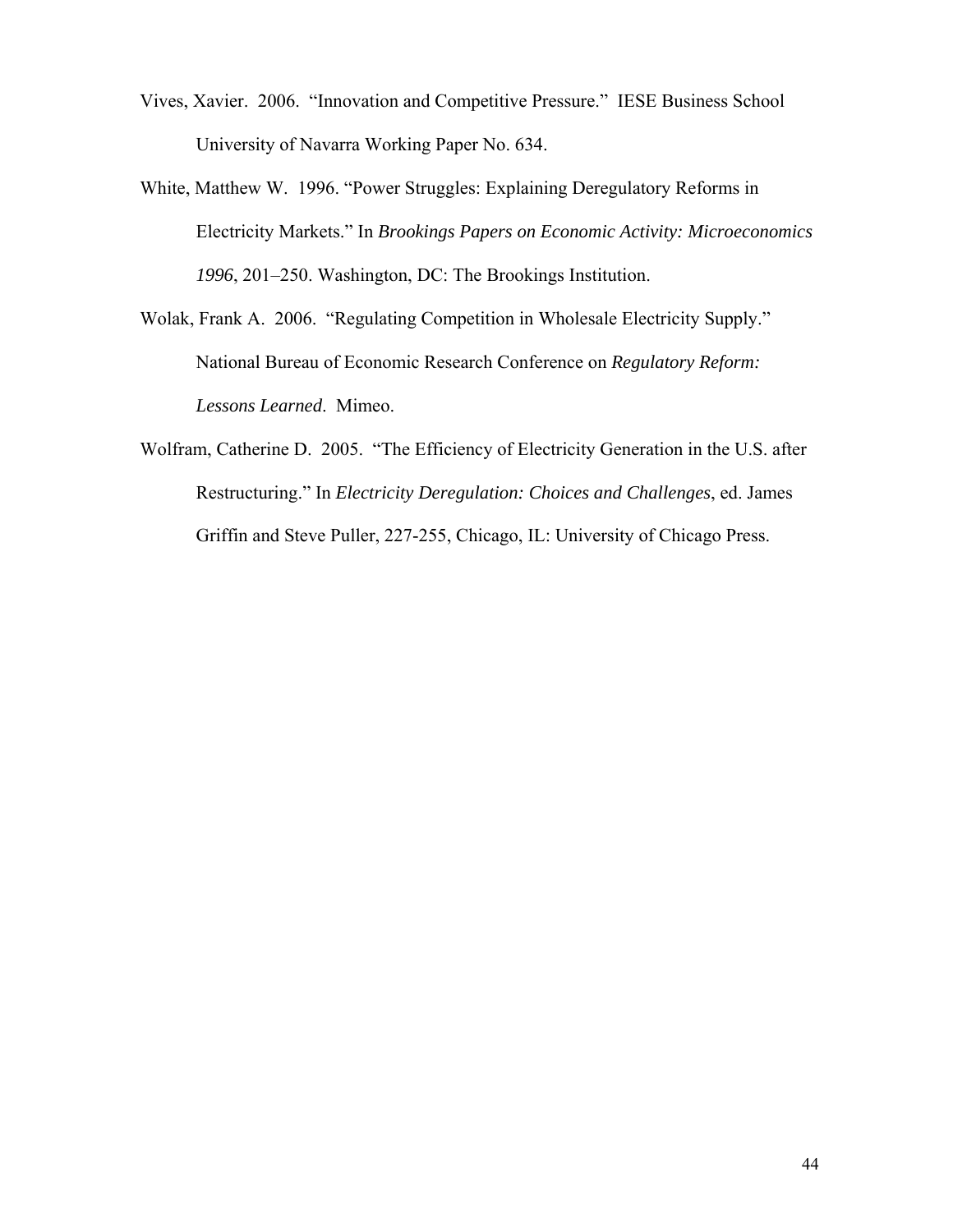Vives, Xavier. 2006. "Innovation and Competitive Pressure." IESE Business School University of Navarra Working Paper No. 634.

White, Matthew W. 1996. "Power Struggles: Explaining Deregulatory Reforms in Electricity Markets." In *Brookings Papers on Economic Activity: Microeconomics 1996*, 201–250. Washington, DC: The Brookings Institution.

Wolak, Frank A. 2006. "Regulating Competition in Wholesale Electricity Supply." National Bureau of Economic Research Conference on *Regulatory Reform: Lessons Learned*. Mimeo.

Wolfram, Catherine D. 2005. "The Efficiency of Electricity Generation in the U.S. after Restructuring." In *Electricity Deregulation: Choices and Challenges*, ed. James Griffin and Steve Puller, 227-255, Chicago, IL: University of Chicago Press.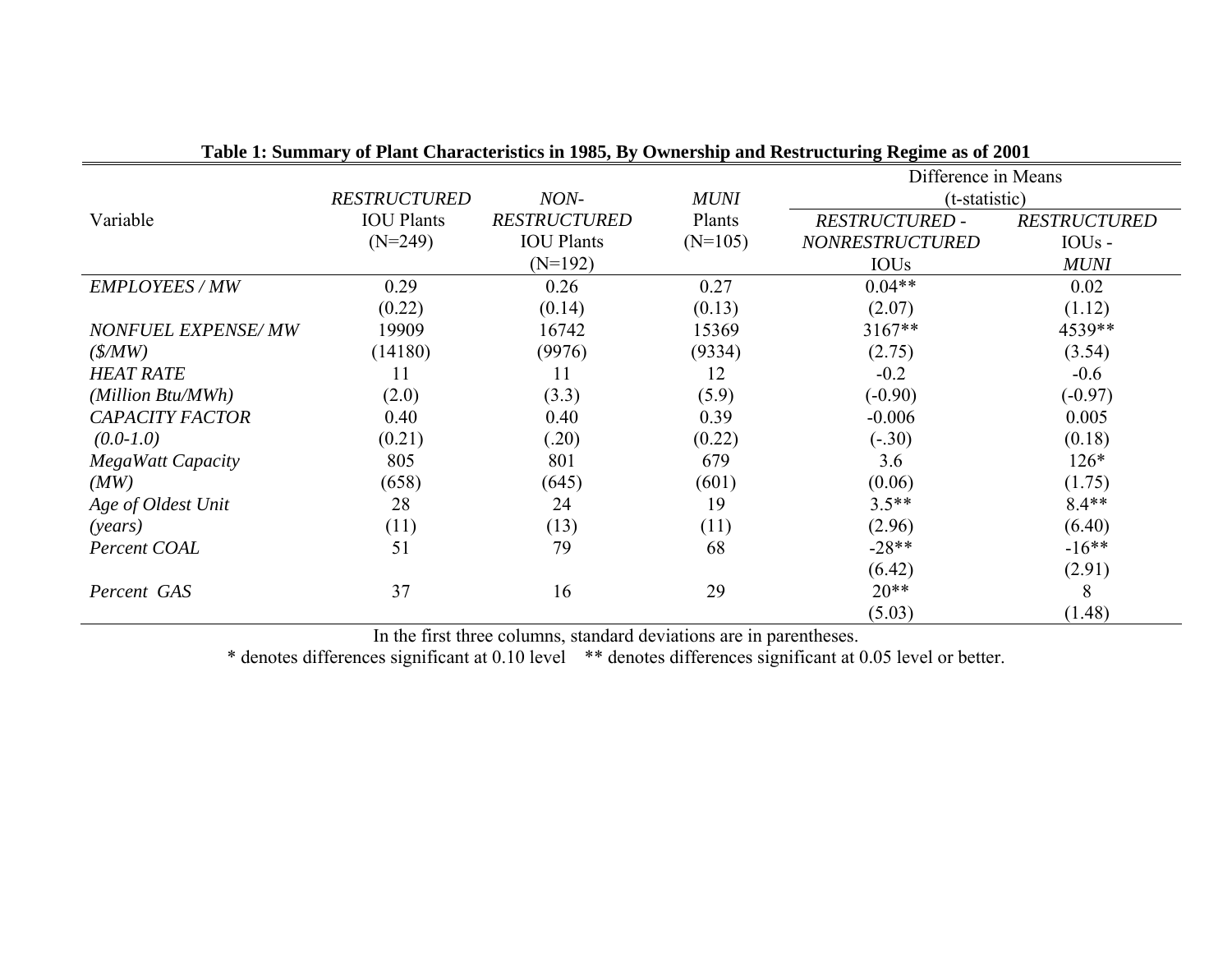**Table 1: Summary of Plant Characteristics in 1985, By Ownership and Restructuring Regime as of 2001**

| Variable | *RESTRUCTURED* IOU Plants (N=249) | *NON-RESTRUCTURED* IOU Plants (N=192) | *MUNI* Plants (N=105) | Difference in Means (t-statistic) | |
|---|---|---|---|---|---|
| | | | | *RESTRUCTURED* - *NONRESTRUCTURED* IOUs | *RESTRUCTURED* IOUs - *MUNI* |
| *EMPLOYEES / MW* | 0.29 | 0.26 | 0.27 | 0.04** | 0.02 |
| | (0.22) | (0.14) | (0.13) | (2.07) | (1.12) |
| *NONFUEL EXPENSE/ MW* | 19909 | 16742 | 15369 | 3167** | 4539** |
| *($/MW)* | (14180) | (9976) | (9334) | (2.75) | (3.54) |
| *HEAT RATE* | 11 | 11 | 12 | -0.2 | -0.6 |
| *(Million Btu/MWh)* | (2.0) | (3.3) | (5.9) | (-0.90) | (-0.97) |
| *CAPACITY FACTOR* | 0.40 | 0.40 | 0.39 | -0.006 | 0.005 |
| *(0.0-1.0)* | (0.21) | (.20) | (0.22) | (-.30) | (0.18) |
| *MegaWatt Capacity* | 805 | 801 | 679 | 3.6 | 126* |
| *(MW)* | (658) | (645) | (601) | (0.06) | (1.75) |
| *Age of Oldest Unit* | 28 | 24 | 19 | 3.5** | 8.4** |
| *(years)* | (11) | (13) | (11) | (2.96) | (6.40) |
| *Percent COAL* | 51 | 79 | 68 | -28** | -16** |
| | | | | (6.42) | (2.91) |
| *Percent GAS* | 37 | 16 | 29 | 20** | 8 |
| | | | | (5.03) | (1.48) |

In the first three columns, standard deviations are in parentheses.

\* denotes differences significant at 0.10 level  ** denotes differences significant at 0.05 level or better.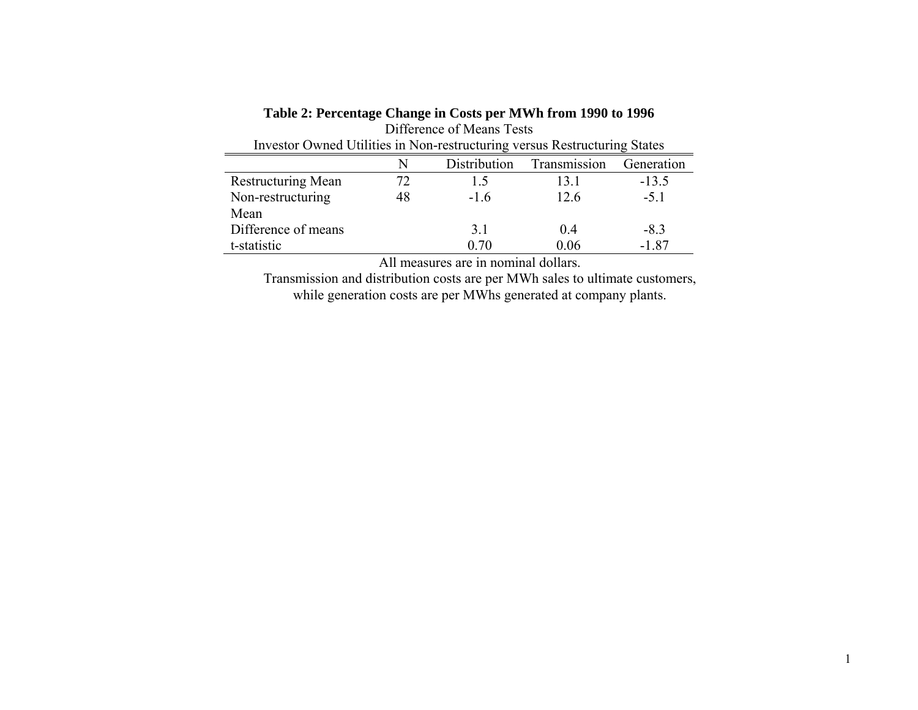**Table 2: Percentage Change in Costs per MWh from 1990 to 1996**

Difference of Means Tests

Investor Owned Utilities in Non-restructuring versus Restructuring States

| | N | Distribution | Transmission | Generation |
|---|---|---|---|---|
| Restructuring Mean | 72 | 1.5 | 13.1 | -13.5 |
| Non-restructuring Mean | 48 | -1.6 | 12.6 | -5.1 |
| Difference of means | | 3.1 | 0.4 | -8.3 |
| t-statistic | | 0.70 | 0.06 | -1.87 |

All measures are in nominal dollars.

Transmission and distribution costs are per MWh sales to ultimate customers, while generation costs are per MWhs generated at company plants.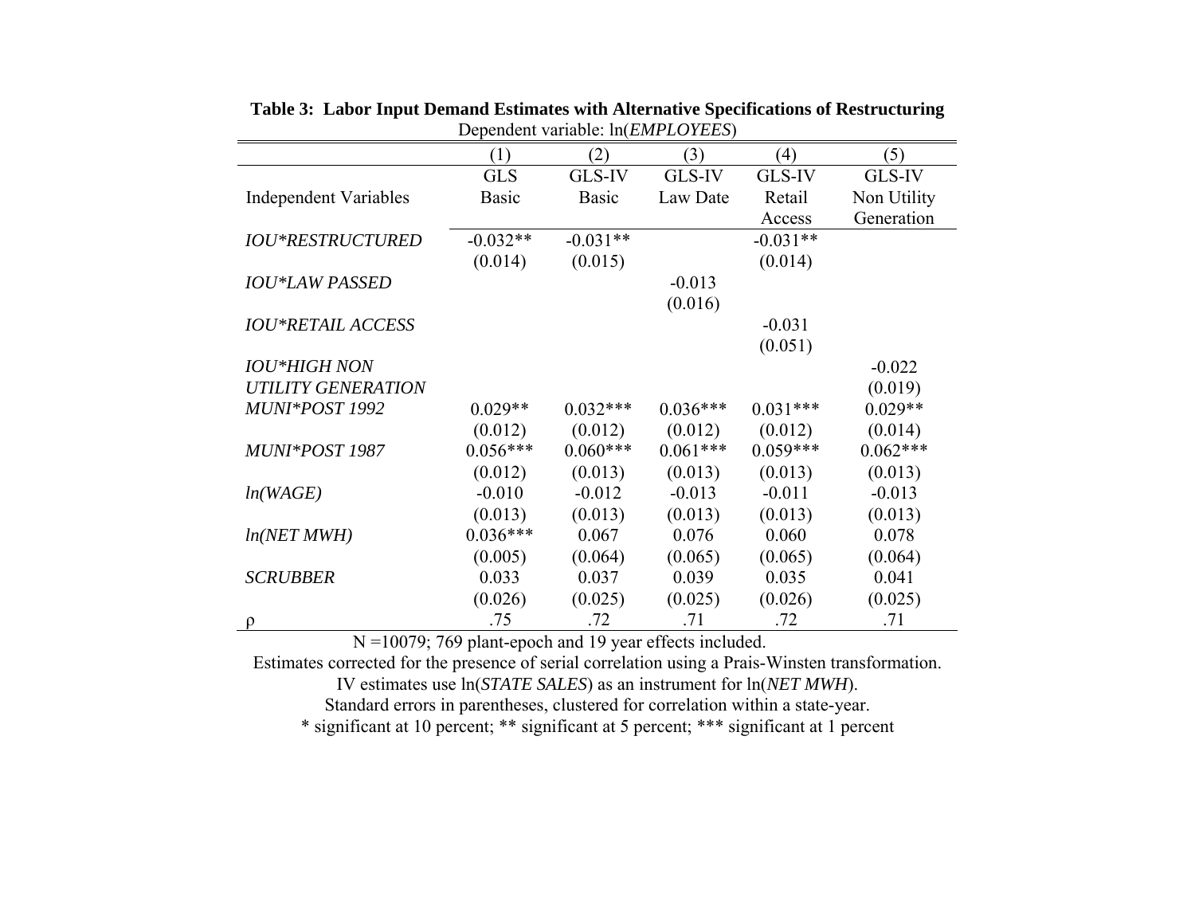**Table 3: Labor Input Demand Estimates with Alternative Specifications of Restructuring**

Dependent variable: ln(*EMPLOYEES*)

| Independent Variables | (1) GLS Basic | (2) GLS-IV Basic | (3) GLS-IV Law Date | (4) GLS-IV Retail Access | (5) GLS-IV Non Utility Generation |
|---|---|---|---|---|---|
| *IOU\*RESTRUCTURED* | -0.032** | -0.031** | | -0.031** | |
| | (0.014) | (0.015) | | (0.014) | |
| *IOU\*LAW PASSED* | | | -0.013 | | |
| | | | (0.016) | | |
| *IOU\*RETAIL ACCESS* | | | | -0.031 | |
| | | | | (0.051) | |
| *IOU\*HIGH NON UTILITY GENERATION* | | | | | -0.022 |
| | | | | | (0.019) |
| *MUNI\*POST 1992* | 0.029** | 0.032*** | 0.036*** | 0.031*** | 0.029** |
| | (0.012) | (0.012) | (0.012) | (0.012) | (0.014) |
| *MUNI\*POST 1987* | 0.056*** | 0.060*** | 0.061*** | 0.059*** | 0.062*** |
| | (0.012) | (0.013) | (0.013) | (0.013) | (0.013) |
| *ln(WAGE)* | -0.010 | -0.012 | -0.013 | -0.011 | -0.013 |
| | (0.013) | (0.013) | (0.013) | (0.013) | (0.013) |
| *ln(NET MWH)* | 0.036*** | 0.067 | 0.076 | 0.060 | 0.078 |
| | (0.005) | (0.064) | (0.065) | (0.065) | (0.064) |
| *SCRUBBER* | 0.033 | 0.037 | 0.039 | 0.035 | 0.041 |
| | (0.026) | (0.025) | (0.025) | (0.026) | (0.025) |
| $\rho$ | .75 | .72 | .71 | .72 | .71 |

N =10079; 769 plant-epoch and 19 year effects included.

Estimates corrected for the presence of serial correlation using a Prais-Winsten transformation.

IV estimates use ln(*STATE SALES*) as an instrument for ln(*NET MWH*).

Standard errors in parentheses, clustered for correlation within a state-year.

\* significant at 10 percent; ** significant at 5 percent; *** significant at 1 percent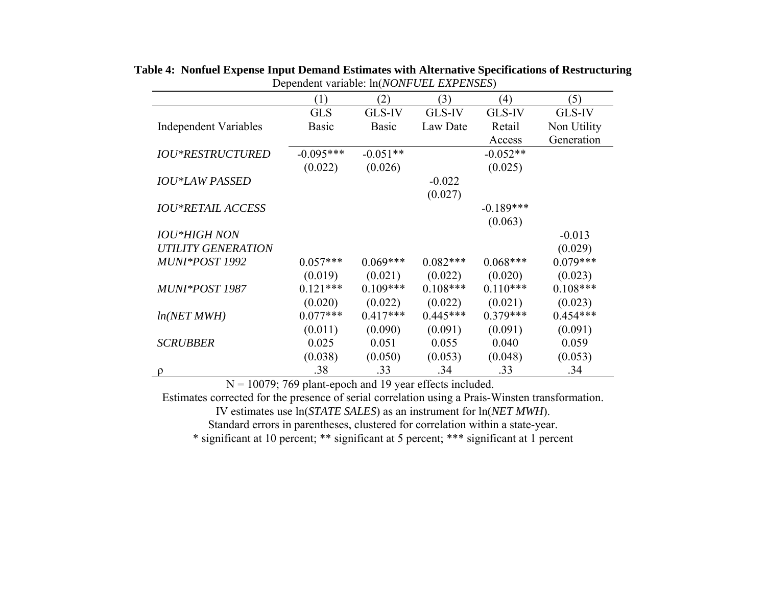**Table 4: Nonfuel Expense Input Demand Estimates with Alternative Specifications of Restructuring**

Dependent variable: ln(*NONFUEL EXPENSES*)

| Independent Variables | (1) GLS Basic | (2) GLS-IV Basic | (3) GLS-IV Law Date | (4) GLS-IV Retail Access | (5) GLS-IV Non Utility Generation |
|---|---|---|---|---|---|
| *IOU*RESTRUCTURED* | -0.095*** | -0.051** | | -0.052** | |
| | (0.022) | (0.026) | | (0.025) | |
| *IOU*LAW PASSED* | | | -0.022 | | |
| | | | (0.027) | | |
| *IOU*RETAIL ACCESS* | | | | -0.189*** | |
| | | | | (0.063) | |
| *IOU*HIGH NON UTILITY GENERATION* | | | | | -0.013 |
| | | | | | (0.029) |
| *MUNI*POST 1992* | 0.057*** | 0.069*** | 0.082*** | 0.068*** | 0.079*** |
| | (0.019) | (0.021) | (0.022) | (0.020) | (0.023) |
| *MUNI*POST 1987* | 0.121*** | 0.109*** | 0.108*** | 0.110*** | 0.108*** |
| | (0.020) | (0.022) | (0.022) | (0.021) | (0.023) |
| *ln(NET MWH)* | 0.077*** | 0.417*** | 0.445*** | 0.379*** | 0.454*** |
| | (0.011) | (0.090) | (0.091) | (0.091) | (0.091) |
| *SCRUBBER* | 0.025 | 0.051 | 0.055 | 0.040 | 0.059 |
| | (0.038) | (0.050) | (0.053) | (0.048) | (0.053) |
| $\rho$ | .38 | .33 | .34 | .33 | .34 |

N = 10079; 769 plant-epoch and 19 year effects included.

Estimates corrected for the presence of serial correlation using a Prais-Winsten transformation.

IV estimates use ln(*STATE SALES*) as an instrument for ln(*NET MWH*).

Standard errors in parentheses, clustered for correlation within a state-year.

* significant at 10 percent; ** significant at 5 percent; *** significant at 1 percent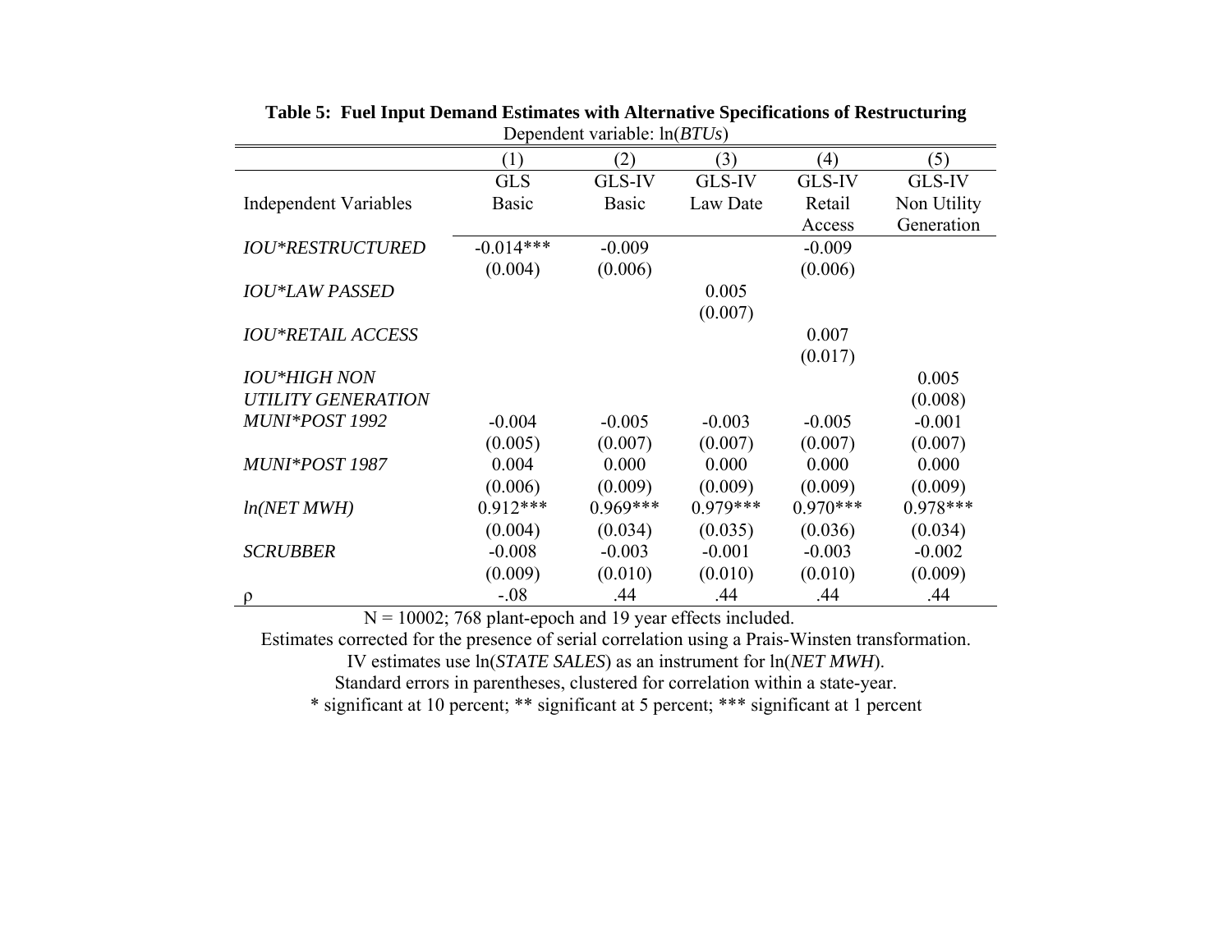**Table 5: Fuel Input Demand Estimates with Alternative Specifications of Restructuring**

Dependent variable: ln(*BTUs*)

| | (1) | (2) | (3) | (4) | (5) |
|---|---|---|---|---|---|
| Independent Variables | GLS Basic | GLS-IV Basic | GLS-IV Law Date | GLS-IV Retail Access | GLS-IV Non Utility Generation |
| *IOU*RESTRUCTURED* | -0.014*** | -0.009 | | -0.009 | |
| | (0.004) | (0.006) | | (0.006) | |
| *IOU*LAW PASSED* | | | 0.005 | | |
| | | | (0.007) | | |
| *IOU*RETAIL ACCESS* | | | | 0.007 | |
| | | | | (0.017) | |
| *IOU*HIGH NON UTILITY GENERATION* | | | | | 0.005 |
| | | | | | (0.008) |
| *MUNI*POST 1992* | -0.004 | -0.005 | -0.003 | -0.005 | -0.001 |
| | (0.005) | (0.007) | (0.007) | (0.007) | (0.007) |
| *MUNI*POST 1987* | 0.004 | 0.000 | 0.000 | 0.000 | 0.000 |
| | (0.006) | (0.009) | (0.009) | (0.009) | (0.009) |
| *ln(NET MWH)* | 0.912*** | 0.969*** | 0.979*** | 0.970*** | 0.978*** |
| | (0.004) | (0.034) | (0.035) | (0.036) | (0.034) |
| *SCRUBBER* | -0.008 | -0.003 | -0.001 | -0.003 | -0.002 |
| | (0.009) | (0.010) | (0.010) | (0.010) | (0.009) |
| $\rho$ | -.08 | .44 | .44 | .44 | .44 |

N = 10002; 768 plant-epoch and 19 year effects included.

Estimates corrected for the presence of serial correlation using a Prais-Winsten transformation.

IV estimates use ln(*STATE SALES*) as an instrument for ln(*NET MWH*).

Standard errors in parentheses, clustered for correlation within a state-year.

* significant at 10 percent; ** significant at 5 percent; *** significant at 1 percent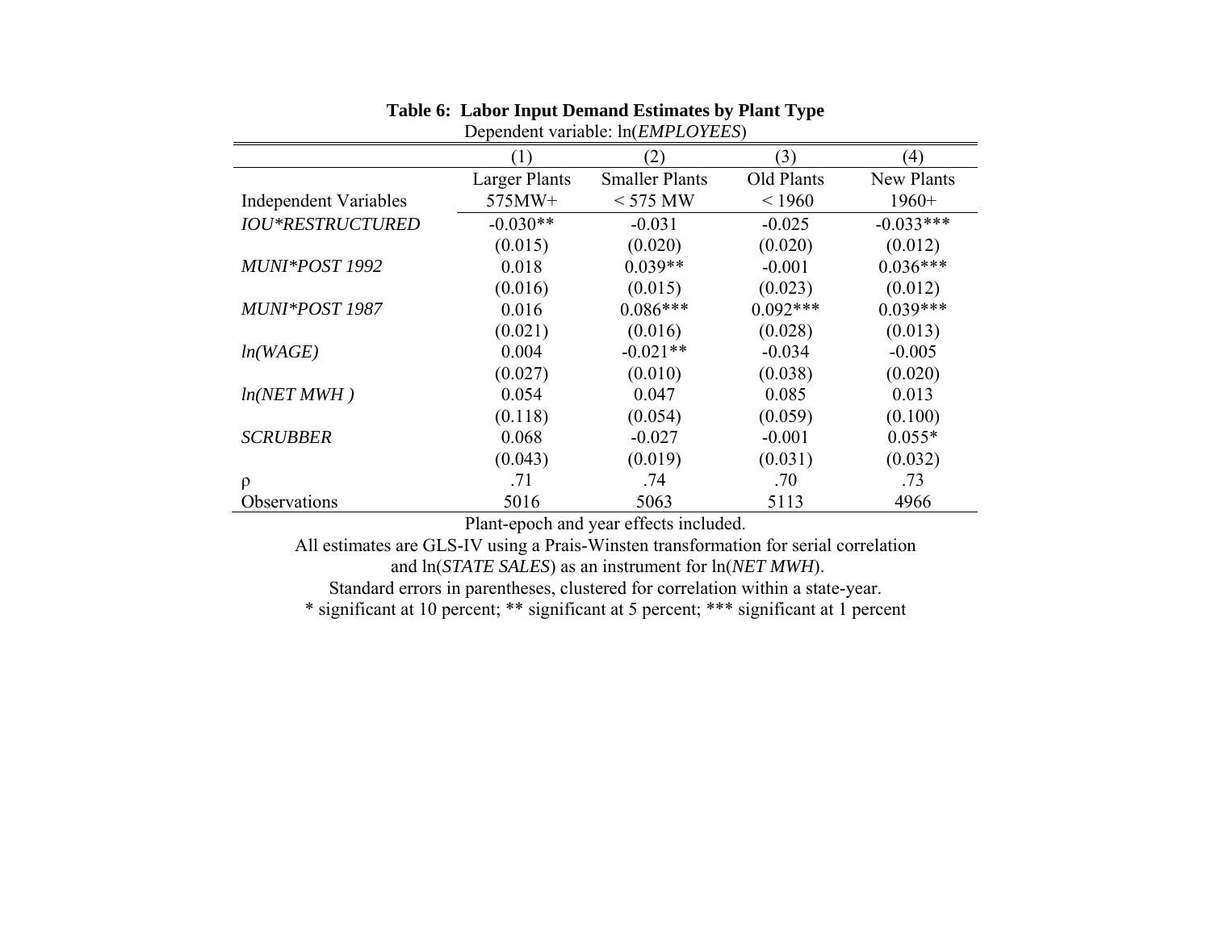**Table 6: Labor Input Demand Estimates by Plant Type**

Dependent variable: ln(*EMPLOYEES*)

| | (1) | (2) | (3) | (4) |
|---|---|---|---|---|
| Independent Variables | Larger Plants 575MW+ | Smaller Plants < 575 MW | Old Plants < 1960 | New Plants 1960+ |
| *IOU*RESTRUCTURED* | -0.030** | -0.031 | -0.025 | -0.033*** |
| | (0.015) | (0.020) | (0.020) | (0.012) |
| *MUNI*POST 1992* | 0.018 | 0.039** | -0.001 | 0.036*** |
| | (0.016) | (0.015) | (0.023) | (0.012) |
| *MUNI*POST 1987* | 0.016 | 0.086*** | 0.092*** | 0.039*** |
| | (0.021) | (0.016) | (0.028) | (0.013) |
| *ln(WAGE)* | 0.004 | -0.021** | -0.034 | -0.005 |
| | (0.027) | (0.010) | (0.038) | (0.020) |
| *ln(NET MWH )* | 0.054 | 0.047 | 0.085 | 0.013 |
| | (0.118) | (0.054) | (0.059) | (0.100) |
| *SCRUBBER* | 0.068 | -0.027 | -0.001 | 0.055* |
| | (0.043) | (0.019) | (0.031) | (0.032) |
| ρ | .71 | .74 | .70 | .73 |
| Observations | 5016 | 5063 | 5113 | 4966 |

Plant-epoch and year effects included.

All estimates are GLS-IV using a Prais-Winsten transformation for serial correlation and ln(*STATE SALES*) as an instrument for ln(*NET MWH*).

Standard errors in parentheses, clustered for correlation within a state-year.

* significant at 10 percent; ** significant at 5 percent; *** significant at 1 percent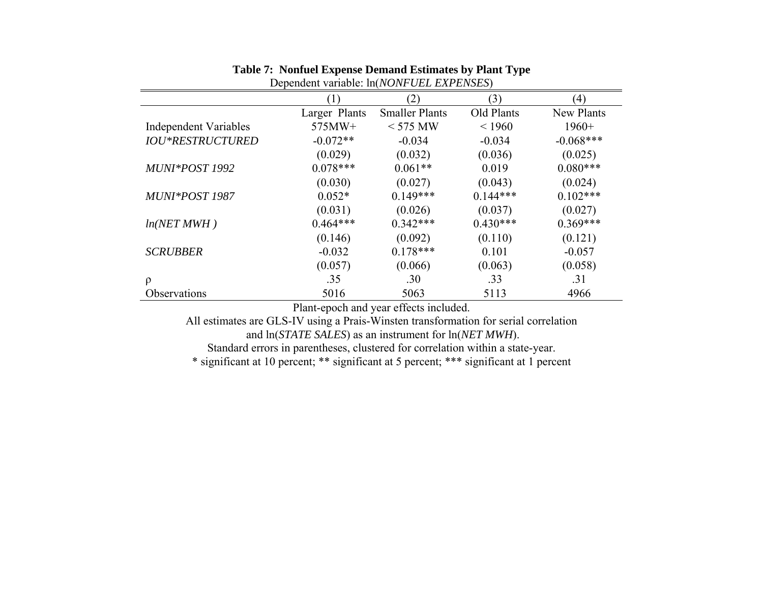**Table 7: Nonfuel Expense Demand Estimates by Plant Type**

Dependent variable: ln(*NONFUEL EXPENSES*)

| | (1) | (2) | (3) | (4) |
|---|---|---|---|---|
| | Larger Plants | Smaller Plants | Old Plants | New Plants |
| Independent Variables | 575MW+ | < 575 MW | < 1960 | 1960+ |
| *IOU*RESTRUCTURED* | -0.072** | -0.034 | -0.034 | -0.068*** |
| | (0.029) | (0.032) | (0.036) | (0.025) |
| *MUNI*POST 1992* | 0.078*** | 0.061** | 0.019 | 0.080*** |
| | (0.030) | (0.027) | (0.043) | (0.024) |
| *MUNI*POST 1987* | 0.052* | 0.149*** | 0.144*** | 0.102*** |
| | (0.031) | (0.026) | (0.037) | (0.027) |
| *ln(NET MWH )* | 0.464*** | 0.342*** | 0.430*** | 0.369*** |
| | (0.146) | (0.092) | (0.110) | (0.121) |
| *SCRUBBER* | -0.032 | 0.178*** | 0.101 | -0.057 |
| | (0.057) | (0.066) | (0.063) | (0.058) |
| $\rho$ | .35 | .30 | .33 | .31 |
| Observations | 5016 | 5063 | 5113 | 4966 |

Plant-epoch and year effects included.

All estimates are GLS-IV using a Prais-Winsten transformation for serial correlation and ln(*STATE SALES*) as an instrument for ln(*NET MWH*).

Standard errors in parentheses, clustered for correlation within a state-year.

* significant at 10 percent; ** significant at 5 percent; *** significant at 1 percent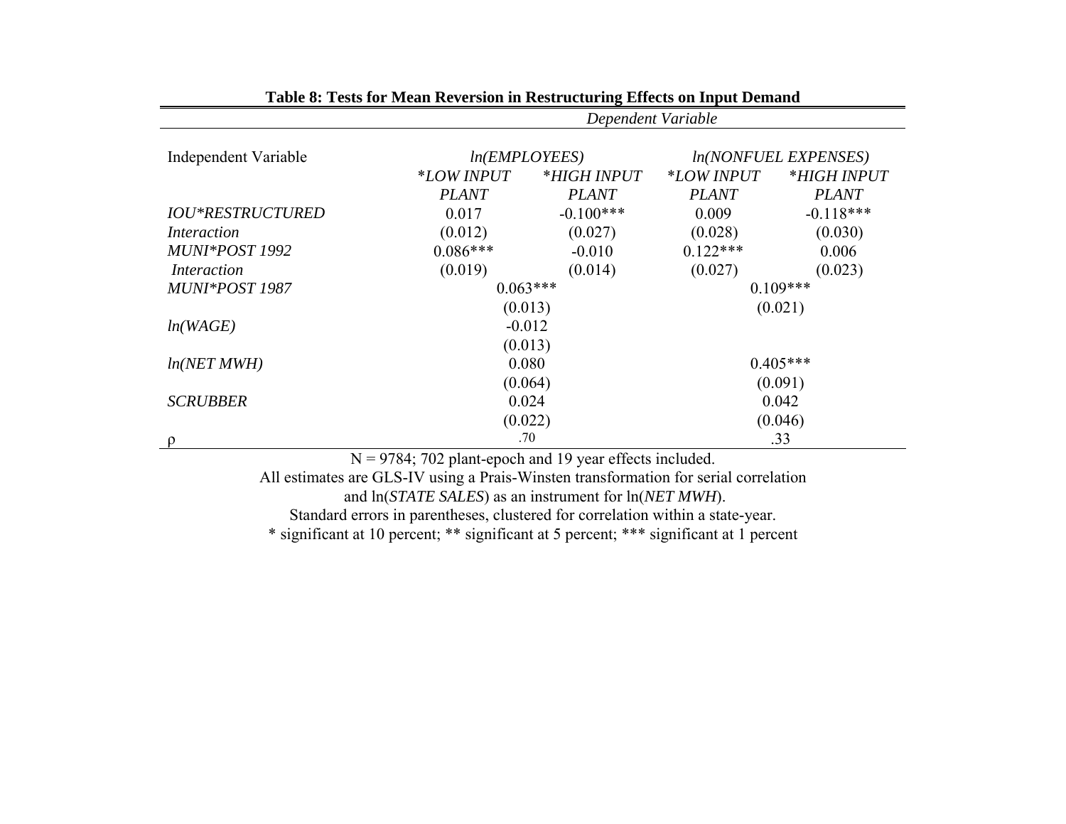**Table 8: Tests for Mean Reversion in Restructuring Effects on Input Demand**

| Independent Variable | *ln(EMPLOYEES)* *LOW INPUT PLANT* | *ln(EMPLOYEES)* *HIGH INPUT PLANT* | *ln(NONFUEL EXPENSES)* *LOW INPUT PLANT* | *ln(NONFUEL EXPENSES)* *HIGH INPUT PLANT* |
|---|---|---|---|---|
| *IOU*RESTRUCTURED Interaction* | 0.017 | -0.100*** | 0.009 | -0.118*** |
| | (0.012) | (0.027) | (0.028) | (0.030) |
| *MUNI*POST 1992 Interaction* | 0.086*** | -0.010 | 0.122*** | 0.006 |
| | (0.019) | (0.014) | (0.027) | (0.023) |
| *MUNI*POST 1987* | 0.063*** | | 0.109*** | |
| | (0.013) | | (0.021) | |
| *ln(WAGE)* | -0.012 | | | |
| | (0.013) | | | |
| *ln(NET MWH)* | 0.080 | | 0.405*** | |
| | (0.064) | | (0.091) | |
| *SCRUBBER* | 0.024 | | 0.042 | |
| | (0.022) | | (0.046) | |
| $\rho$ | .70 | | .33 | |

N = 9784; 702 plant-epoch and 19 year effects included.

All estimates are GLS-IV using a Prais-Winsten transformation for serial correlation and ln(*STATE SALES*) as an instrument for ln(*NET MWH*).

Standard errors in parentheses, clustered for correlation within a state-year.

* significant at 10 percent; ** significant at 5 percent; *** significant at 1 percent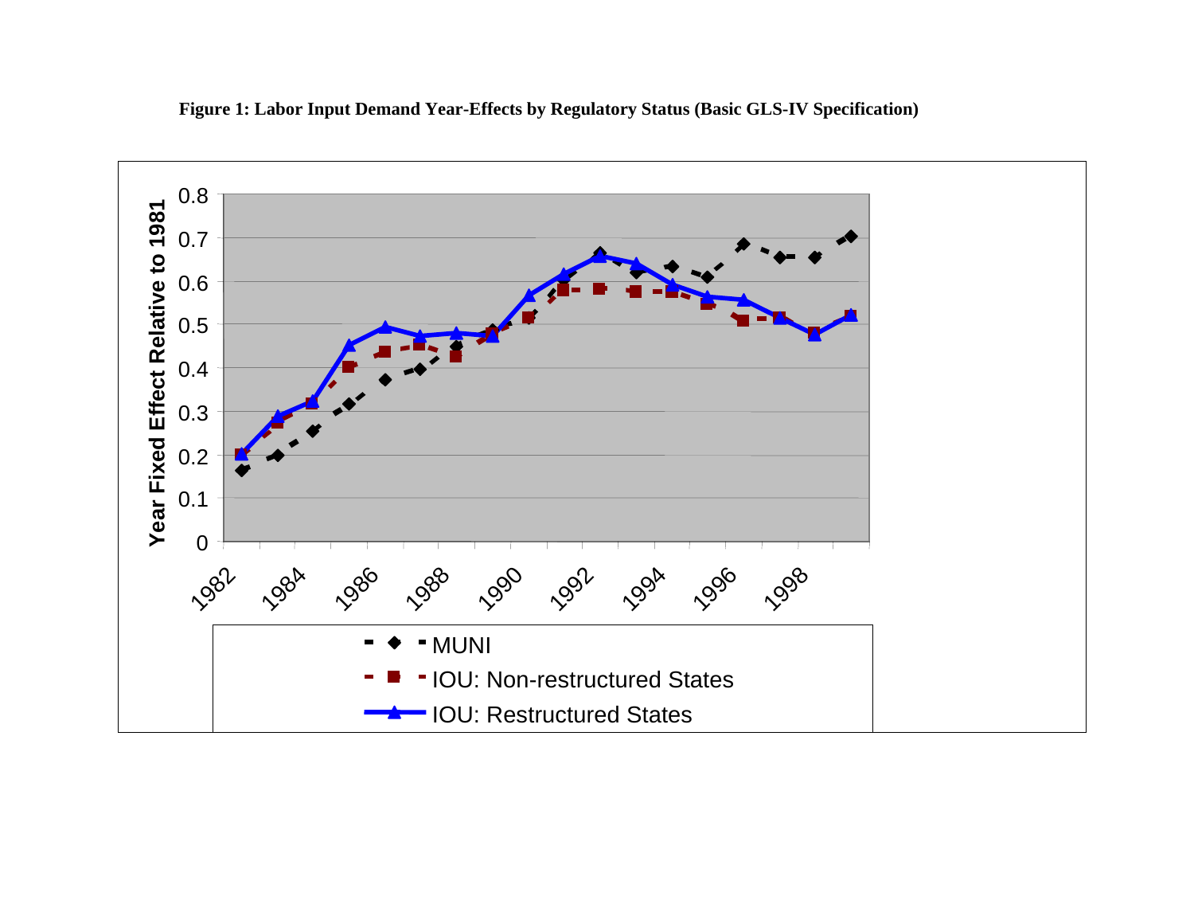**Figure 1: Labor Input Demand Year-Effects by Regulatory Status (Basic GLS-IV Specification)**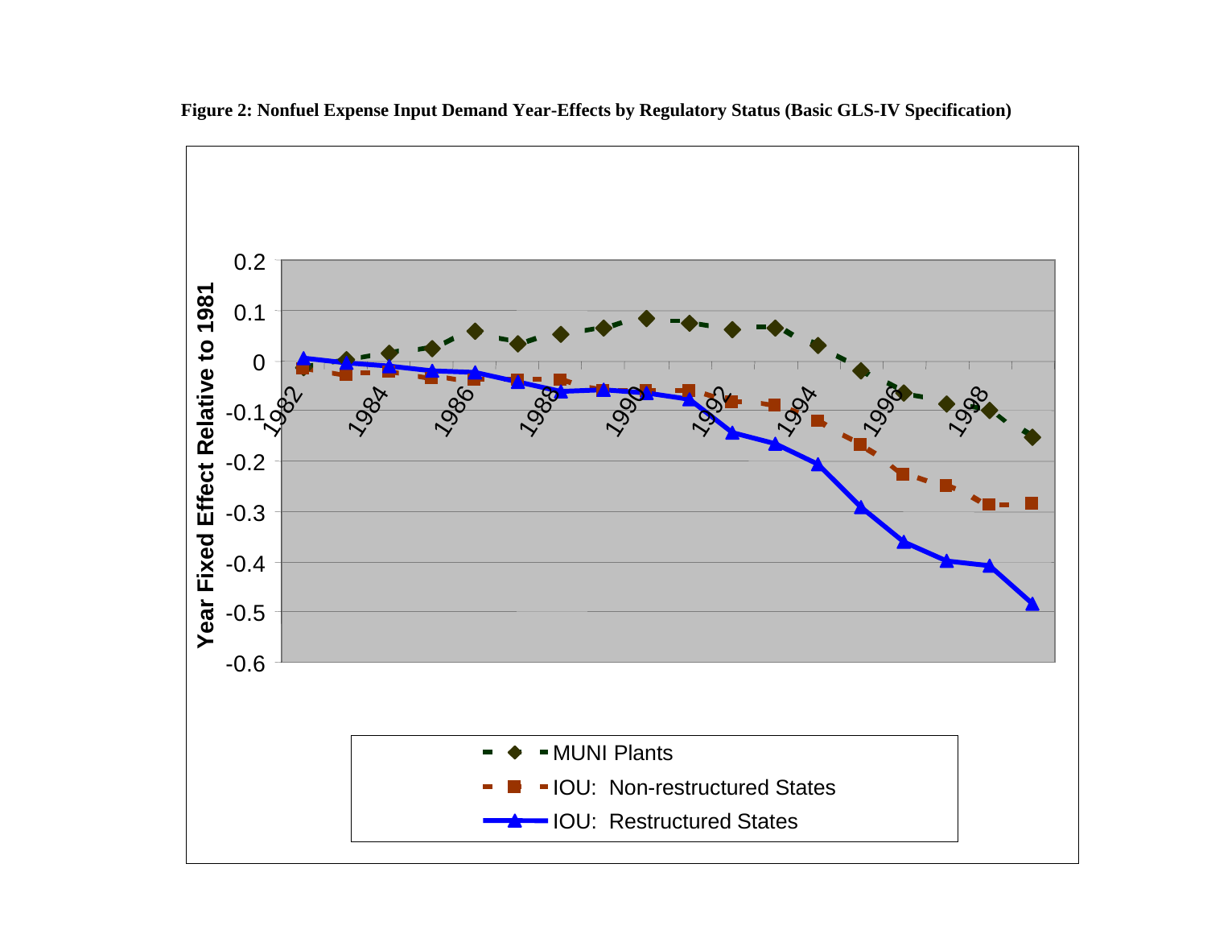**Figure 2: Nonfuel Expense Input Demand Year-Effects by Regulatory Status (Basic GLS-IV Specification)**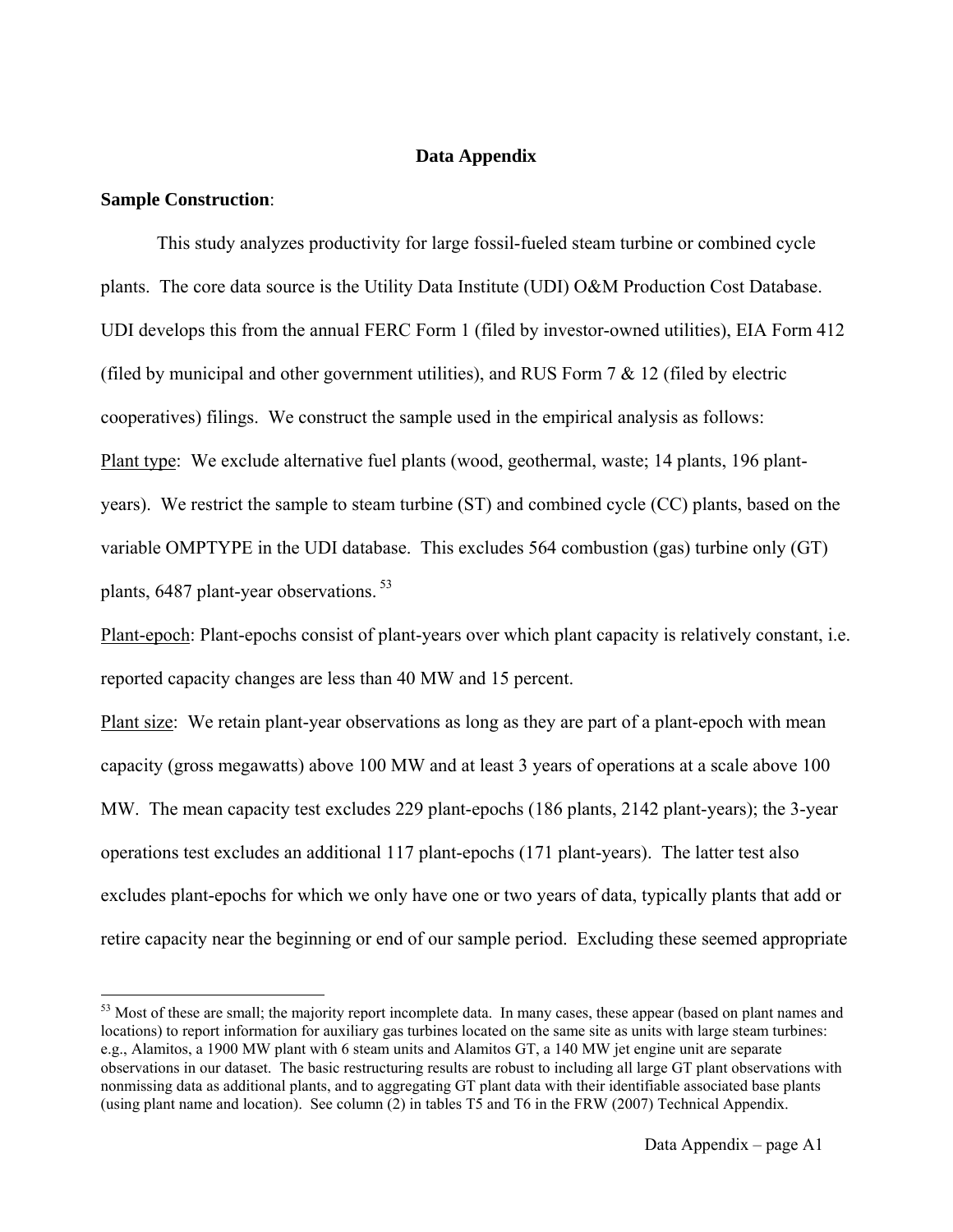## Data Appendix

**Sample Construction**:

This study analyzes productivity for large fossil-fueled steam turbine or combined cycle plants. The core data source is the Utility Data Institute (UDI) O&M Production Cost Database. UDI develops this from the annual FERC Form 1 (filed by investor-owned utilities), EIA Form 412 (filed by municipal and other government utilities), and RUS Form 7 & 12 (filed by electric cooperatives) filings. We construct the sample used in the empirical analysis as follows:

Plant type: We exclude alternative fuel plants (wood, geothermal, waste; 14 plants, 196 plant-years). We restrict the sample to steam turbine (ST) and combined cycle (CC) plants, based on the variable OMPTYPE in the UDI database. This excludes 564 combustion (gas) turbine only (GT) plants, 6487 plant-year observations.[53]

Plant-epoch: Plant-epochs consist of plant-years over which plant capacity is relatively constant, i.e. reported capacity changes are less than 40 MW and 15 percent.

Plant size: We retain plant-year observations as long as they are part of a plant-epoch with mean capacity (gross megawatts) above 100 MW and at least 3 years of operations at a scale above 100 MW. The mean capacity test excludes 229 plant-epochs (186 plants, 2142 plant-years); the 3-year operations test excludes an additional 117 plant-epochs (171 plant-years). The latter test also excludes plant-epochs for which we only have one or two years of data, typically plants that add or retire capacity near the beginning or end of our sample period. Excluding these seemed appropriate

[53] Most of these are small; the majority report incomplete data. In many cases, these appear (based on plant names and locations) to report information for auxiliary gas turbines located on the same site as units with large steam turbines: e.g., Alamitos, a 1900 MW plant with 6 steam units and Alamitos GT, a 140 MW jet engine unit are separate observations in our dataset. The basic restructuring results are robust to including all large GT plant observations with nonmissing data as additional plants, and to aggregating GT plant data with their identifiable associated base plants (using plant name and location). See column (2) in tables T5 and T6 in the FRW (2007) Technical Appendix.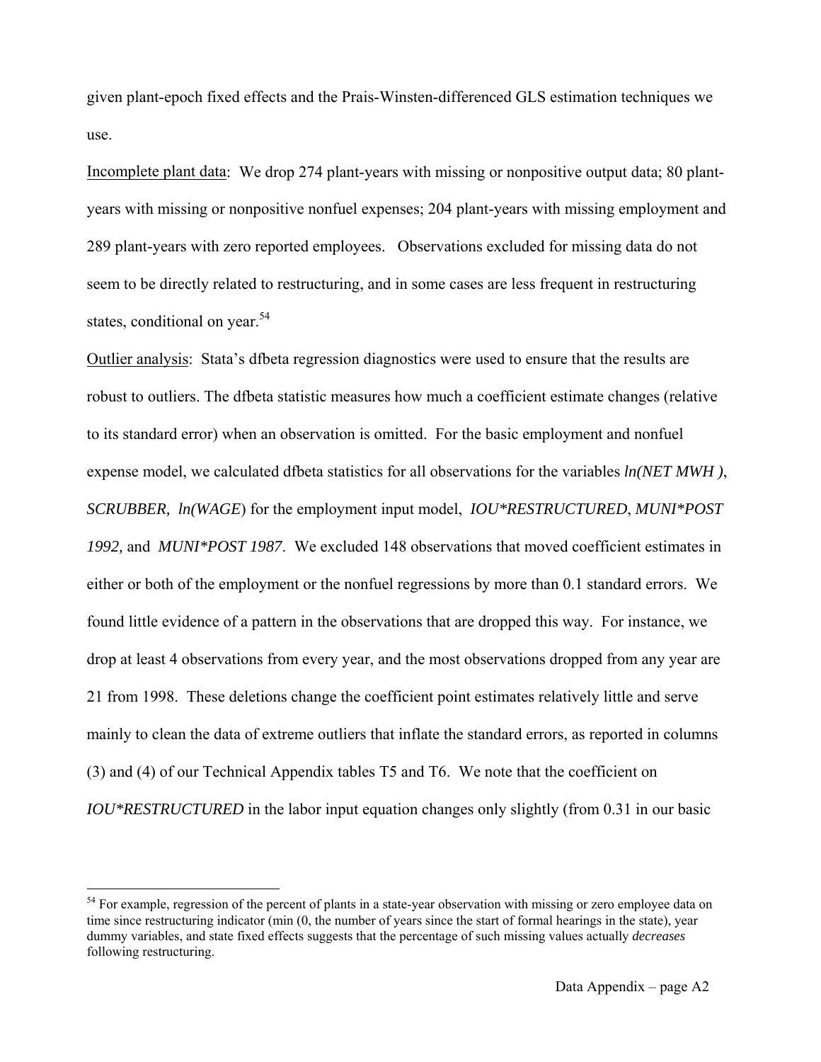given plant-epoch fixed effects and the Prais-Winsten-differenced GLS estimation techniques we use.

Incomplete plant data: We drop 274 plant-years with missing or nonpositive output data; 80 plant-years with missing or nonpositive nonfuel expenses; 204 plant-years with missing employment and 289 plant-years with zero reported employees. Observations excluded for missing data do not seem to be directly related to restructuring, and in some cases are less frequent in restructuring states, conditional on year.[54]

Outlier analysis: Stata's dfbeta regression diagnostics were used to ensure that the results are robust to outliers. The dfbeta statistic measures how much a coefficient estimate changes (relative to its standard error) when an observation is omitted. For the basic employment and nonfuel expense model, we calculated dfbeta statistics for all observations for the variables *ln(NET MWH )*, *SCRUBBER*, *ln(WAGE*) for the employment input model, *IOU*RESTRUCTURED*, *MUNI*POST 1992,* and *MUNI*POST 1987*. We excluded 148 observations that moved coefficient estimates in either or both of the employment or the nonfuel regressions by more than 0.1 standard errors. We found little evidence of a pattern in the observations that are dropped this way. For instance, we drop at least 4 observations from every year, and the most observations dropped from any year are 21 from 1998. These deletions change the coefficient point estimates relatively little and serve mainly to clean the data of extreme outliers that inflate the standard errors, as reported in columns (3) and (4) of our Technical Appendix tables T5 and T6. We note that the coefficient on *IOU*RESTRUCTURED* in the labor input equation changes only slightly (from 0.31 in our basic

---

[54] For example, regression of the percent of plants in a state-year observation with missing or zero employee data on time since restructuring indicator (min (0, the number of years since the start of formal hearings in the state), year dummy variables, and state fixed effects suggests that the percentage of such missing values actually *decreases* following restructuring.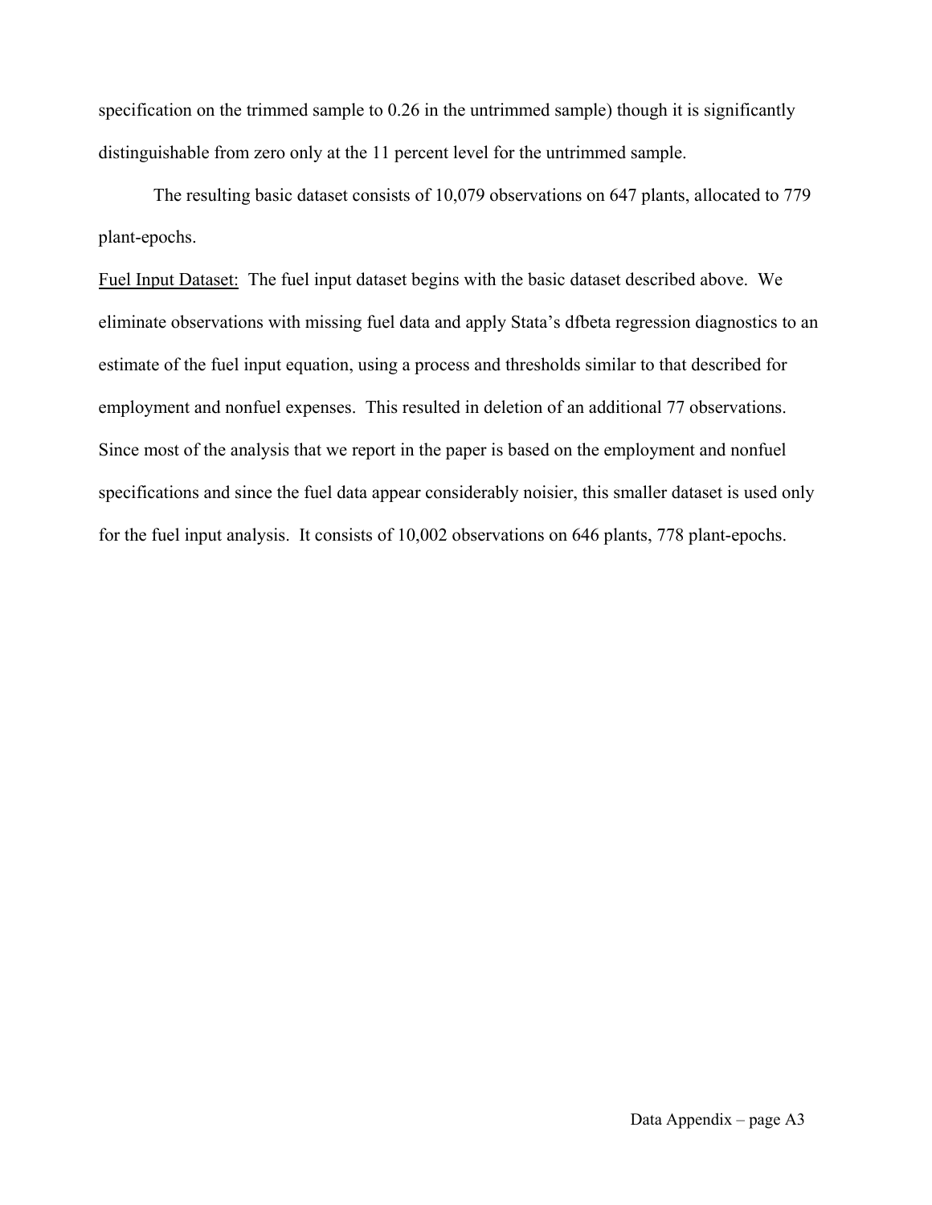specification on the trimmed sample to 0.26 in the untrimmed sample) though it is significantly distinguishable from zero only at the 11 percent level for the untrimmed sample.

The resulting basic dataset consists of 10,079 observations on 647 plants, allocated to 779 plant-epochs.

<u>Fuel Input Dataset:</u> The fuel input dataset begins with the basic dataset described above. We eliminate observations with missing fuel data and apply Stata's dfbeta regression diagnostics to an estimate of the fuel input equation, using a process and thresholds similar to that described for employment and nonfuel expenses. This resulted in deletion of an additional 77 observations. Since most of the analysis that we report in the paper is based on the employment and nonfuel specifications and since the fuel data appear considerably noisier, this smaller dataset is used only for the fuel input analysis. It consists of 10,002 observations on 646 plants, 778 plant-epochs.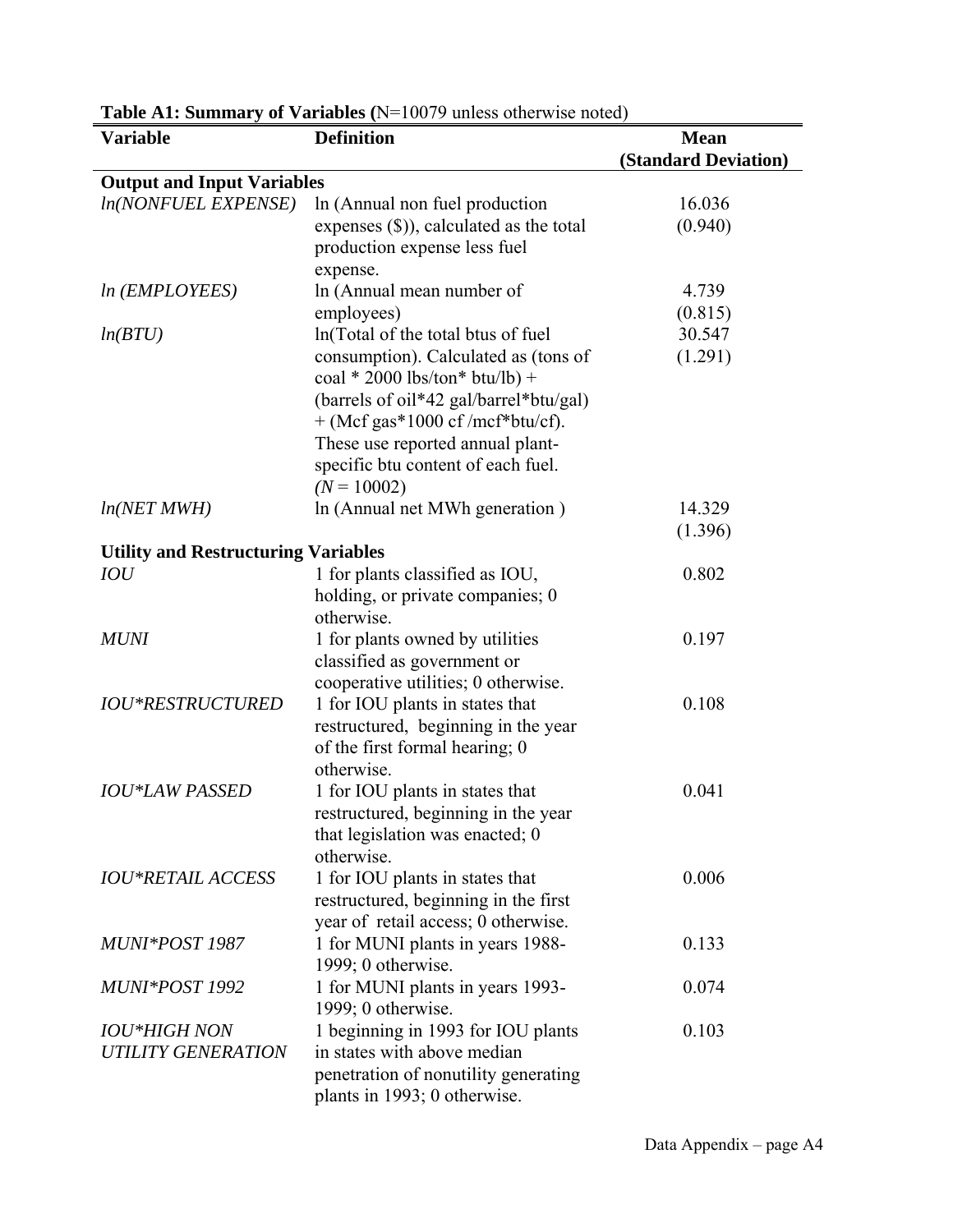**Table A1: Summary of Variables (**N=10079 unless otherwise noted)

| Variable | Definition | Mean (Standard Deviation) |
|---|---|---|
| **Output and Input Variables** | | |
| *ln(NONFUEL EXPENSE)* | ln (Annual non fuel production expenses ($)), calculated as the total production expense less fuel expense. | 16.036 (0.940) |
| *ln (EMPLOYEES)* | ln (Annual mean number of employees) | 4.739 (0.815) |
| *ln(BTU)* | ln(Total of the total btus of fuel consumption). Calculated as (tons of coal * 2000 lbs/ton* btu/lb) + (barrels of oil*42 gal/barrel*btu/gal) + (Mcf gas*1000 cf /mcf*btu/cf). These use reported annual plant-specific btu content of each fuel. (*N* = 10002) | 30.547 (1.291) |
| *ln(NET MWH)* | ln (Annual net MWh generation ) | 14.329 (1.396) |
| **Utility and Restructuring Variables** | | |
| *IOU* | 1 for plants classified as IOU, holding, or private companies; 0 otherwise. | 0.802 |
| *MUNI* | 1 for plants owned by utilities classified as government or cooperative utilities; 0 otherwise. | 0.197 |
| *IOU*RESTRUCTURED* | 1 for IOU plants in states that restructured, beginning in the year of the first formal hearing; 0 otherwise. | 0.108 |
| *IOU*LAW PASSED* | 1 for IOU plants in states that restructured, beginning in the year that legislation was enacted; 0 otherwise. | 0.041 |
| *IOU*RETAIL ACCESS* | 1 for IOU plants in states that restructured, beginning in the first year of retail access; 0 otherwise. | 0.006 |
| *MUNI*POST 1987* | 1 for MUNI plants in years 1988-1999; 0 otherwise. | 0.133 |
| *MUNI*POST 1992* | 1 for MUNI plants in years 1993-1999; 0 otherwise. | 0.074 |
| *IOU*HIGH NON UTILITY GENERATION* | 1 beginning in 1993 for IOU plants in states with above median penetration of nonutility generating plants in 1993; 0 otherwise. | 0.103 |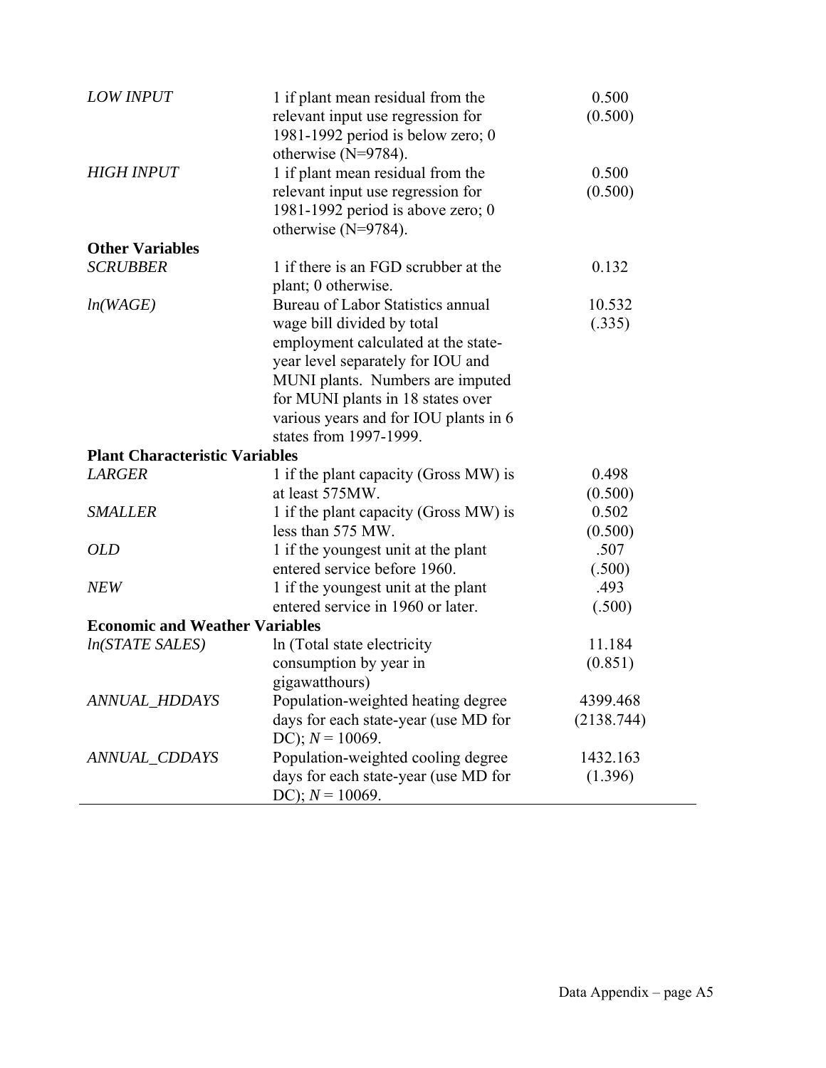| | | |
|---|---|---|
| *LOW INPUT* | 1 if plant mean residual from the relevant input use regression for 1981-1992 period is below zero; 0 otherwise (N=9784). | 0.500<br>(0.500) |
| *HIGH INPUT* | 1 if plant mean residual from the relevant input use regression for 1981-1992 period is above zero; 0 otherwise (N=9784). | 0.500<br>(0.500) |
| **Other Variables** | | |
| *SCRUBBER* | 1 if there is an FGD scrubber at the plant; 0 otherwise. | 0.132 |
| *ln(WAGE)* | Bureau of Labor Statistics annual wage bill divided by total employment calculated at the state-year level separately for IOU and MUNI plants. Numbers are imputed for MUNI plants in 18 states over various years and for IOU plants in 6 states from 1997-1999. | 10.532<br>(.335) |
| **Plant Characteristic Variables** | | |
| *LARGER* | 1 if the plant capacity (Gross MW) is at least 575MW. | 0.498<br>(0.500) |
| *SMALLER* | 1 if the plant capacity (Gross MW) is less than 575 MW. | 0.502<br>(0.500) |
| *OLD* | 1 if the youngest unit at the plant entered service before 1960. | .507<br>(.500) |
| *NEW* | 1 if the youngest unit at the plant entered service in 1960 or later. | .493<br>(.500) |
| **Economic and Weather Variables** | | |
| *ln(STATE SALES)* | ln (Total state electricity consumption by year in gigawatthours) | 11.184<br>(0.851) |
| *ANNUAL_HDDAYS* | Population-weighted heating degree days for each state-year (use MD for DC); $N = 10069$. | 4399.468<br>(2138.744) |
| *ANNUAL_CDDAYS* | Population-weighted cooling degree days for each state-year (use MD for DC); $N = 10069$. | 1432.163<br>(1.396) |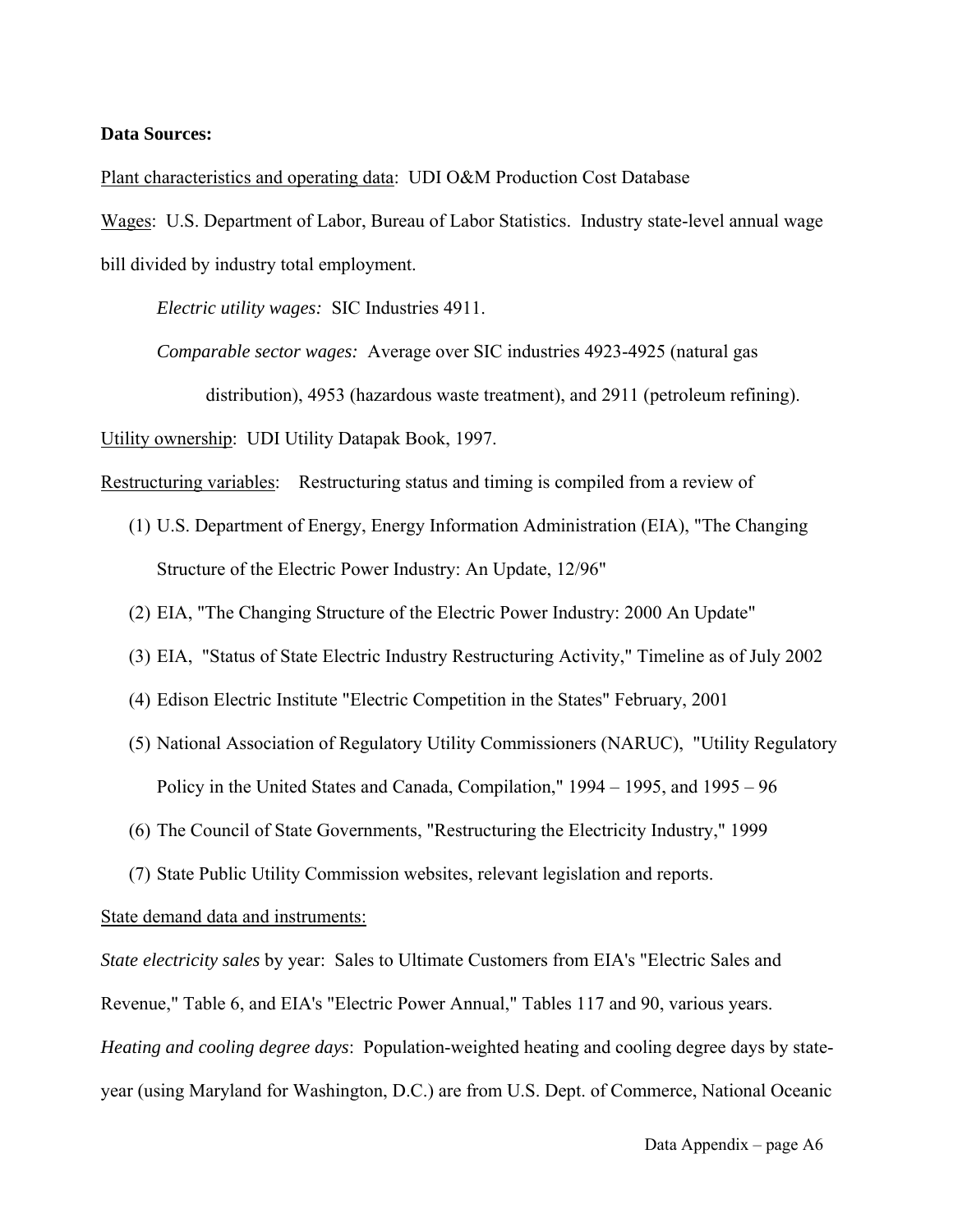**Data Sources:**

Plant characteristics and operating data: UDI O&M Production Cost Database

Wages: U.S. Department of Labor, Bureau of Labor Statistics. Industry state-level annual wage bill divided by industry total employment.

*Electric utility wages:* SIC Industries 4911.

*Comparable sector wages:* Average over SIC industries 4923-4925 (natural gas distribution), 4953 (hazardous waste treatment), and 2911 (petroleum refining).

Utility ownership: UDI Utility Datapak Book, 1997.

Restructuring variables: Restructuring status and timing is compiled from a review of

(1) U.S. Department of Energy, Energy Information Administration (EIA), "The Changing Structure of the Electric Power Industry: An Update, 12/96"
(2) EIA, "The Changing Structure of the Electric Power Industry: 2000 An Update"
(3) EIA, "Status of State Electric Industry Restructuring Activity," Timeline as of July 2002
(4) Edison Electric Institute "Electric Competition in the States" February, 2001
(5) National Association of Regulatory Utility Commissioners (NARUC), "Utility Regulatory Policy in the United States and Canada, Compilation," 1994 – 1995, and 1995 – 96
(6) The Council of State Governments, "Restructuring the Electricity Industry," 1999
(7) State Public Utility Commission websites, relevant legislation and reports.

State demand data and instruments:

*State electricity sales* by year: Sales to Ultimate Customers from EIA's "Electric Sales and Revenue," Table 6, and EIA's "Electric Power Annual," Tables 117 and 90, various years.

*Heating and cooling degree days*: Population-weighted heating and cooling degree days by state-year (using Maryland for Washington, D.C.) are from U.S. Dept. of Commerce, National Oceanic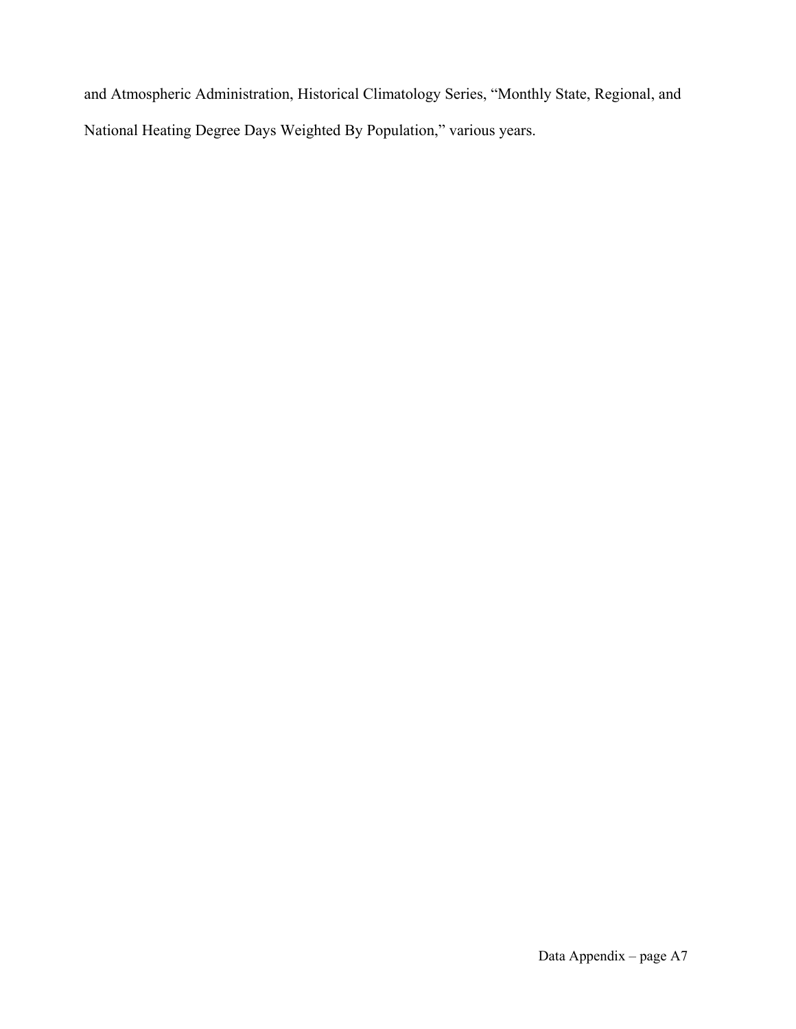and Atmospheric Administration, Historical Climatology Series, “Monthly State, Regional, and National Heating Degree Days Weighted By Population,” various years.